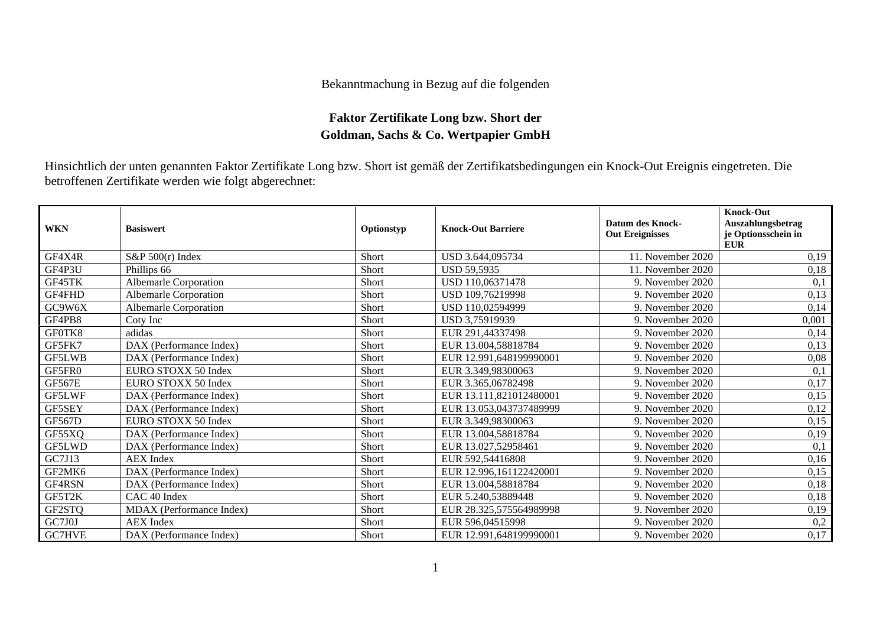Bekanntmachung in Bezug auf die folgenden

## Faktor Zertifikate Long bzw. Short der Goldman, Sachs & Co. Wertpapier GmbH

Hinsichtlich der unten genannten Faktor Zertifikate Long bzw. Short ist gemäß der Zertifikatsbedingungen ein Knock-Out Ereignis eingetreten. Die betroffenen Zertifikate werden wie folgt abgerechnet:

| WKN | Basiswert | Optionstyp | Knock-Out Barriere | Datum des Knock-Out Ereignisses | Knock-Out Auszahlungsbetrag je Optionsschein in EUR |
|---|---|---|---|---|---|
| GF4X4R | S&P 500(r) Index | Short | USD 3.644,095734 | 11. November 2020 | 0,19 |
| GF4P3U | Phillips 66 | Short | USD 59,5935 | 11. November 2020 | 0,18 |
| GF45TK | Albemarle Corporation | Short | USD 110,06371478 | 9. November 2020 | 0,1 |
| GF4FHD | Albemarle Corporation | Short | USD 109,76219998 | 9. November 2020 | 0,13 |
| GC9W6X | Albemarle Corporation | Short | USD 110,02594999 | 9. November 2020 | 0,14 |
| GF4PB8 | Coty Inc | Short | USD 3,75919939 | 9. November 2020 | 0,001 |
| GF0TK8 | adidas | Short | EUR 291,44337498 | 9. November 2020 | 0,14 |
| GF5FK7 | DAX (Performance Index) | Short | EUR 13.004,58818784 | 9. November 2020 | 0,13 |
| GF5LWB | DAX (Performance Index) | Short | EUR 12.991,648199990001 | 9. November 2020 | 0,08 |
| GF5FR0 | EURO STOXX 50 Index | Short | EUR 3.349,98300063 | 9. November 2020 | 0,1 |
| GF567E | EURO STOXX 50 Index | Short | EUR 3.365,06782498 | 9. November 2020 | 0,17 |
| GF5LWF | DAX (Performance Index) | Short | EUR 13.111,821012480001 | 9. November 2020 | 0,15 |
| GF5SEY | DAX (Performance Index) | Short | EUR 13.053,043737489999 | 9. November 2020 | 0,12 |
| GF567D | EURO STOXX 50 Index | Short | EUR 3.349,98300063 | 9. November 2020 | 0,15 |
| GF55XQ | DAX (Performance Index) | Short | EUR 13.004,58818784 | 9. November 2020 | 0,19 |
| GF5LWD | DAX (Performance Index) | Short | EUR 13.027,52958461 | 9. November 2020 | 0,1 |
| GC7J13 | AEX Index | Short | EUR 592,54416808 | 9. November 2020 | 0,16 |
| GF2MK6 | DAX (Performance Index) | Short | EUR 12.996,161122420001 | 9. November 2020 | 0,15 |
| GF4RSN | DAX (Performance Index) | Short | EUR 13.004,58818784 | 9. November 2020 | 0,18 |
| GF5T2K | CAC 40 Index | Short | EUR 5.240,53889448 | 9. November 2020 | 0,18 |
| GF2STQ | MDAX (Performance Index) | Short | EUR 28.325,575564989998 | 9. November 2020 | 0,19 |
| GC7J0J | AEX Index | Short | EUR 596,04515998 | 9. November 2020 | 0,2 |
| GC7HVE | DAX (Performance Index) | Short | EUR 12.991,648199990001 | 9. November 2020 | 0,17 |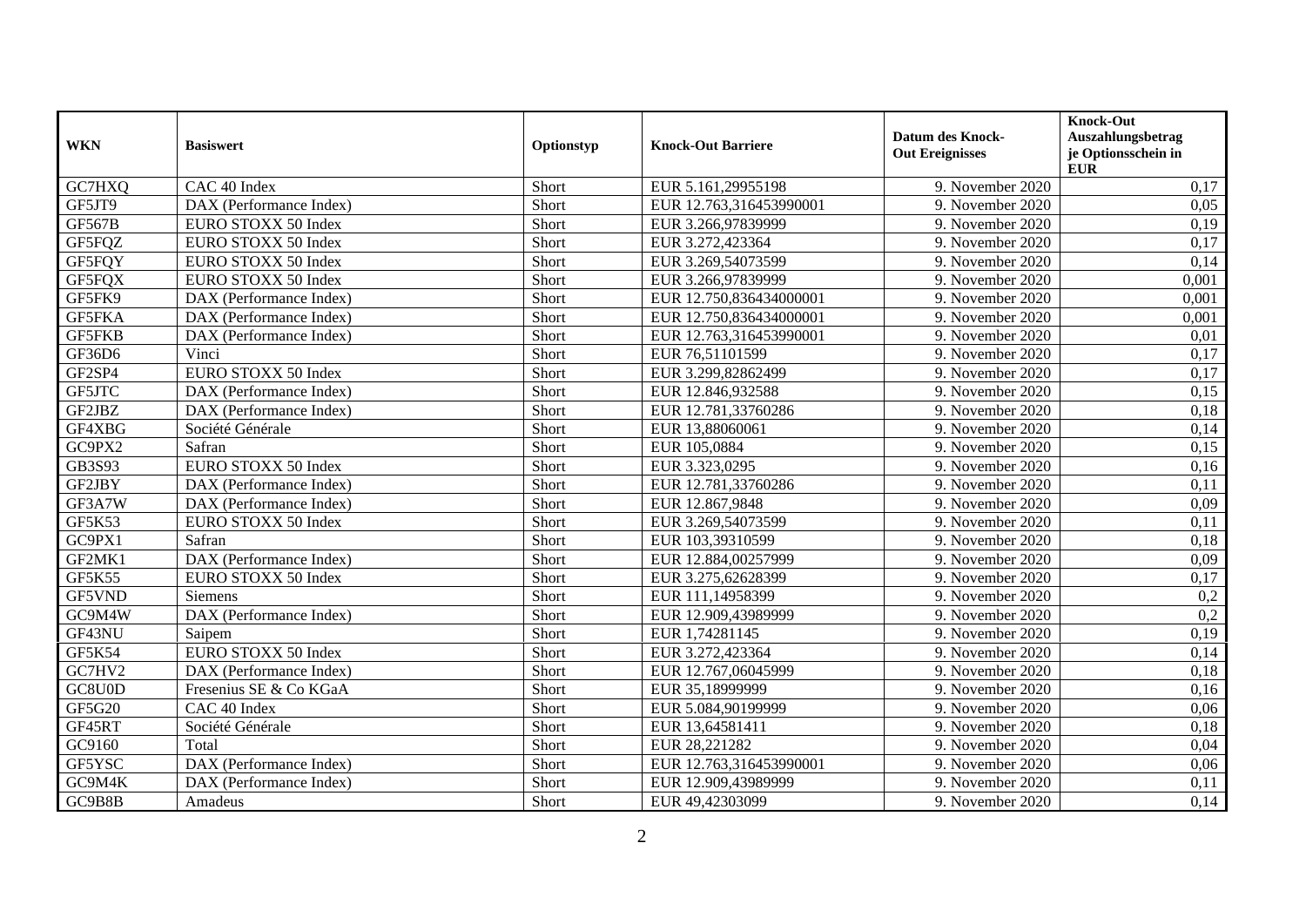| WKN | Basiswert | Optionstyp | Knock-Out Barriere | Datum des Knock-Out Ereignisses | Knock-Out Auszahlungsbetrag je Optionsschein in EUR |
|---|---|---|---|---|---|
| GC7HXQ | CAC 40 Index | Short | EUR 5.161,29955198 | 9. November 2020 | 0,17 |
| GF5JT9 | DAX (Performance Index) | Short | EUR 12.763,316453990001 | 9. November 2020 | 0,05 |
| GF567B | EURO STOXX 50 Index | Short | EUR 3.266,97839999 | 9. November 2020 | 0,19 |
| GF5FQZ | EURO STOXX 50 Index | Short | EUR 3.272,423364 | 9. November 2020 | 0,17 |
| GF5FQY | EURO STOXX 50 Index | Short | EUR 3.269,54073599 | 9. November 2020 | 0,14 |
| GF5FQX | EURO STOXX 50 Index | Short | EUR 3.266,97839999 | 9. November 2020 | 0,001 |
| GF5FK9 | DAX (Performance Index) | Short | EUR 12.750,836434000001 | 9. November 2020 | 0,001 |
| GF5FKA | DAX (Performance Index) | Short | EUR 12.750,836434000001 | 9. November 2020 | 0,001 |
| GF5FKB | DAX (Performance Index) | Short | EUR 12.763,316453990001 | 9. November 2020 | 0,01 |
| GF36D6 | Vinci | Short | EUR 76,51101599 | 9. November 2020 | 0,17 |
| GF2SP4 | EURO STOXX 50 Index | Short | EUR 3.299,82862499 | 9. November 2020 | 0,17 |
| GF5JTC | DAX (Performance Index) | Short | EUR 12.846,932588 | 9. November 2020 | 0,15 |
| GF2JBZ | DAX (Performance Index) | Short | EUR 12.781,33760286 | 9. November 2020 | 0,18 |
| GF4XBG | Société Générale | Short | EUR 13,88060061 | 9. November 2020 | 0,14 |
| GC9PX2 | Safran | Short | EUR 105,0884 | 9. November 2020 | 0,15 |
| GB3S93 | EURO STOXX 50 Index | Short | EUR 3.323,0295 | 9. November 2020 | 0,16 |
| GF2JBY | DAX (Performance Index) | Short | EUR 12.781,33760286 | 9. November 2020 | 0,11 |
| GF3A7W | DAX (Performance Index) | Short | EUR 12.867,9848 | 9. November 2020 | 0,09 |
| GF5K53 | EURO STOXX 50 Index | Short | EUR 3.269,54073599 | 9. November 2020 | 0,11 |
| GC9PX1 | Safran | Short | EUR 103,39310599 | 9. November 2020 | 0,18 |
| GF2MK1 | DAX (Performance Index) | Short | EUR 12.884,00257999 | 9. November 2020 | 0,09 |
| GF5K55 | EURO STOXX 50 Index | Short | EUR 3.275,62628399 | 9. November 2020 | 0,17 |
| GF5VND | Siemens | Short | EUR 111,14958399 | 9. November 2020 | 0,2 |
| GC9M4W | DAX (Performance Index) | Short | EUR 12.909,43989999 | 9. November 2020 | 0,2 |
| GF43NU | Saipem | Short | EUR 1,74281145 | 9. November 2020 | 0,19 |
| GF5K54 | EURO STOXX 50 Index | Short | EUR 3.272,423364 | 9. November 2020 | 0,14 |
| GC7HV2 | DAX (Performance Index) | Short | EUR 12.767,06045999 | 9. November 2020 | 0,18 |
| GC8U0D | Fresenius SE & Co KGaA | Short | EUR 35,18999999 | 9. November 2020 | 0,16 |
| GF5G20 | CAC 40 Index | Short | EUR 5.084,90199999 | 9. November 2020 | 0,06 |
| GF45RT | Société Générale | Short | EUR 13,64581411 | 9. November 2020 | 0,18 |
| GC9160 | Total | Short | EUR 28,221282 | 9. November 2020 | 0,04 |
| GF5YSC | DAX (Performance Index) | Short | EUR 12.763,316453990001 | 9. November 2020 | 0,06 |
| GC9M4K | DAX (Performance Index) | Short | EUR 12.909,43989999 | 9. November 2020 | 0,11 |
| GC9B8B | Amadeus | Short | EUR 49,42303099 | 9. November 2020 | 0,14 |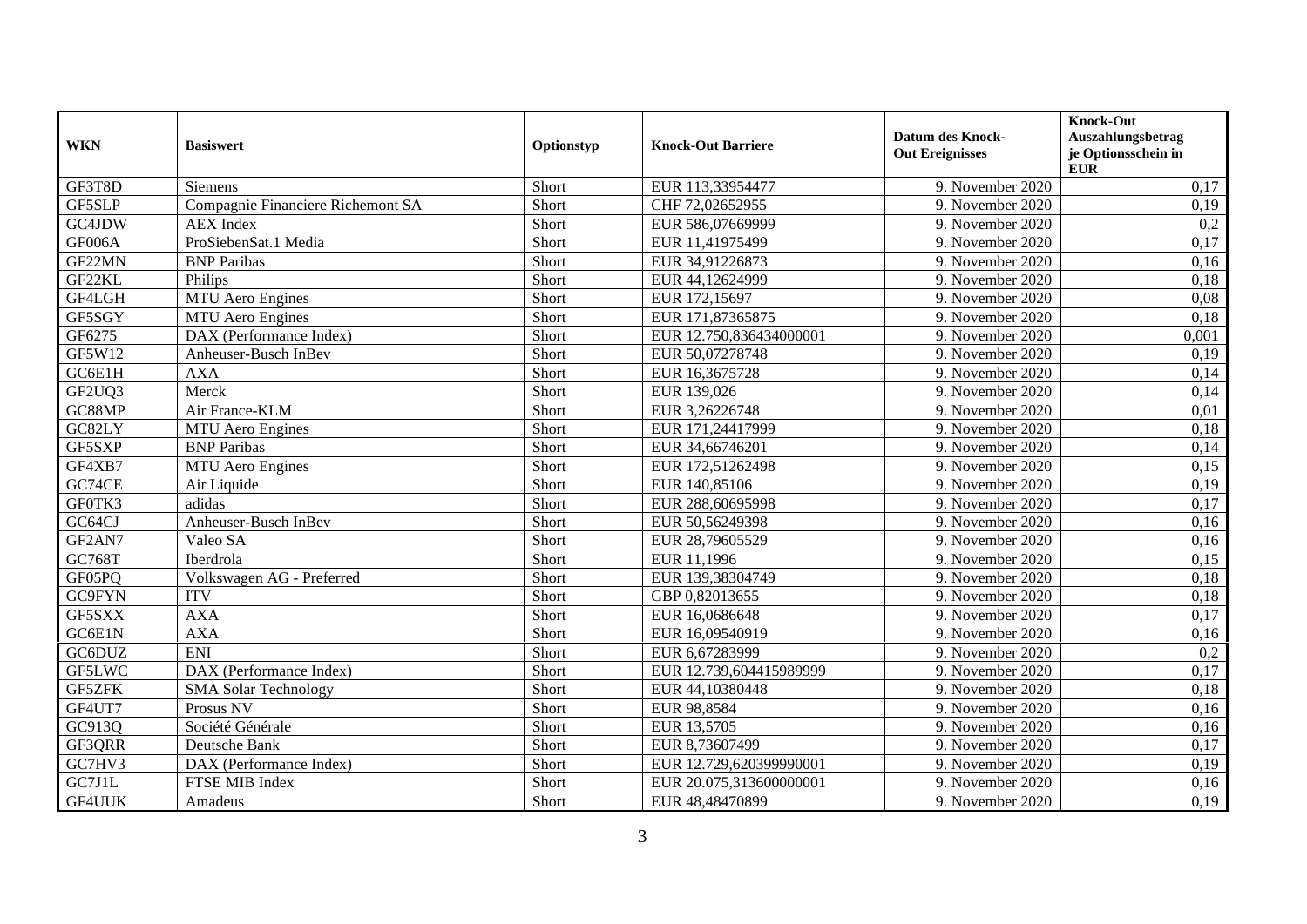| WKN | Basiswert | Optionstyp | Knock-Out Barriere | Datum des Knock-Out Ereignisses | Knock-Out Auszahlungsbetrag je Optionsschein in EUR |
|---|---|---|---|---|---|
| GF3T8D | Siemens | Short | EUR 113,33954477 | 9. November 2020 | 0,17 |
| GF5SLP | Compagnie Financiere Richemont SA | Short | CHF 72,02652955 | 9. November 2020 | 0,19 |
| GC4JDW | AEX Index | Short | EUR 586,07669999 | 9. November 2020 | 0,2 |
| GF006A | ProSiebenSat.1 Media | Short | EUR 11,41975499 | 9. November 2020 | 0,17 |
| GF22MN | BNP Paribas | Short | EUR 34,91226873 | 9. November 2020 | 0,16 |
| GF22KL | Philips | Short | EUR 44,12624999 | 9. November 2020 | 0,18 |
| GF4LGH | MTU Aero Engines | Short | EUR 172,15697 | 9. November 2020 | 0,08 |
| GF5SGY | MTU Aero Engines | Short | EUR 171,87365875 | 9. November 2020 | 0,18 |
| GF6275 | DAX (Performance Index) | Short | EUR 12.750,836434000001 | 9. November 2020 | 0,001 |
| GF5W12 | Anheuser-Busch InBev | Short | EUR 50,07278748 | 9. November 2020 | 0,19 |
| GC6E1H | AXA | Short | EUR 16,3675728 | 9. November 2020 | 0,14 |
| GF2UQ3 | Merck | Short | EUR 139,026 | 9. November 2020 | 0,14 |
| GC88MP | Air France-KLM | Short | EUR 3,26226748 | 9. November 2020 | 0,01 |
| GC82LY | MTU Aero Engines | Short | EUR 171,24417999 | 9. November 2020 | 0,18 |
| GF5SXP | BNP Paribas | Short | EUR 34,66746201 | 9. November 2020 | 0,14 |
| GF4XB7 | MTU Aero Engines | Short | EUR 172,51262498 | 9. November 2020 | 0,15 |
| GC74CE | Air Liquide | Short | EUR 140,85106 | 9. November 2020 | 0,19 |
| GF0TK3 | adidas | Short | EUR 288,60695998 | 9. November 2020 | 0,17 |
| GC64CJ | Anheuser-Busch InBev | Short | EUR 50,56249398 | 9. November 2020 | 0,16 |
| GF2AN7 | Valeo SA | Short | EUR 28,79605529 | 9. November 2020 | 0,16 |
| GC768T | Iberdrola | Short | EUR 11,1996 | 9. November 2020 | 0,15 |
| GF05PQ | Volkswagen AG - Preferred | Short | EUR 139,38304749 | 9. November 2020 | 0,18 |
| GC9FYN | ITV | Short | GBP 0,82013655 | 9. November 2020 | 0,18 |
| GF5SXX | AXA | Short | EUR 16,0686648 | 9. November 2020 | 0,17 |
| GC6E1N | AXA | Short | EUR 16,09540919 | 9. November 2020 | 0,16 |
| GC6DUZ | ENI | Short | EUR 6,67283999 | 9. November 2020 | 0,2 |
| GF5LWC | DAX (Performance Index) | Short | EUR 12.739,604415989999 | 9. November 2020 | 0,17 |
| GF5ZFK | SMA Solar Technology | Short | EUR 44,10380448 | 9. November 2020 | 0,18 |
| GF4UT7 | Prosus NV | Short | EUR 98,8584 | 9. November 2020 | 0,16 |
| GC913Q | Société Générale | Short | EUR 13,5705 | 9. November 2020 | 0,16 |
| GF3QRR | Deutsche Bank | Short | EUR 8,73607499 | 9. November 2020 | 0,17 |
| GC7HV3 | DAX (Performance Index) | Short | EUR 12.729,620399990001 | 9. November 2020 | 0,19 |
| GC7J1L | FTSE MIB Index | Short | EUR 20.075,313600000001 | 9. November 2020 | 0,16 |
| GF4UUK | Amadeus | Short | EUR 48,48470899 | 9. November 2020 | 0,19 |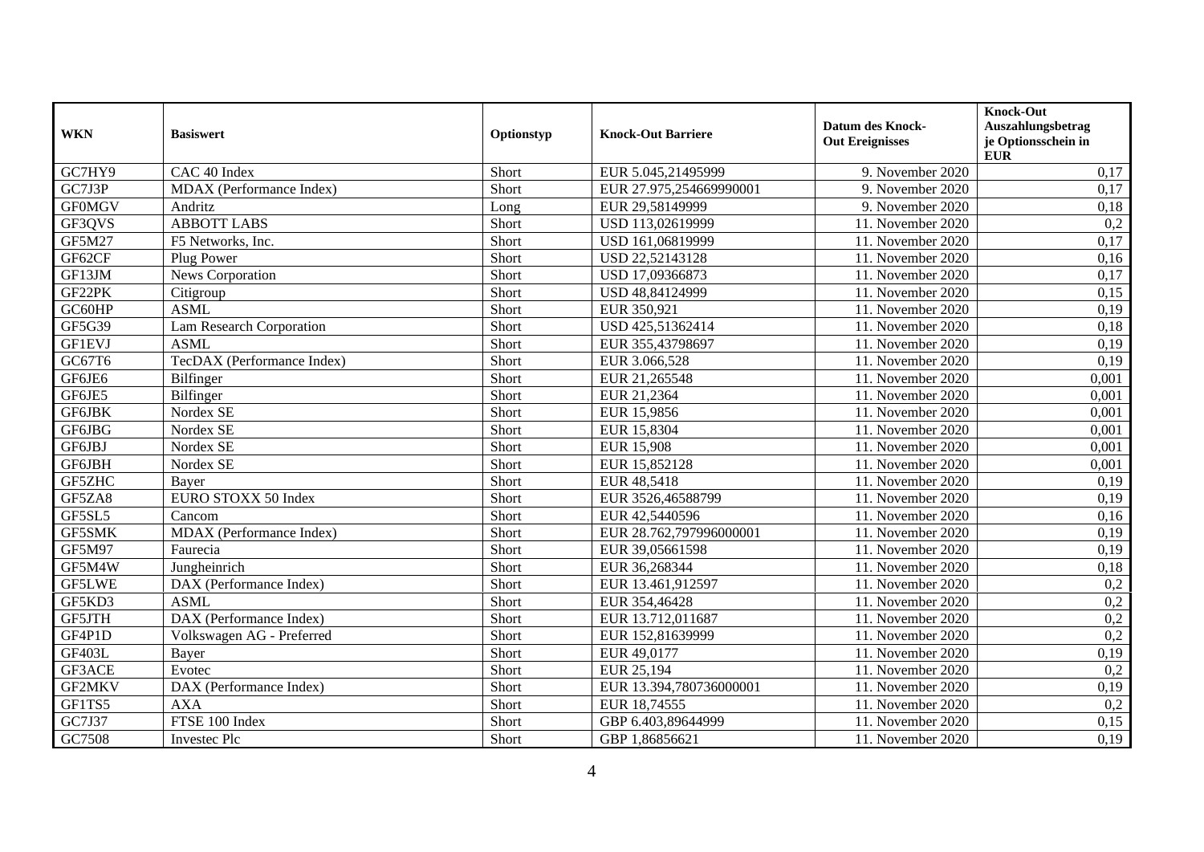| WKN | Basiswert | Optionstyp | Knock-Out Barriere | Datum des Knock-Out Ereignisses | Knock-Out Auszahlungsbetrag je Optionsschein in EUR |
|---|---|---|---|---|---|
| GC7HY9 | CAC 40 Index | Short | EUR 5.045,21495999 | 9. November 2020 | 0,17 |
| GC7J3P | MDAX (Performance Index) | Short | EUR 27.975,254669990001 | 9. November 2020 | 0,17 |
| GF0MGV | Andritz | Long | EUR 29,58149999 | 9. November 2020 | 0,18 |
| GF3QVS | ABBOTT LABS | Short | USD 113,02619999 | 11. November 2020 | 0,2 |
| GF5M27 | F5 Networks, Inc. | Short | USD 161,06819999 | 11. November 2020 | 0,17 |
| GF62CF | Plug Power | Short | USD 22,52143128 | 11. November 2020 | 0,16 |
| GF13JM | News Corporation | Short | USD 17,09366873 | 11. November 2020 | 0,17 |
| GF22PK | Citigroup | Short | USD 48,84124999 | 11. November 2020 | 0,15 |
| GC60HP | ASML | Short | EUR 350,921 | 11. November 2020 | 0,19 |
| GF5G39 | Lam Research Corporation | Short | USD 425,51362414 | 11. November 2020 | 0,18 |
| GF1EVJ | ASML | Short | EUR 355,43798697 | 11. November 2020 | 0,19 |
| GC67T6 | TecDAX (Performance Index) | Short | EUR 3.066,528 | 11. November 2020 | 0,19 |
| GF6JE6 | Bilfinger | Short | EUR 21,265548 | 11. November 2020 | 0,001 |
| GF6JE5 | Bilfinger | Short | EUR 21,2364 | 11. November 2020 | 0,001 |
| GF6JBK | Nordex SE | Short | EUR 15,9856 | 11. November 2020 | 0,001 |
| GF6JBG | Nordex SE | Short | EUR 15,8304 | 11. November 2020 | 0,001 |
| GF6JBJ | Nordex SE | Short | EUR 15,908 | 11. November 2020 | 0,001 |
| GF6JBH | Nordex SE | Short | EUR 15,852128 | 11. November 2020 | 0,001 |
| GF5ZHC | Bayer | Short | EUR 48,5418 | 11. November 2020 | 0,19 |
| GF5ZA8 | EURO STOXX 50 Index | Short | EUR 3526,46588799 | 11. November 2020 | 0,19 |
| GF5SL5 | Cancom | Short | EUR 42,5440596 | 11. November 2020 | 0,16 |
| GF5SMK | MDAX (Performance Index) | Short | EUR 28.762,797996000001 | 11. November 2020 | 0,19 |
| GF5M97 | Faurecia | Short | EUR 39,05661598 | 11. November 2020 | 0,19 |
| GF5M4W | Jungheinrich | Short | EUR 36,268344 | 11. November 2020 | 0,18 |
| GF5LWE | DAX (Performance Index) | Short | EUR 13.461,912597 | 11. November 2020 | 0,2 |
| GF5KD3 | ASML | Short | EUR 354,46428 | 11. November 2020 | 0,2 |
| GF5JTH | DAX (Performance Index) | Short | EUR 13.712,011687 | 11. November 2020 | 0,2 |
| GF4P1D | Volkswagen AG - Preferred | Short | EUR 152,81639999 | 11. November 2020 | 0,2 |
| GF403L | Bayer | Short | EUR 49,0177 | 11. November 2020 | 0,19 |
| GF3ACE | Evotec | Short | EUR 25,194 | 11. November 2020 | 0,2 |
| GF2MKV | DAX (Performance Index) | Short | EUR 13.394,780736000001 | 11. November 2020 | 0,19 |
| GF1TS5 | AXA | Short | EUR 18,74555 | 11. November 2020 | 0,2 |
| GC7J37 | FTSE 100 Index | Short | GBP 6.403,89644999 | 11. November 2020 | 0,15 |
| GC7508 | Investec Plc | Short | GBP 1,86856621 | 11. November 2020 | 0,19 |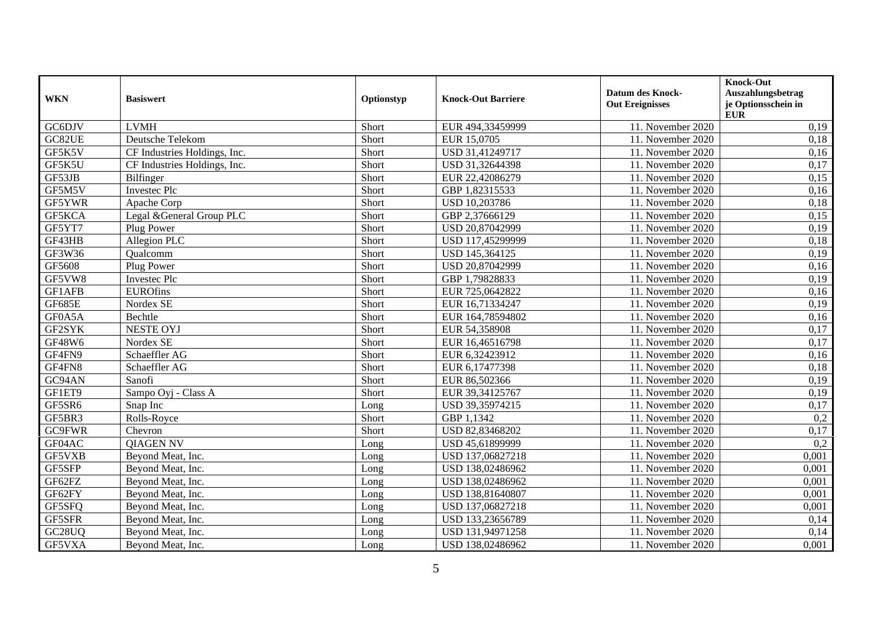| WKN | Basiswert | Optionstyp | Knock-Out Barriere | Datum des Knock-Out Ereignisses | Knock-Out Auszahlungsbetrag je Optionsschein in EUR |
|---|---|---|---|---|---|
| GC6DJV | LVMH | Short | EUR 494,33459999 | 11. November 2020 | 0,19 |
| GC82UE | Deutsche Telekom | Short | EUR 15,0705 | 11. November 2020 | 0,18 |
| GF5K5V | CF Industries Holdings, Inc. | Short | USD 31,41249717 | 11. November 2020 | 0,16 |
| GF5K5U | CF Industries Holdings, Inc. | Short | USD 31,32644398 | 11. November 2020 | 0,17 |
| GF53JB | Bilfinger | Short | EUR 22,42086279 | 11. November 2020 | 0,15 |
| GF5M5V | Investec Plc | Short | GBP 1,82315533 | 11. November 2020 | 0,16 |
| GF5YWR | Apache Corp | Short | USD 10,203786 | 11. November 2020 | 0,18 |
| GF5KCA | Legal &General Group PLC | Short | GBP 2,37666129 | 11. November 2020 | 0,15 |
| GF5YT7 | Plug Power | Short | USD 20,87042999 | 11. November 2020 | 0,19 |
| GF43HB | Allegion PLC | Short | USD 117,45299999 | 11. November 2020 | 0,18 |
| GF3W36 | Qualcomm | Short | USD 145,364125 | 11. November 2020 | 0,19 |
| GF5608 | Plug Power | Short | USD 20,87042999 | 11. November 2020 | 0,16 |
| GF5VW8 | Investec Plc | Short | GBP 1,79828833 | 11. November 2020 | 0,19 |
| GF1AFB | EUROfins | Short | EUR 725,0642822 | 11. November 2020 | 0,16 |
| GF685E | Nordex SE | Short | EUR 16,71334247 | 11. November 2020 | 0,19 |
| GF0A5A | Bechtle | Short | EUR 164,78594802 | 11. November 2020 | 0,16 |
| GF2SYK | NESTE OYJ | Short | EUR 54,358908 | 11. November 2020 | 0,17 |
| GF48W6 | Nordex SE | Short | EUR 16,46516798 | 11. November 2020 | 0,17 |
| GF4FN9 | Schaeffler AG | Short | EUR 6,32423912 | 11. November 2020 | 0,16 |
| GF4FN8 | Schaeffler AG | Short | EUR 6,17477398 | 11. November 2020 | 0,18 |
| GC94AN | Sanofi | Short | EUR 86,502366 | 11. November 2020 | 0,19 |
| GF1ET9 | Sampo Oyj - Class A | Short | EUR 39,34125767 | 11. November 2020 | 0,19 |
| GF5SR6 | Snap Inc | Long | USD 39,35974215 | 11. November 2020 | 0,17 |
| GF5BR3 | Rolls-Royce | Short | GBP 1,1342 | 11. November 2020 | 0,2 |
| GC9FWR | Chevron | Short | USD 82,83468202 | 11. November 2020 | 0,17 |
| GF04AC | QIAGEN NV | Long | USD 45,61899999 | 11. November 2020 | 0,2 |
| GF5VXB | Beyond Meat, Inc. | Long | USD 137,06827218 | 11. November 2020 | 0,001 |
| GF5SFP | Beyond Meat, Inc. | Long | USD 138,02486962 | 11. November 2020 | 0,001 |
| GF62FZ | Beyond Meat, Inc. | Long | USD 138,02486962 | 11. November 2020 | 0,001 |
| GF62FY | Beyond Meat, Inc. | Long | USD 138,81640807 | 11. November 2020 | 0,001 |
| GF5SFQ | Beyond Meat, Inc. | Long | USD 137,06827218 | 11. November 2020 | 0,001 |
| GF5SFR | Beyond Meat, Inc. | Long | USD 133,23656789 | 11. November 2020 | 0,14 |
| GC28UQ | Beyond Meat, Inc. | Long | USD 131,94971258 | 11. November 2020 | 0,14 |
| GF5VXA | Beyond Meat, Inc. | Long | USD 138,02486962 | 11. November 2020 | 0,001 |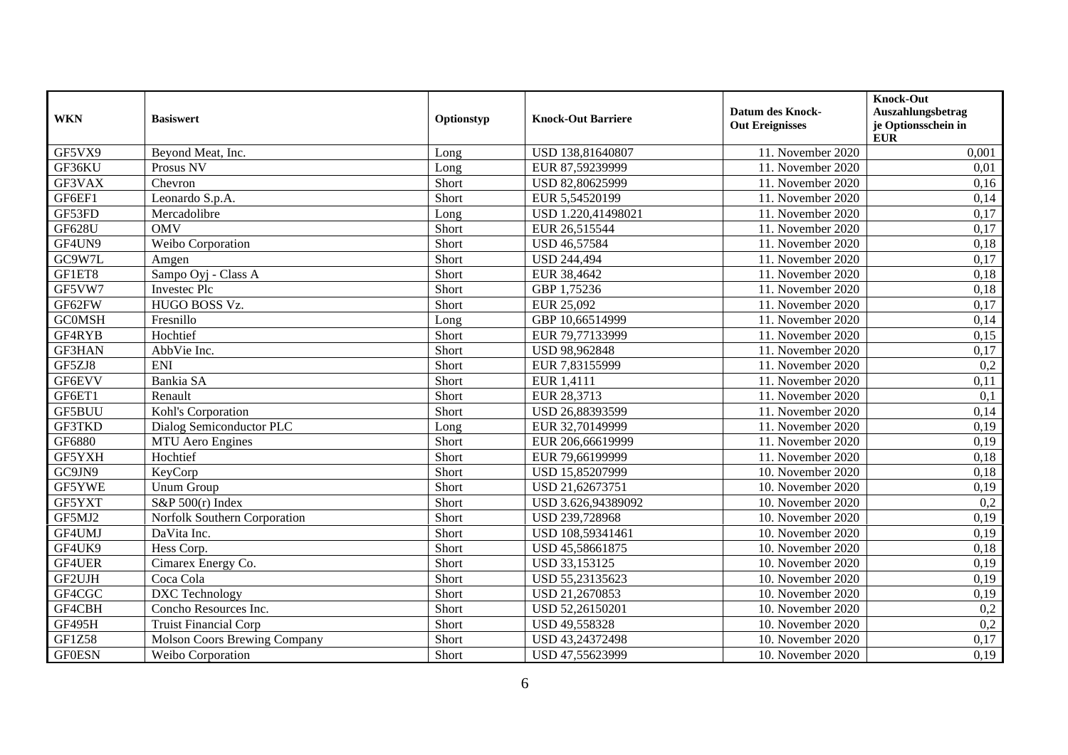| WKN | Basiswert | Optionstyp | Knock-Out Barriere | Datum des Knock-Out Ereignisses | Knock-Out Auszahlungsbetrag je Optionsschein in EUR |
|---|---|---|---|---|---|
| GF5VX9 | Beyond Meat, Inc. | Long | USD 138,81640807 | 11. November 2020 | 0,001 |
| GF36KU | Prosus NV | Long | EUR 87,59239999 | 11. November 2020 | 0,01 |
| GF3VAX | Chevron | Short | USD 82,80625999 | 11. November 2020 | 0,16 |
| GF6EF1 | Leonardo S.p.A. | Short | EUR 5,54520199 | 11. November 2020 | 0,14 |
| GF53FD | Mercadolibre | Long | USD 1.220,41498021 | 11. November 2020 | 0,17 |
| GF628U | OMV | Short | EUR 26,515544 | 11. November 2020 | 0,17 |
| GF4UN9 | Weibo Corporation | Short | USD 46,57584 | 11. November 2020 | 0,18 |
| GC9W7L | Amgen | Short | USD 244,494 | 11. November 2020 | 0,17 |
| GF1ET8 | Sampo Oyj - Class A | Short | EUR 38,4642 | 11. November 2020 | 0,18 |
| GF5VW7 | Investec Plc | Short | GBP 1,75236 | 11. November 2020 | 0,18 |
| GF62FW | HUGO BOSS Vz. | Short | EUR 25,092 | 11. November 2020 | 0,17 |
| GC0MSH | Fresnillo | Long | GBP 10,66514999 | 11. November 2020 | 0,14 |
| GF4RYB | Hochtief | Short | EUR 79,77133999 | 11. November 2020 | 0,15 |
| GF3HAN | AbbVie Inc. | Short | USD 98,962848 | 11. November 2020 | 0,17 |
| GF5ZJ8 | ENI | Short | EUR 7,83155999 | 11. November 2020 | 0,2 |
| GF6EVV | Bankia SA | Short | EUR 1,4111 | 11. November 2020 | 0,11 |
| GF6ET1 | Renault | Short | EUR 28,3713 | 11. November 2020 | 0,1 |
| GF5BUU | Kohl's Corporation | Short | USD 26,88393599 | 11. November 2020 | 0,14 |
| GF3TKD | Dialog Semiconductor PLC | Long | EUR 32,70149999 | 11. November 2020 | 0,19 |
| GF6880 | MTU Aero Engines | Short | EUR 206,66619999 | 11. November 2020 | 0,19 |
| GF5YXH | Hochtief | Short | EUR 79,66199999 | 11. November 2020 | 0,18 |
| GC9JN9 | KeyCorp | Short | USD 15,85207999 | 10. November 2020 | 0,18 |
| GF5YWE | Unum Group | Short | USD 21,62673751 | 10. November 2020 | 0,19 |
| GF5YXT | S&P 500(r) Index | Short | USD 3.626,94389092 | 10. November 2020 | 0,2 |
| GF5MJ2 | Norfolk Southern Corporation | Short | USD 239,728968 | 10. November 2020 | 0,19 |
| GF4UMJ | DaVita Inc. | Short | USD 108,59341461 | 10. November 2020 | 0,19 |
| GF4UK9 | Hess Corp. | Short | USD 45,58661875 | 10. November 2020 | 0,18 |
| GF4UER | Cimarex Energy Co. | Short | USD 33,153125 | 10. November 2020 | 0,19 |
| GF2UJH | Coca Cola | Short | USD 55,23135623 | 10. November 2020 | 0,19 |
| GF4CGC | DXC Technology | Short | USD 21,2670853 | 10. November 2020 | 0,19 |
| GF4CBH | Concho Resources Inc. | Short | USD 52,26150201 | 10. November 2020 | 0,2 |
| GF495H | Truist Financial Corp | Short | USD 49,558328 | 10. November 2020 | 0,2 |
| GF1Z58 | Molson Coors Brewing Company | Short | USD 43,24372498 | 10. November 2020 | 0,17 |
| GF0ESN | Weibo Corporation | Short | USD 47,55623999 | 10. November 2020 | 0,19 |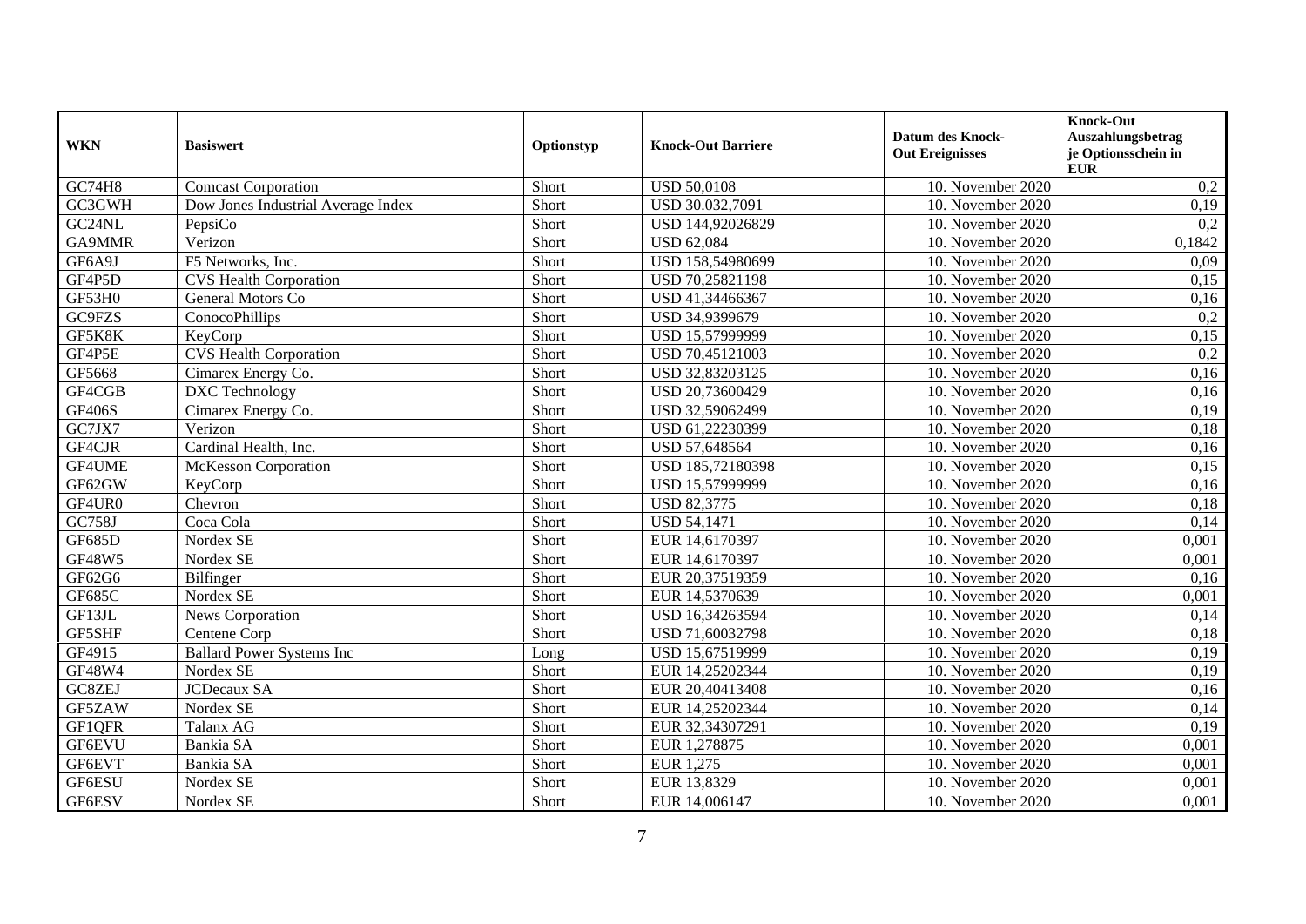| WKN | Basiswert | Optionstyp | Knock-Out Barriere | Datum des Knock-Out Ereignisses | Knock-Out Auszahlungsbetrag je Optionsschein in EUR |
|---|---|---|---|---|---|
| GC74H8 | Comcast Corporation | Short | USD 50,0108 | 10. November 2020 | 0,2 |
| GC3GWH | Dow Jones Industrial Average Index | Short | USD 30.032,7091 | 10. November 2020 | 0,19 |
| GC24NL | PepsiCo | Short | USD 144,92026829 | 10. November 2020 | 0,2 |
| GA9MMR | Verizon | Short | USD 62,084 | 10. November 2020 | 0,1842 |
| GF6A9J | F5 Networks, Inc. | Short | USD 158,54980699 | 10. November 2020 | 0,09 |
| GF4P5D | CVS Health Corporation | Short | USD 70,25821198 | 10. November 2020 | 0,15 |
| GF53H0 | General Motors Co | Short | USD 41,34466367 | 10. November 2020 | 0,16 |
| GC9FZS | ConocoPhillips | Short | USD 34,9399679 | 10. November 2020 | 0,2 |
| GF5K8K | KeyCorp | Short | USD 15,57999999 | 10. November 2020 | 0,15 |
| GF4P5E | CVS Health Corporation | Short | USD 70,45121003 | 10. November 2020 | 0,2 |
| GF5668 | Cimarex Energy Co. | Short | USD 32,83203125 | 10. November 2020 | 0,16 |
| GF4CGB | DXC Technology | Short | USD 20,73600429 | 10. November 2020 | 0,16 |
| GF406S | Cimarex Energy Co. | Short | USD 32,59062499 | 10. November 2020 | 0,19 |
| GC7JX7 | Verizon | Short | USD 61,22230399 | 10. November 2020 | 0,18 |
| GF4CJR | Cardinal Health, Inc. | Short | USD 57,648564 | 10. November 2020 | 0,16 |
| GF4UME | McKesson Corporation | Short | USD 185,72180398 | 10. November 2020 | 0,15 |
| GF62GW | KeyCorp | Short | USD 15,57999999 | 10. November 2020 | 0,16 |
| GF4UR0 | Chevron | Short | USD 82,3775 | 10. November 2020 | 0,18 |
| GC758J | Coca Cola | Short | USD 54,1471 | 10. November 2020 | 0,14 |
| GF685D | Nordex SE | Short | EUR 14,6170397 | 10. November 2020 | 0,001 |
| GF48W5 | Nordex SE | Short | EUR 14,6170397 | 10. November 2020 | 0,001 |
| GF62G6 | Bilfinger | Short | EUR 20,37519359 | 10. November 2020 | 0,16 |
| GF685C | Nordex SE | Short | EUR 14,5370639 | 10. November 2020 | 0,001 |
| GF13JL | News Corporation | Short | USD 16,34263594 | 10. November 2020 | 0,14 |
| GF5SHF | Centene Corp | Short | USD 71,60032798 | 10. November 2020 | 0,18 |
| GF4915 | Ballard Power Systems Inc | Long | USD 15,67519999 | 10. November 2020 | 0,19 |
| GF48W4 | Nordex SE | Short | EUR 14,25202344 | 10. November 2020 | 0,19 |
| GC8ZEJ | JCDecaux SA | Short | EUR 20,40413408 | 10. November 2020 | 0,16 |
| GF5ZAW | Nordex SE | Short | EUR 14,25202344 | 10. November 2020 | 0,14 |
| GF1QFR | Talanx AG | Short | EUR 32,34307291 | 10. November 2020 | 0,19 |
| GF6EVU | Bankia SA | Short | EUR 1,278875 | 10. November 2020 | 0,001 |
| GF6EVT | Bankia SA | Short | EUR 1,275 | 10. November 2020 | 0,001 |
| GF6ESU | Nordex SE | Short | EUR 13,8329 | 10. November 2020 | 0,001 |
| GF6ESV | Nordex SE | Short | EUR 14,006147 | 10. November 2020 | 0,001 |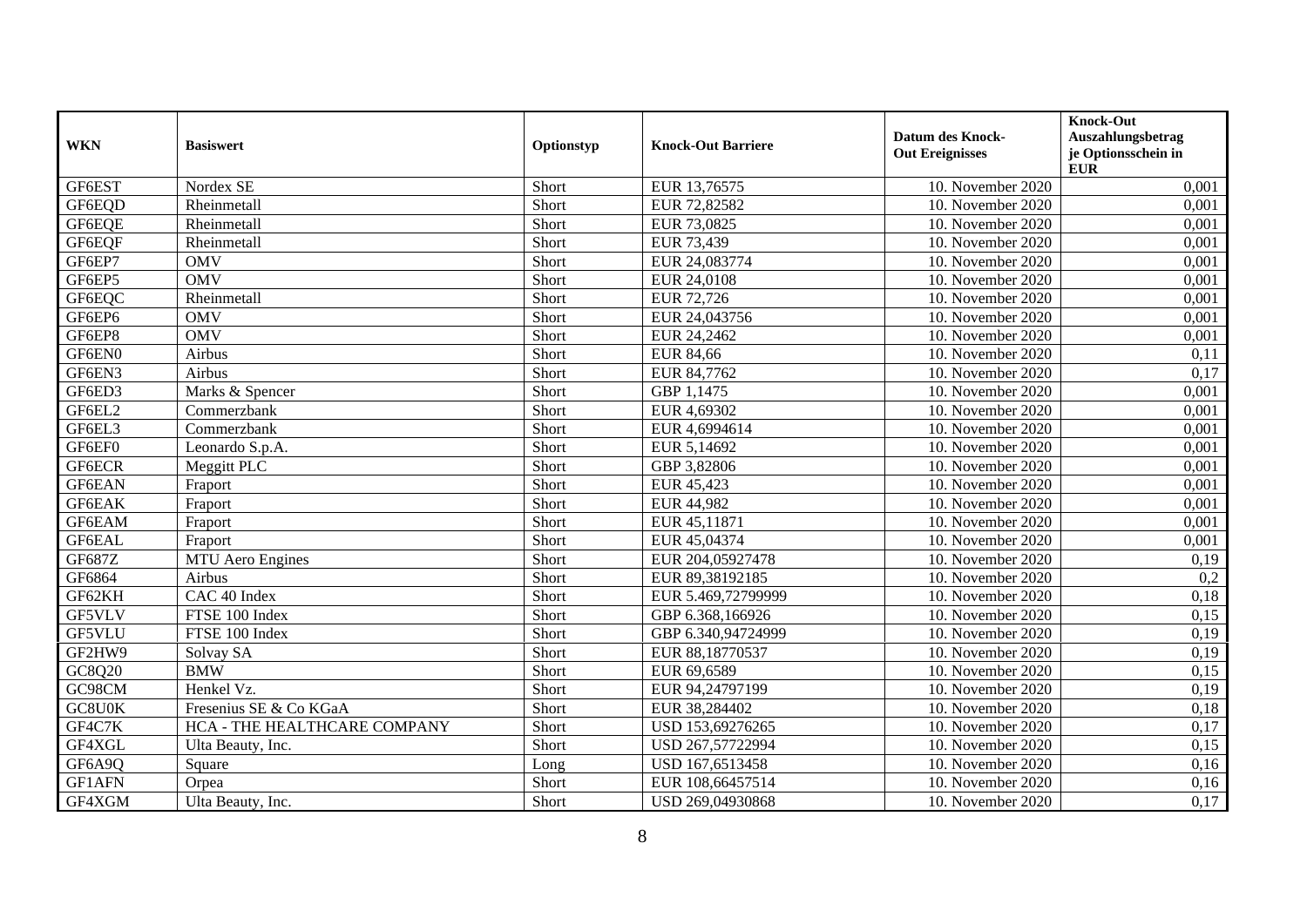| WKN | Basiswert | Optionstyp | Knock-Out Barriere | Datum des Knock-Out Ereignisses | Knock-Out Auszahlungsbetrag je Optionsschein in EUR |
|---|---|---|---|---|---|
| GF6EST | Nordex SE | Short | EUR 13,76575 | 10. November 2020 | 0,001 |
| GF6EQD | Rheinmetall | Short | EUR 72,82582 | 10. November 2020 | 0,001 |
| GF6EQE | Rheinmetall | Short | EUR 73,0825 | 10. November 2020 | 0,001 |
| GF6EQF | Rheinmetall | Short | EUR 73,439 | 10. November 2020 | 0,001 |
| GF6EP7 | OMV | Short | EUR 24,083774 | 10. November 2020 | 0,001 |
| GF6EP5 | OMV | Short | EUR 24,0108 | 10. November 2020 | 0,001 |
| GF6EQC | Rheinmetall | Short | EUR 72,726 | 10. November 2020 | 0,001 |
| GF6EP6 | OMV | Short | EUR 24,043756 | 10. November 2020 | 0,001 |
| GF6EP8 | OMV | Short | EUR 24,2462 | 10. November 2020 | 0,001 |
| GF6EN0 | Airbus | Short | EUR 84,66 | 10. November 2020 | 0,11 |
| GF6EN3 | Airbus | Short | EUR 84,7762 | 10. November 2020 | 0,17 |
| GF6ED3 | Marks & Spencer | Short | GBP 1,1475 | 10. November 2020 | 0,001 |
| GF6EL2 | Commerzbank | Short | EUR 4,69302 | 10. November 2020 | 0,001 |
| GF6EL3 | Commerzbank | Short | EUR 4,6994614 | 10. November 2020 | 0,001 |
| GF6EF0 | Leonardo S.p.A. | Short | EUR 5,14692 | 10. November 2020 | 0,001 |
| GF6ECR | Meggitt PLC | Short | GBP 3,82806 | 10. November 2020 | 0,001 |
| GF6EAN | Fraport | Short | EUR 45,423 | 10. November 2020 | 0,001 |
| GF6EAK | Fraport | Short | EUR 44,982 | 10. November 2020 | 0,001 |
| GF6EAM | Fraport | Short | EUR 45,11871 | 10. November 2020 | 0,001 |
| GF6EAL | Fraport | Short | EUR 45,04374 | 10. November 2020 | 0,001 |
| GF687Z | MTU Aero Engines | Short | EUR 204,05927478 | 10. November 2020 | 0,19 |
| GF6864 | Airbus | Short | EUR 89,38192185 | 10. November 2020 | 0,2 |
| GF62KH | CAC 40 Index | Short | EUR 5.469,72799999 | 10. November 2020 | 0,18 |
| GF5VLV | FTSE 100 Index | Short | GBP 6.368,166926 | 10. November 2020 | 0,15 |
| GF5VLU | FTSE 100 Index | Short | GBP 6.340,94724999 | 10. November 2020 | 0,19 |
| GF2HW9 | Solvay SA | Short | EUR 88,18770537 | 10. November 2020 | 0,19 |
| GC8Q20 | BMW | Short | EUR 69,6589 | 10. November 2020 | 0,15 |
| GC98CM | Henkel Vz. | Short | EUR 94,24797199 | 10. November 2020 | 0,19 |
| GC8U0K | Fresenius SE & Co KGaA | Short | EUR 38,284402 | 10. November 2020 | 0,18 |
| GF4C7K | HCA - THE HEALTHCARE COMPANY | Short | USD 153,69276265 | 10. November 2020 | 0,17 |
| GF4XGL | Ulta Beauty, Inc. | Short | USD 267,57722994 | 10. November 2020 | 0,15 |
| GF6A9Q | Square | Long | USD 167,6513458 | 10. November 2020 | 0,16 |
| GF1AFN | Orpea | Short | EUR 108,66457514 | 10. November 2020 | 0,16 |
| GF4XGM | Ulta Beauty, Inc. | Short | USD 269,04930868 | 10. November 2020 | 0,17 |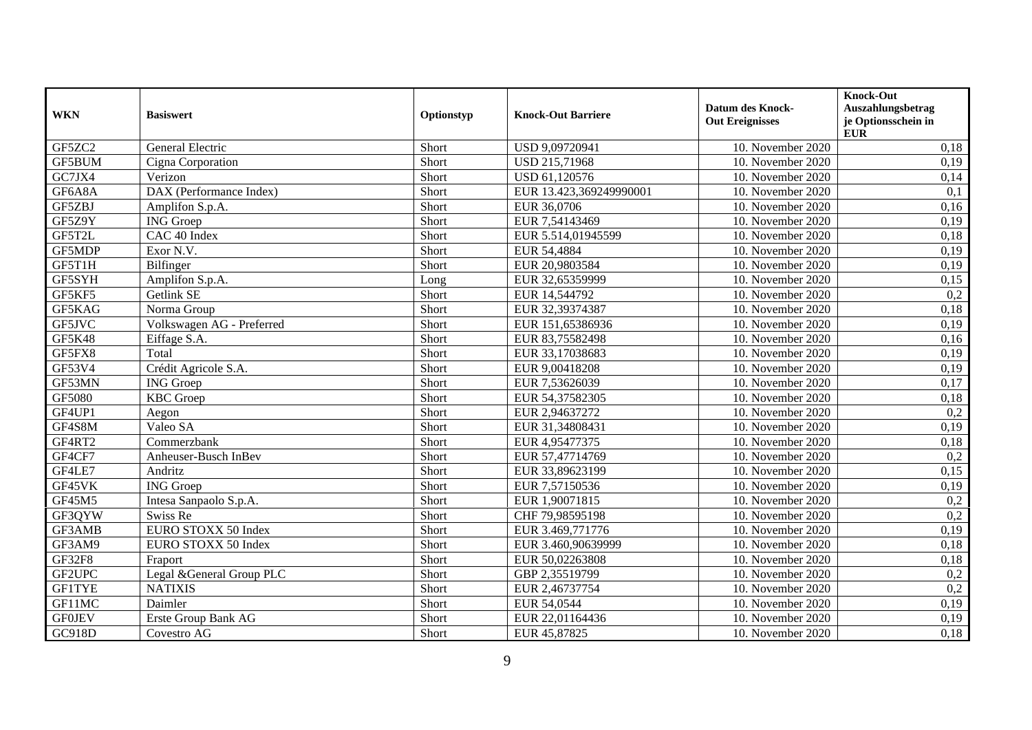| WKN | Basiswert | Optionstyp | Knock-Out Barriere | Datum des Knock-Out Ereignisses | Knock-Out Auszahlungsbetrag je Optionsschein in EUR |
|---|---|---|---|---|---|
| GF5ZC2 | General Electric | Short | USD 9,09720941 | 10. November 2020 | 0,18 |
| GF5BUM | Cigna Corporation | Short | USD 215,71968 | 10. November 2020 | 0,19 |
| GC7JX4 | Verizon | Short | USD 61,120576 | 10. November 2020 | 0,14 |
| GF6A8A | DAX (Performance Index) | Short | EUR 13.423,369249990001 | 10. November 2020 | 0,1 |
| GF5ZBJ | Amplifon S.p.A. | Short | EUR 36,0706 | 10. November 2020 | 0,16 |
| GF5Z9Y | ING Groep | Short | EUR 7,54143469 | 10. November 2020 | 0,19 |
| GF5T2L | CAC 40 Index | Short | EUR 5.514,01945599 | 10. November 2020 | 0,18 |
| GF5MDP | Exor N.V. | Short | EUR 54,4884 | 10. November 2020 | 0,19 |
| GF5T1H | Bilfinger | Short | EUR 20,9803584 | 10. November 2020 | 0,19 |
| GF5SYH | Amplifon S.p.A. | Long | EUR 32,65359999 | 10. November 2020 | 0,15 |
| GF5KF5 | Getlink SE | Short | EUR 14,544792 | 10. November 2020 | 0,2 |
| GF5KAG | Norma Group | Short | EUR 32,39374387 | 10. November 2020 | 0,18 |
| GF5JVC | Volkswagen AG - Preferred | Short | EUR 151,65386936 | 10. November 2020 | 0,19 |
| GF5K48 | Eiffage S.A. | Short | EUR 83,75582498 | 10. November 2020 | 0,16 |
| GF5FX8 | Total | Short | EUR 33,17038683 | 10. November 2020 | 0,19 |
| GF53V4 | Crédit Agricole S.A. | Short | EUR 9,00418208 | 10. November 2020 | 0,19 |
| GF53MN | ING Groep | Short | EUR 7,53626039 | 10. November 2020 | 0,17 |
| GF5080 | KBC Groep | Short | EUR 54,37582305 | 10. November 2020 | 0,18 |
| GF4UP1 | Aegon | Short | EUR 2,94637272 | 10. November 2020 | 0,2 |
| GF4S8M | Valeo SA | Short | EUR 31,34808431 | 10. November 2020 | 0,19 |
| GF4RT2 | Commerzbank | Short | EUR 4,95477375 | 10. November 2020 | 0,18 |
| GF4CF7 | Anheuser-Busch InBev | Short | EUR 57,47714769 | 10. November 2020 | 0,2 |
| GF4LE7 | Andritz | Short | EUR 33,89623199 | 10. November 2020 | 0,15 |
| GF45VK | ING Groep | Short | EUR 7,57150536 | 10. November 2020 | 0,19 |
| GF45M5 | Intesa Sanpaolo S.p.A. | Short | EUR 1,90071815 | 10. November 2020 | 0,2 |
| GF3QYW | Swiss Re | Short | CHF 79,98595198 | 10. November 2020 | 0,2 |
| GF3AMB | EURO STOXX 50 Index | Short | EUR 3.469,771776 | 10. November 2020 | 0,19 |
| GF3AM9 | EURO STOXX 50 Index | Short | EUR 3.460,90639999 | 10. November 2020 | 0,18 |
| GF32F8 | Fraport | Short | EUR 50,02263808 | 10. November 2020 | 0,18 |
| GF2UPC | Legal &General Group PLC | Short | GBP 2,35519799 | 10. November 2020 | 0,2 |
| GF1TYE | NATIXIS | Short | EUR 2,46737754 | 10. November 2020 | 0,2 |
| GF11MC | Daimler | Short | EUR 54,0544 | 10. November 2020 | 0,19 |
| GF0JEV | Erste Group Bank AG | Short | EUR 22,01164436 | 10. November 2020 | 0,19 |
| GC918D | Covestro AG | Short | EUR 45,87825 | 10. November 2020 | 0,18 |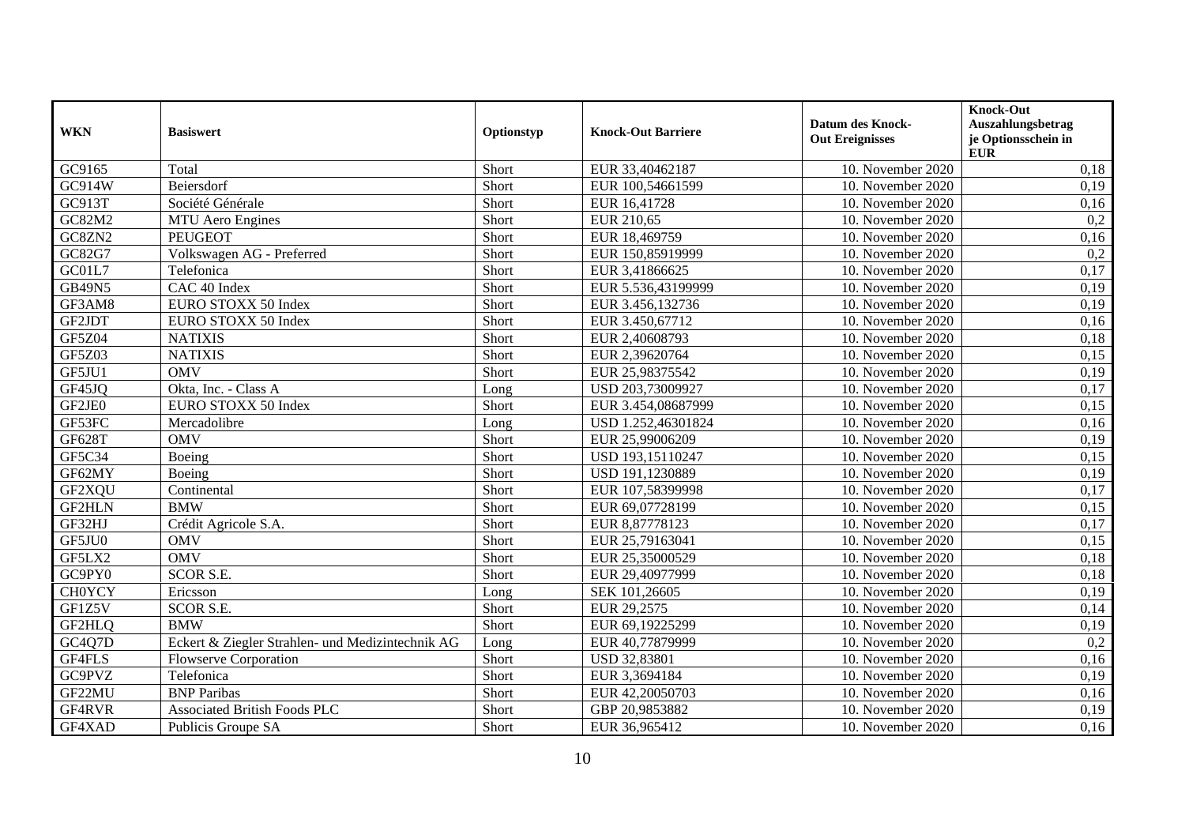| WKN | Basiswert | Optionstyp | Knock-Out Barriere | Datum des Knock-Out Ereignisses | Knock-Out Auszahlungsbetrag je Optionsschein in EUR |
|---|---|---|---|---|---|
| GC9165 | Total | Short | EUR 33,40462187 | 10. November 2020 | 0,18 |
| GC914W | Beiersdorf | Short | EUR 100,54661599 | 10. November 2020 | 0,19 |
| GC913T | Société Générale | Short | EUR 16,41728 | 10. November 2020 | 0,16 |
| GC82M2 | MTU Aero Engines | Short | EUR 210,65 | 10. November 2020 | 0,2 |
| GC8ZN2 | PEUGEOT | Short | EUR 18,469759 | 10. November 2020 | 0,16 |
| GC82G7 | Volkswagen AG - Preferred | Short | EUR 150,85919999 | 10. November 2020 | 0,2 |
| GC01L7 | Telefonica | Short | EUR 3,41866625 | 10. November 2020 | 0,17 |
| GB49N5 | CAC 40 Index | Short | EUR 5.536,43199999 | 10. November 2020 | 0,19 |
| GF3AM8 | EURO STOXX 50 Index | Short | EUR 3.456,132736 | 10. November 2020 | 0,19 |
| GF2JDT | EURO STOXX 50 Index | Short | EUR 3.450,67712 | 10. November 2020 | 0,16 |
| GF5Z04 | NATIXIS | Short | EUR 2,40608793 | 10. November 2020 | 0,18 |
| GF5Z03 | NATIXIS | Short | EUR 2,39620764 | 10. November 2020 | 0,15 |
| GF5JU1 | OMV | Short | EUR 25,98375542 | 10. November 2020 | 0,19 |
| GF45JQ | Okta, Inc. - Class A | Long | USD 203,73009927 | 10. November 2020 | 0,17 |
| GF2JE0 | EURO STOXX 50 Index | Short | EUR 3.454,08687999 | 10. November 2020 | 0,15 |
| GF53FC | Mercadolibre | Long | USD 1.252,46301824 | 10. November 2020 | 0,16 |
| GF628T | OMV | Short | EUR 25,99006209 | 10. November 2020 | 0,19 |
| GF5C34 | Boeing | Short | USD 193,15110247 | 10. November 2020 | 0,15 |
| GF62MY | Boeing | Short | USD 191,1230889 | 10. November 2020 | 0,19 |
| GF2XQU | Continental | Short | EUR 107,58399998 | 10. November 2020 | 0,17 |
| GF2HLN | BMW | Short | EUR 69,07728199 | 10. November 2020 | 0,15 |
| GF32HJ | Crédit Agricole S.A. | Short | EUR 8,87778123 | 10. November 2020 | 0,17 |
| GF5JU0 | OMV | Short | EUR 25,79163041 | 10. November 2020 | 0,15 |
| GF5LX2 | OMV | Short | EUR 25,35000529 | 10. November 2020 | 0,18 |
| GC9PY0 | SCOR S.E. | Short | EUR 29,40977999 | 10. November 2020 | 0,18 |
| CH0YCY | Ericsson | Long | SEK 101,26605 | 10. November 2020 | 0,19 |
| GF1Z5V | SCOR S.E. | Short | EUR 29,2575 | 10. November 2020 | 0,14 |
| GF2HLQ | BMW | Short | EUR 69,19225299 | 10. November 2020 | 0,19 |
| GC4Q7D | Eckert & Ziegler Strahlen- und Medizintechnik AG | Long | EUR 40,77879999 | 10. November 2020 | 0,2 |
| GF4FLS | Flowserve Corporation | Short | USD 32,83801 | 10. November 2020 | 0,16 |
| GC9PVZ | Telefonica | Short | EUR 3,3694184 | 10. November 2020 | 0,19 |
| GF22MU | BNP Paribas | Short | EUR 42,20050703 | 10. November 2020 | 0,16 |
| GF4RVR | Associated British Foods PLC | Short | GBP 20,9853882 | 10. November 2020 | 0,19 |
| GF4XAD | Publicis Groupe SA | Short | EUR 36,965412 | 10. November 2020 | 0,16 |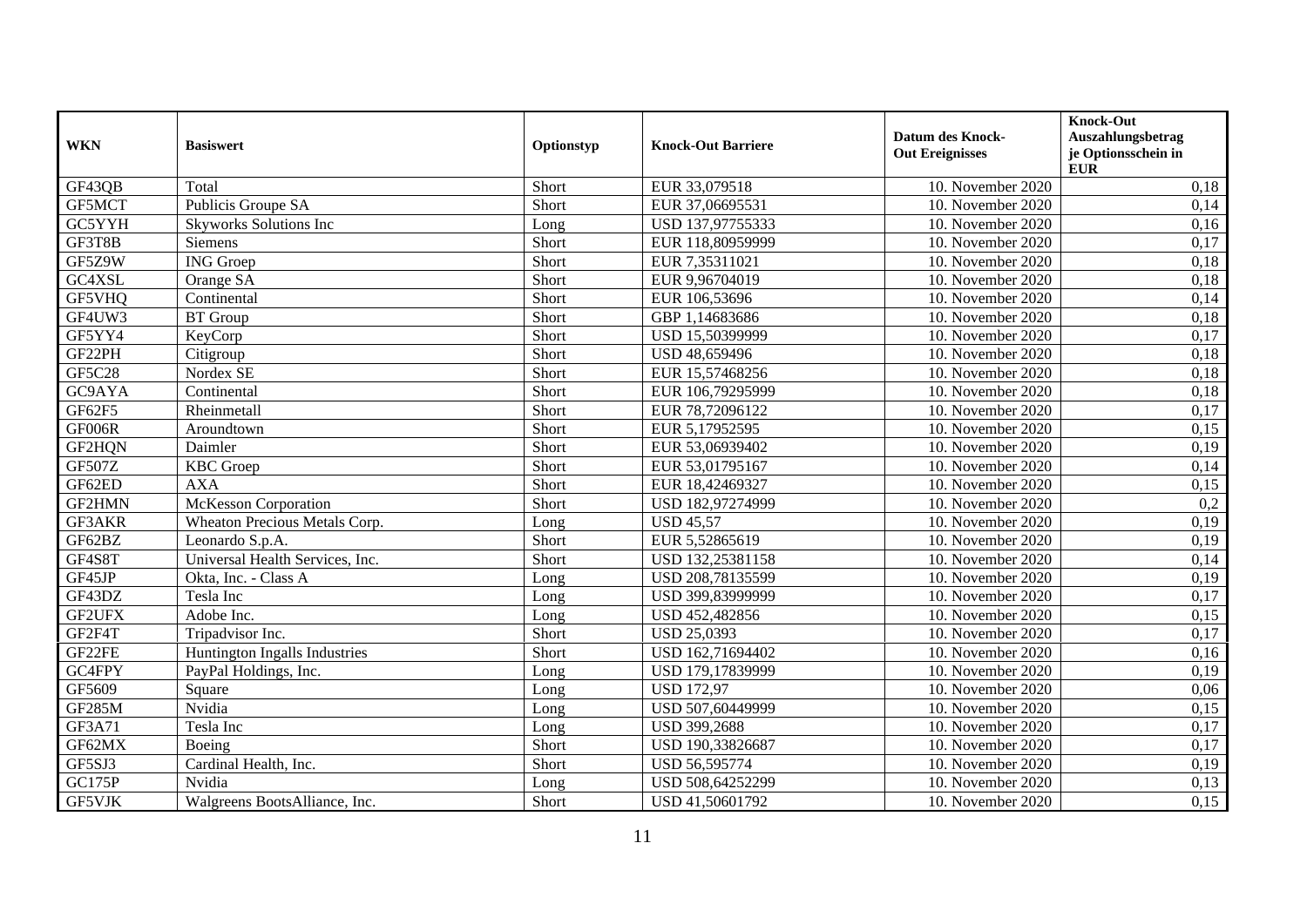| WKN | Basiswert | Optionstyp | Knock-Out Barriere | Datum des Knock-Out Ereignisses | Knock-Out Auszahlungsbetrag je Optionsschein in EUR |
|---|---|---|---|---|---|
| GF43QB | Total | Short | EUR 33,079518 | 10. November 2020 | 0,18 |
| GF5MCT | Publicis Groupe SA | Short | EUR 37,06695531 | 10. November 2020 | 0,14 |
| GC5YYH | Skyworks Solutions Inc | Long | USD 137,97755333 | 10. November 2020 | 0,16 |
| GF3T8B | Siemens | Short | EUR 118,80959999 | 10. November 2020 | 0,17 |
| GF5Z9W | ING Groep | Short | EUR 7,35311021 | 10. November 2020 | 0,18 |
| GC4XSL | Orange SA | Short | EUR 9,96704019 | 10. November 2020 | 0,18 |
| GF5VHQ | Continental | Short | EUR 106,53696 | 10. November 2020 | 0,14 |
| GF4UW3 | BT Group | Short | GBP 1,14683686 | 10. November 2020 | 0,18 |
| GF5YY4 | KeyCorp | Short | USD 15,50399999 | 10. November 2020 | 0,17 |
| GF22PH | Citigroup | Short | USD 48,659496 | 10. November 2020 | 0,18 |
| GF5C28 | Nordex SE | Short | EUR 15,57468256 | 10. November 2020 | 0,18 |
| GC9AYA | Continental | Short | EUR 106,79295999 | 10. November 2020 | 0,18 |
| GF62F5 | Rheinmetall | Short | EUR 78,72096122 | 10. November 2020 | 0,17 |
| GF006R | Aroundtown | Short | EUR 5,17952595 | 10. November 2020 | 0,15 |
| GF2HQN | Daimler | Short | EUR 53,06939402 | 10. November 2020 | 0,19 |
| GF507Z | KBC Groep | Short | EUR 53,01795167 | 10. November 2020 | 0,14 |
| GF62ED | AXA | Short | EUR 18,42469327 | 10. November 2020 | 0,15 |
| GF2HMN | McKesson Corporation | Short | USD 182,97274999 | 10. November 2020 | 0,2 |
| GF3AKR | Wheaton Precious Metals Corp. | Long | USD 45,57 | 10. November 2020 | 0,19 |
| GF62BZ | Leonardo S.p.A. | Short | EUR 5,52865619 | 10. November 2020 | 0,19 |
| GF4S8T | Universal Health Services, Inc. | Short | USD 132,25381158 | 10. November 2020 | 0,14 |
| GF45JP | Okta, Inc. - Class A | Long | USD 208,78135599 | 10. November 2020 | 0,19 |
| GF43DZ | Tesla Inc | Long | USD 399,83999999 | 10. November 2020 | 0,17 |
| GF2UFX | Adobe Inc. | Long | USD 452,482856 | 10. November 2020 | 0,15 |
| GF2F4T | Tripadvisor Inc. | Short | USD 25,0393 | 10. November 2020 | 0,17 |
| GF22FE | Huntington Ingalls Industries | Short | USD 162,71694402 | 10. November 2020 | 0,16 |
| GC4FPY | PayPal Holdings, Inc. | Long | USD 179,17839999 | 10. November 2020 | 0,19 |
| GF5609 | Square | Long | USD 172,97 | 10. November 2020 | 0,06 |
| GF285M | Nvidia | Long | USD 507,60449999 | 10. November 2020 | 0,15 |
| GF3A71 | Tesla Inc | Long | USD 399,2688 | 10. November 2020 | 0,17 |
| GF62MX | Boeing | Short | USD 190,33826687 | 10. November 2020 | 0,17 |
| GF5SJ3 | Cardinal Health, Inc. | Short | USD 56,595774 | 10. November 2020 | 0,19 |
| GC175P | Nvidia | Long | USD 508,64252299 | 10. November 2020 | 0,13 |
| GF5VJK | Walgreens BootsAlliance, Inc. | Short | USD 41,50601792 | 10. November 2020 | 0,15 |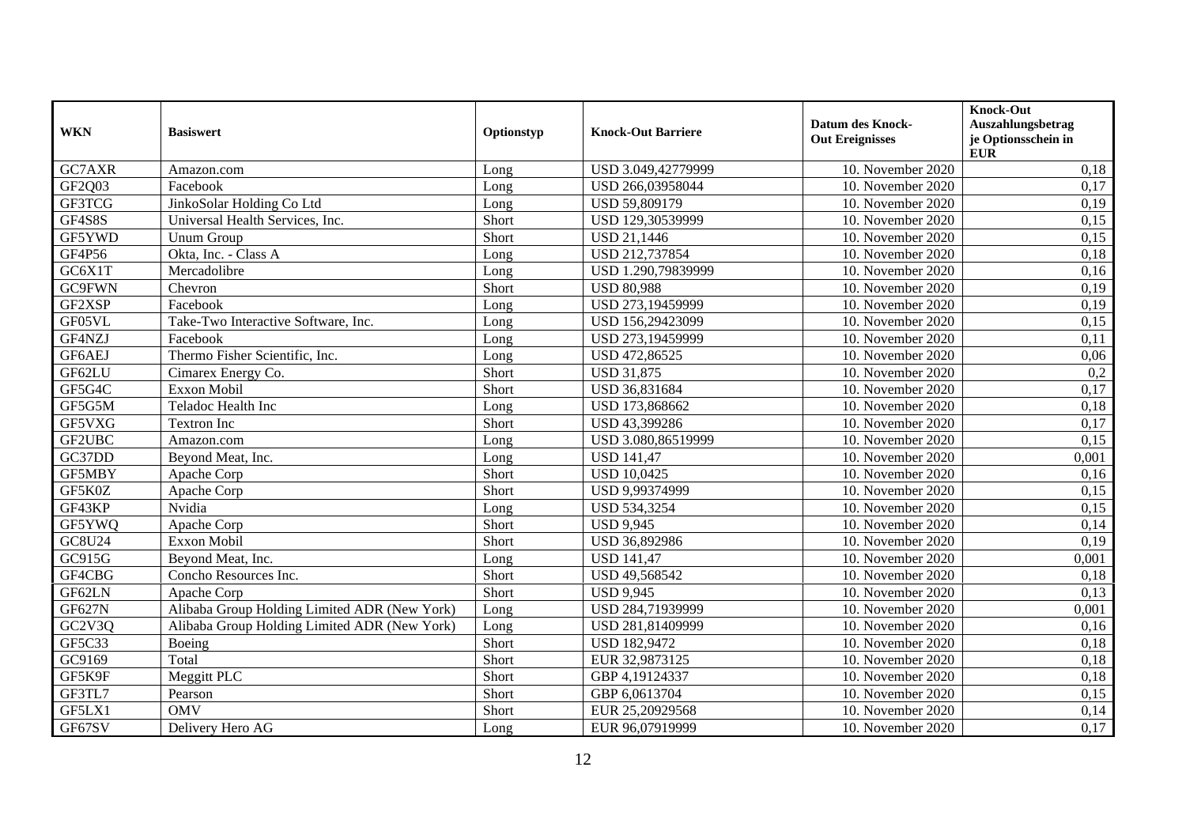| WKN | Basiswert | Optionstyp | Knock-Out Barriere | Datum des Knock-Out Ereignisses | Knock-Out Auszahlungsbetrag je Optionsschein in EUR |
|---|---|---|---|---|---|
| GC7AXR | Amazon.com | Long | USD 3.049,42779999 | 10. November 2020 | 0,18 |
| GF2Q03 | Facebook | Long | USD 266,03958044 | 10. November 2020 | 0,17 |
| GF3TCG | JinkoSolar Holding Co Ltd | Long | USD 59,809179 | 10. November 2020 | 0,19 |
| GF4S8S | Universal Health Services, Inc. | Short | USD 129,30539999 | 10. November 2020 | 0,15 |
| GF5YWD | Unum Group | Short | USD 21,1446 | 10. November 2020 | 0,15 |
| GF4P56 | Okta, Inc. - Class A | Long | USD 212,737854 | 10. November 2020 | 0,18 |
| GC6X1T | Mercadolibre | Long | USD 1.290,79839999 | 10. November 2020 | 0,16 |
| GC9FWN | Chevron | Short | USD 80,988 | 10. November 2020 | 0,19 |
| GF2XSP | Facebook | Long | USD 273,19459999 | 10. November 2020 | 0,19 |
| GF05VL | Take-Two Interactive Software, Inc. | Long | USD 156,29423099 | 10. November 2020 | 0,15 |
| GF4NZJ | Facebook | Long | USD 273,19459999 | 10. November 2020 | 0,11 |
| GF6AEJ | Thermo Fisher Scientific, Inc. | Long | USD 472,86525 | 10. November 2020 | 0,06 |
| GF62LU | Cimarex Energy Co. | Short | USD 31,875 | 10. November 2020 | 0,2 |
| GF5G4C | Exxon Mobil | Short | USD 36,831684 | 10. November 2020 | 0,17 |
| GF5G5M | Teladoc Health Inc | Long | USD 173,868662 | 10. November 2020 | 0,18 |
| GF5VXG | Textron Inc | Short | USD 43,399286 | 10. November 2020 | 0,17 |
| GF2UBC | Amazon.com | Long | USD 3.080,86519999 | 10. November 2020 | 0,15 |
| GC37DD | Beyond Meat, Inc. | Long | USD 141,47 | 10. November 2020 | 0,001 |
| GF5MBY | Apache Corp | Short | USD 10,0425 | 10. November 2020 | 0,16 |
| GF5K0Z | Apache Corp | Short | USD 9,99374999 | 10. November 2020 | 0,15 |
| GF43KP | Nvidia | Long | USD 534,3254 | 10. November 2020 | 0,15 |
| GF5YWQ | Apache Corp | Short | USD 9,945 | 10. November 2020 | 0,14 |
| GC8U24 | Exxon Mobil | Short | USD 36,892986 | 10. November 2020 | 0,19 |
| GC915G | Beyond Meat, Inc. | Long | USD 141,47 | 10. November 2020 | 0,001 |
| GF4CBG | Concho Resources Inc. | Short | USD 49,568542 | 10. November 2020 | 0,18 |
| GF62LN | Apache Corp | Short | USD 9,945 | 10. November 2020 | 0,13 |
| GF627N | Alibaba Group Holding Limited ADR (New York) | Long | USD 284,71939999 | 10. November 2020 | 0,001 |
| GC2V3Q | Alibaba Group Holding Limited ADR (New York) | Long | USD 281,81409999 | 10. November 2020 | 0,16 |
| GF5C33 | Boeing | Short | USD 182,9472 | 10. November 2020 | 0,18 |
| GC9169 | Total | Short | EUR 32,9873125 | 10. November 2020 | 0,18 |
| GF5K9F | Meggitt PLC | Short | GBP 4,19124337 | 10. November 2020 | 0,18 |
| GF3TL7 | Pearson | Short | GBP 6,0613704 | 10. November 2020 | 0,15 |
| GF5LX1 | OMV | Short | EUR 25,20929568 | 10. November 2020 | 0,14 |
| GF67SV | Delivery Hero AG | Long | EUR 96,07919999 | 10. November 2020 | 0,17 |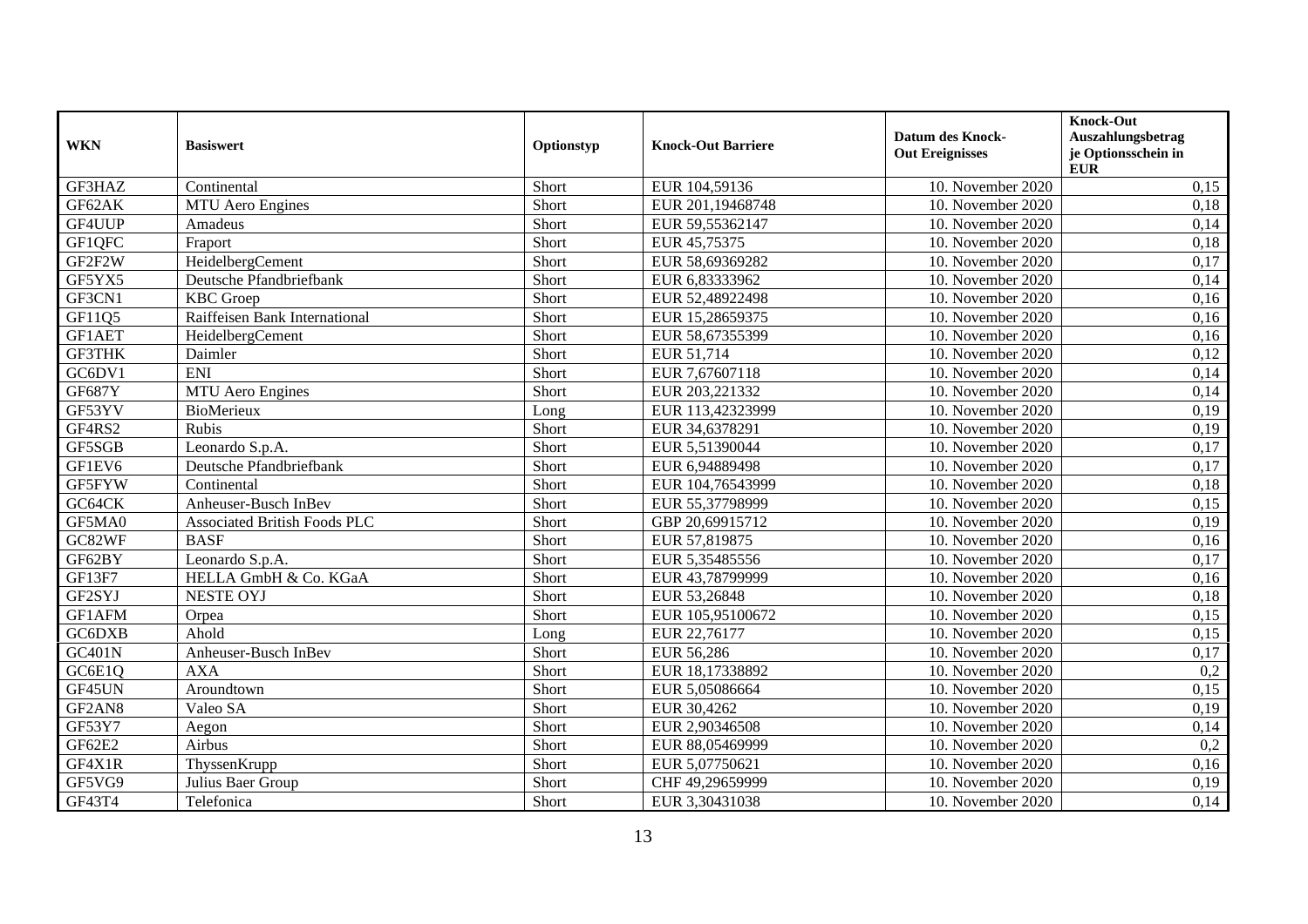| WKN | Basiswert | Optionstyp | Knock-Out Barriere | Datum des Knock-Out Ereignisses | Knock-Out Auszahlungsbetrag je Optionsschein in EUR |
|---|---|---|---|---|---|
| GF3HAZ | Continental | Short | EUR 104,59136 | 10. November 2020 | 0,15 |
| GF62AK | MTU Aero Engines | Short | EUR 201,19468748 | 10. November 2020 | 0,18 |
| GF4UUP | Amadeus | Short | EUR 59,55362147 | 10. November 2020 | 0,14 |
| GF1QFC | Fraport | Short | EUR 45,75375 | 10. November 2020 | 0,18 |
| GF2F2W | HeidelbergCement | Short | EUR 58,69369282 | 10. November 2020 | 0,17 |
| GF5YX5 | Deutsche Pfandbriefbank | Short | EUR 6,83333962 | 10. November 2020 | 0,14 |
| GF3CN1 | KBC Groep | Short | EUR 52,48922498 | 10. November 2020 | 0,16 |
| GF11Q5 | Raiffeisen Bank International | Short | EUR 15,28659375 | 10. November 2020 | 0,16 |
| GF1AET | HeidelbergCement | Short | EUR 58,67355399 | 10. November 2020 | 0,16 |
| GF3THK | Daimler | Short | EUR 51,714 | 10. November 2020 | 0,12 |
| GC6DV1 | ENI | Short | EUR 7,67607118 | 10. November 2020 | 0,14 |
| GF687Y | MTU Aero Engines | Short | EUR 203,221332 | 10. November 2020 | 0,14 |
| GF53YV | BioMerieux | Long | EUR 113,42323999 | 10. November 2020 | 0,19 |
| GF4RS2 | Rubis | Short | EUR 34,6378291 | 10. November 2020 | 0,19 |
| GF5SGB | Leonardo S.p.A. | Short | EUR 5,51390044 | 10. November 2020 | 0,17 |
| GF1EV6 | Deutsche Pfandbriefbank | Short | EUR 6,94889498 | 10. November 2020 | 0,17 |
| GF5FYW | Continental | Short | EUR 104,76543999 | 10. November 2020 | 0,18 |
| GC64CK | Anheuser-Busch InBev | Short | EUR 55,37798999 | 10. November 2020 | 0,15 |
| GF5MA0 | Associated British Foods PLC | Short | GBP 20,69915712 | 10. November 2020 | 0,19 |
| GC82WF | BASF | Short | EUR 57,819875 | 10. November 2020 | 0,16 |
| GF62BY | Leonardo S.p.A. | Short | EUR 5,35485556 | 10. November 2020 | 0,17 |
| GF13F7 | HELLA GmbH & Co. KGaA | Short | EUR 43,78799999 | 10. November 2020 | 0,16 |
| GF2SYJ | NESTE OYJ | Short | EUR 53,26848 | 10. November 2020 | 0,18 |
| GF1AFM | Orpea | Short | EUR 105,95100672 | 10. November 2020 | 0,15 |
| GC6DXB | Ahold | Long | EUR 22,76177 | 10. November 2020 | 0,15 |
| GC401N | Anheuser-Busch InBev | Short | EUR 56,286 | 10. November 2020 | 0,17 |
| GC6E1Q | AXA | Short | EUR 18,17338892 | 10. November 2020 | 0,2 |
| GF45UN | Aroundtown | Short | EUR 5,05086664 | 10. November 2020 | 0,15 |
| GF2AN8 | Valeo SA | Short | EUR 30,4262 | 10. November 2020 | 0,19 |
| GF53Y7 | Aegon | Short | EUR 2,90346508 | 10. November 2020 | 0,14 |
| GF62E2 | Airbus | Short | EUR 88,05469999 | 10. November 2020 | 0,2 |
| GF4X1R | ThyssenKrupp | Short | EUR 5,07750621 | 10. November 2020 | 0,16 |
| GF5VG9 | Julius Baer Group | Short | CHF 49,29659999 | 10. November 2020 | 0,19 |
| GF43T4 | Telefonica | Short | EUR 3,30431038 | 10. November 2020 | 0,14 |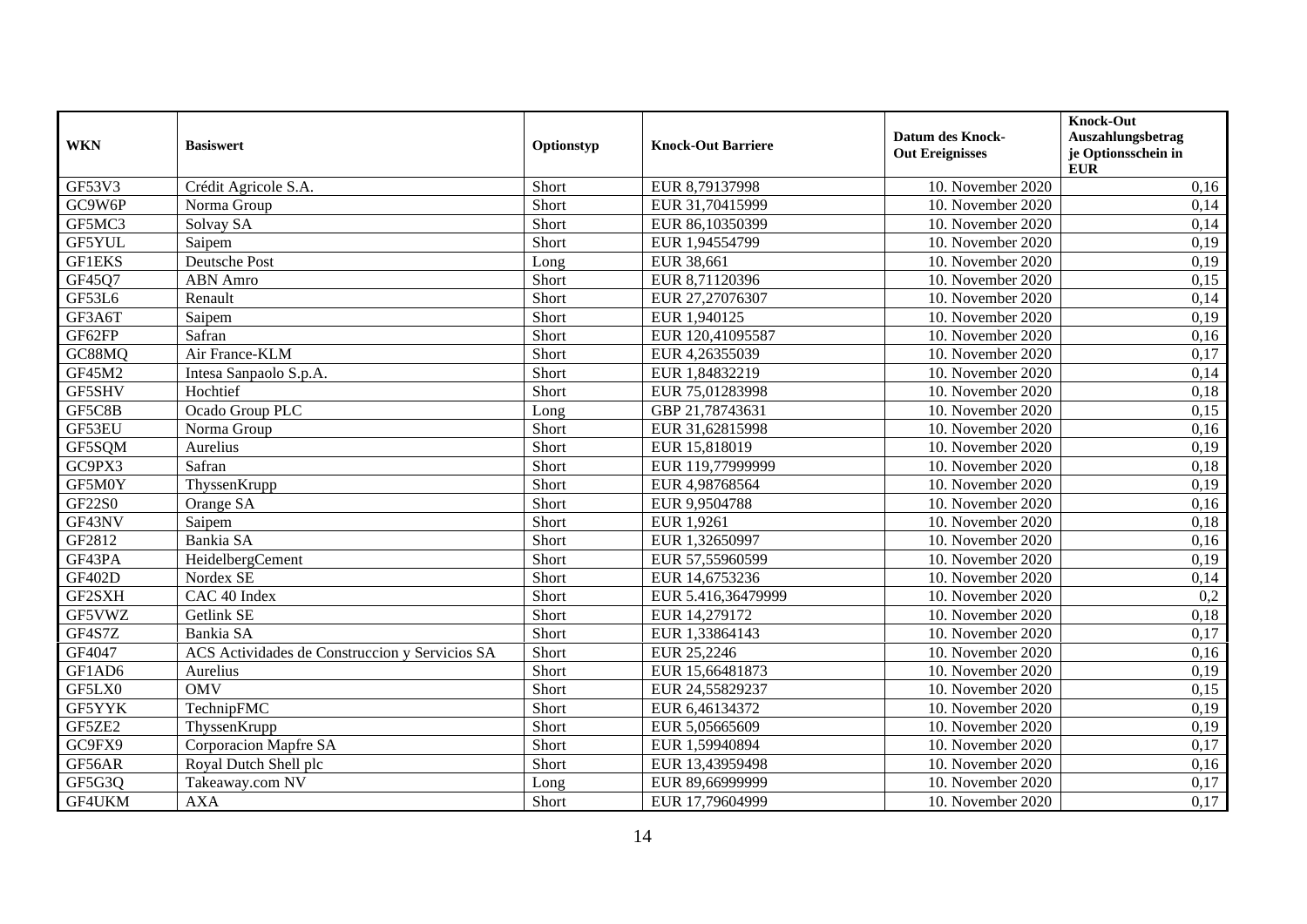| WKN | Basiswert | Optionstyp | Knock-Out Barriere | Datum des Knock-Out Ereignisses | Knock-Out Auszahlungsbetrag je Optionsschein in EUR |
|---|---|---|---|---|---|
| GF53V3 | Crédit Agricole S.A. | Short | EUR 8,79137998 | 10. November 2020 | 0,16 |
| GC9W6P | Norma Group | Short | EUR 31,70415999 | 10. November 2020 | 0,14 |
| GF5MC3 | Solvay SA | Short | EUR 86,10350399 | 10. November 2020 | 0,14 |
| GF5YUL | Saipem | Short | EUR 1,94554799 | 10. November 2020 | 0,19 |
| GF1EKS | Deutsche Post | Long | EUR 38,661 | 10. November 2020 | 0,19 |
| GF45Q7 | ABN Amro | Short | EUR 8,71120396 | 10. November 2020 | 0,15 |
| GF53L6 | Renault | Short | EUR 27,27076307 | 10. November 2020 | 0,14 |
| GF3A6T | Saipem | Short | EUR 1,940125 | 10. November 2020 | 0,19 |
| GF62FP | Safran | Short | EUR 120,41095587 | 10. November 2020 | 0,16 |
| GC88MQ | Air France-KLM | Short | EUR 4,26355039 | 10. November 2020 | 0,17 |
| GF45M2 | Intesa Sanpaolo S.p.A. | Short | EUR 1,84832219 | 10. November 2020 | 0,14 |
| GF5SHV | Hochtief | Short | EUR 75,01283998 | 10. November 2020 | 0,18 |
| GF5C8B | Ocado Group PLC | Long | GBP 21,78743631 | 10. November 2020 | 0,15 |
| GF53EU | Norma Group | Short | EUR 31,62815998 | 10. November 2020 | 0,16 |
| GF5SQM | Aurelius | Short | EUR 15,818019 | 10. November 2020 | 0,19 |
| GC9PX3 | Safran | Short | EUR 119,77999999 | 10. November 2020 | 0,18 |
| GF5M0Y | ThyssenKrupp | Short | EUR 4,98768564 | 10. November 2020 | 0,19 |
| GF22S0 | Orange SA | Short | EUR 9,9504788 | 10. November 2020 | 0,16 |
| GF43NV | Saipem | Short | EUR 1,9261 | 10. November 2020 | 0,18 |
| GF2812 | Bankia SA | Short | EUR 1,32650997 | 10. November 2020 | 0,16 |
| GF43PA | HeidelbergCement | Short | EUR 57,55960599 | 10. November 2020 | 0,19 |
| GF402D | Nordex SE | Short | EUR 14,6753236 | 10. November 2020 | 0,14 |
| GF2SXH | CAC 40 Index | Short | EUR 5.416,36479999 | 10. November 2020 | 0,2 |
| GF5VWZ | Getlink SE | Short | EUR 14,279172 | 10. November 2020 | 0,18 |
| GF4S7Z | Bankia SA | Short | EUR 1,33864143 | 10. November 2020 | 0,17 |
| GF4047 | ACS Actividades de Construccion y Servicios SA | Short | EUR 25,2246 | 10. November 2020 | 0,16 |
| GF1AD6 | Aurelius | Short | EUR 15,66481873 | 10. November 2020 | 0,19 |
| GF5LX0 | OMV | Short | EUR 24,55829237 | 10. November 2020 | 0,15 |
| GF5YYK | TechnipFMC | Short | EUR 6,46134372 | 10. November 2020 | 0,19 |
| GF5ZE2 | ThyssenKrupp | Short | EUR 5,05665609 | 10. November 2020 | 0,19 |
| GC9FX9 | Corporacion Mapfre SA | Short | EUR 1,59940894 | 10. November 2020 | 0,17 |
| GF56AR | Royal Dutch Shell plc | Short | EUR 13,43959498 | 10. November 2020 | 0,16 |
| GF5G3Q | Takeaway.com NV | Long | EUR 89,66999999 | 10. November 2020 | 0,17 |
| GF4UKM | AXA | Short | EUR 17,79604999 | 10. November 2020 | 0,17 |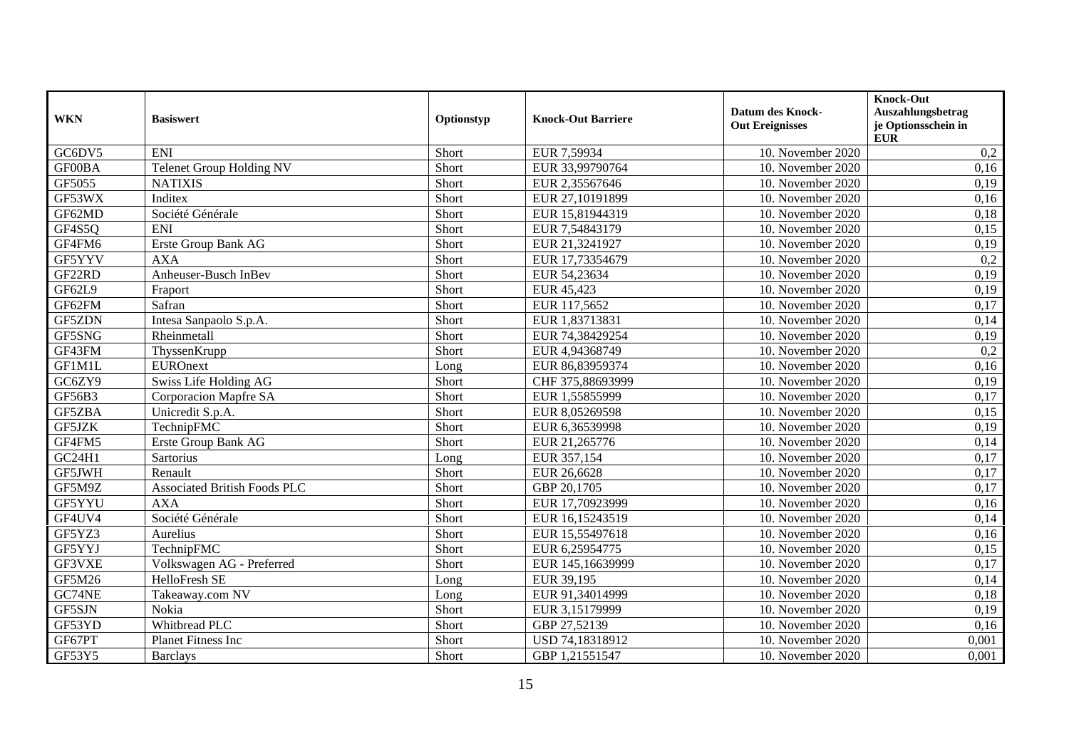| WKN | Basiswert | Optionstyp | Knock-Out Barriere | Datum des Knock-Out Ereignisses | Knock-Out Auszahlungsbetrag je Optionsschein in EUR |
|---|---|---|---|---|---|
| GC6DV5 | ENI | Short | EUR 7,59934 | 10. November 2020 | 0,2 |
| GF00BA | Telenet Group Holding NV | Short | EUR 33,99790764 | 10. November 2020 | 0,16 |
| GF5055 | NATIXIS | Short | EUR 2,35567646 | 10. November 2020 | 0,19 |
| GF53WX | Inditex | Short | EUR 27,10191899 | 10. November 2020 | 0,16 |
| GF62MD | Société Générale | Short | EUR 15,81944319 | 10. November 2020 | 0,18 |
| GF4S5Q | ENI | Short | EUR 7,54843179 | 10. November 2020 | 0,15 |
| GF4FM6 | Erste Group Bank AG | Short | EUR 21,3241927 | 10. November 2020 | 0,19 |
| GF5YYV | AXA | Short | EUR 17,73354679 | 10. November 2020 | 0,2 |
| GF22RD | Anheuser-Busch InBev | Short | EUR 54,23634 | 10. November 2020 | 0,19 |
| GF62L9 | Fraport | Short | EUR 45,423 | 10. November 2020 | 0,19 |
| GF62FM | Safran | Short | EUR 117,5652 | 10. November 2020 | 0,17 |
| GF5ZDN | Intesa Sanpaolo S.p.A. | Short | EUR 1,83713831 | 10. November 2020 | 0,14 |
| GF5SNG | Rheinmetall | Short | EUR 74,38429254 | 10. November 2020 | 0,19 |
| GF43FM | ThyssenKrupp | Short | EUR 4,94368749 | 10. November 2020 | 0,2 |
| GF1M1L | EUROnext | Long | EUR 86,83959374 | 10. November 2020 | 0,16 |
| GC6ZY9 | Swiss Life Holding AG | Short | CHF 375,88693999 | 10. November 2020 | 0,19 |
| GF56B3 | Corporacion Mapfre SA | Short | EUR 1,55855999 | 10. November 2020 | 0,17 |
| GF5ZBA | Unicredit S.p.A. | Short | EUR 8,05269598 | 10. November 2020 | 0,15 |
| GF5JZK | TechnipFMC | Short | EUR 6,36539998 | 10. November 2020 | 0,19 |
| GF4FM5 | Erste Group Bank AG | Short | EUR 21,265776 | 10. November 2020 | 0,14 |
| GC24H1 | Sartorius | Long | EUR 357,154 | 10. November 2020 | 0,17 |
| GF5JWH | Renault | Short | EUR 26,6628 | 10. November 2020 | 0,17 |
| GF5M9Z | Associated British Foods PLC | Short | GBP 20,1705 | 10. November 2020 | 0,17 |
| GF5YYU | AXA | Short | EUR 17,70923999 | 10. November 2020 | 0,16 |
| GF4UV4 | Société Générale | Short | EUR 16,15243519 | 10. November 2020 | 0,14 |
| GF5YZ3 | Aurelius | Short | EUR 15,55497618 | 10. November 2020 | 0,16 |
| GF5YYJ | TechnipFMC | Short | EUR 6,25954775 | 10. November 2020 | 0,15 |
| GF3VXE | Volkswagen AG - Preferred | Short | EUR 145,16639999 | 10. November 2020 | 0,17 |
| GF5M26 | HelloFresh SE | Long | EUR 39,195 | 10. November 2020 | 0,14 |
| GC74NE | Takeaway.com NV | Long | EUR 91,34014999 | 10. November 2020 | 0,18 |
| GF5SJN | Nokia | Short | EUR 3,15179999 | 10. November 2020 | 0,19 |
| GF53YD | Whitbread PLC | Short | GBP 27,52139 | 10. November 2020 | 0,16 |
| GF67PT | Planet Fitness Inc | Short | USD 74,18318912 | 10. November 2020 | 0,001 |
| GF53Y5 | Barclays | Short | GBP 1,21551547 | 10. November 2020 | 0,001 |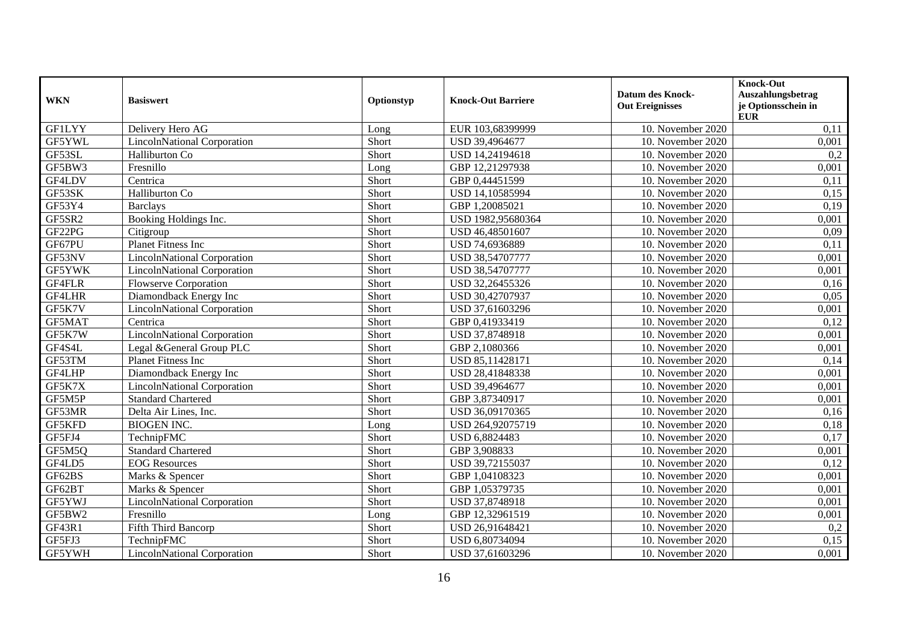| WKN | Basiswert | Optionstyp | Knock-Out Barriere | Datum des Knock-Out Ereignisses | Knock-Out Auszahlungsbetrag je Optionsschein in EUR |
|---|---|---|---|---|---|
| GF1LYY | Delivery Hero AG | Long | EUR 103,68399999 | 10. November 2020 | 0,11 |
| GF5YWL | LincolnNational Corporation | Short | USD 39,4964677 | 10. November 2020 | 0,001 |
| GF53SL | Halliburton Co | Short | USD 14,24194618 | 10. November 2020 | 0,2 |
| GF5BW3 | Fresnillo | Long | GBP 12,21297938 | 10. November 2020 | 0,001 |
| GF4LDV | Centrica | Short | GBP 0,44451599 | 10. November 2020 | 0,11 |
| GF53SK | Halliburton Co | Short | USD 14,10585994 | 10. November 2020 | 0,15 |
| GF53Y4 | Barclays | Short | GBP 1,20085021 | 10. November 2020 | 0,19 |
| GF5SR2 | Booking Holdings Inc. | Short | USD 1982,95680364 | 10. November 2020 | 0,001 |
| GF22PG | Citigroup | Short | USD 46,48501607 | 10. November 2020 | 0,09 |
| GF67PU | Planet Fitness Inc | Short | USD 74,6936889 | 10. November 2020 | 0,11 |
| GF53NV | LincolnNational Corporation | Short | USD 38,54707777 | 10. November 2020 | 0,001 |
| GF5YWK | LincolnNational Corporation | Short | USD 38,54707777 | 10. November 2020 | 0,001 |
| GF4FLR | Flowserve Corporation | Short | USD 32,26455326 | 10. November 2020 | 0,16 |
| GF4LHR | Diamondback Energy Inc | Short | USD 30,42707937 | 10. November 2020 | 0,05 |
| GF5K7V | LincolnNational Corporation | Short | USD 37,61603296 | 10. November 2020 | 0,001 |
| GF5MAT | Centrica | Short | GBP 0,41933419 | 10. November 2020 | 0,12 |
| GF5K7W | LincolnNational Corporation | Short | USD 37,8748918 | 10. November 2020 | 0,001 |
| GF4S4L | Legal &General Group PLC | Short | GBP 2,1080366 | 10. November 2020 | 0,001 |
| GF53TM | Planet Fitness Inc | Short | USD 85,11428171 | 10. November 2020 | 0,14 |
| GF4LHP | Diamondback Energy Inc | Short | USD 28,41848338 | 10. November 2020 | 0,001 |
| GF5K7X | LincolnNational Corporation | Short | USD 39,4964677 | 10. November 2020 | 0,001 |
| GF5M5P | Standard Chartered | Short | GBP 3,87340917 | 10. November 2020 | 0,001 |
| GF53MR | Delta Air Lines, Inc. | Short | USD 36,09170365 | 10. November 2020 | 0,16 |
| GF5KFD | BIOGEN INC. | Long | USD 264,92075719 | 10. November 2020 | 0,18 |
| GF5FJ4 | TechnipFMC | Short | USD 6,8824483 | 10. November 2020 | 0,17 |
| GF5M5Q | Standard Chartered | Short | GBP 3,908833 | 10. November 2020 | 0,001 |
| GF4LD5 | EOG Resources | Short | USD 39,72155037 | 10. November 2020 | 0,12 |
| GF62BS | Marks & Spencer | Short | GBP 1,04108323 | 10. November 2020 | 0,001 |
| GF62BT | Marks & Spencer | Short | GBP 1,05379735 | 10. November 2020 | 0,001 |
| GF5YWJ | LincolnNational Corporation | Short | USD 37,8748918 | 10. November 2020 | 0,001 |
| GF5BW2 | Fresnillo | Long | GBP 12,32961519 | 10. November 2020 | 0,001 |
| GF43R1 | Fifth Third Bancorp | Short | USD 26,91648421 | 10. November 2020 | 0,2 |
| GF5FJ3 | TechnipFMC | Short | USD 6,80734094 | 10. November 2020 | 0,15 |
| GF5YWH | LincolnNational Corporation | Short | USD 37,61603296 | 10. November 2020 | 0,001 |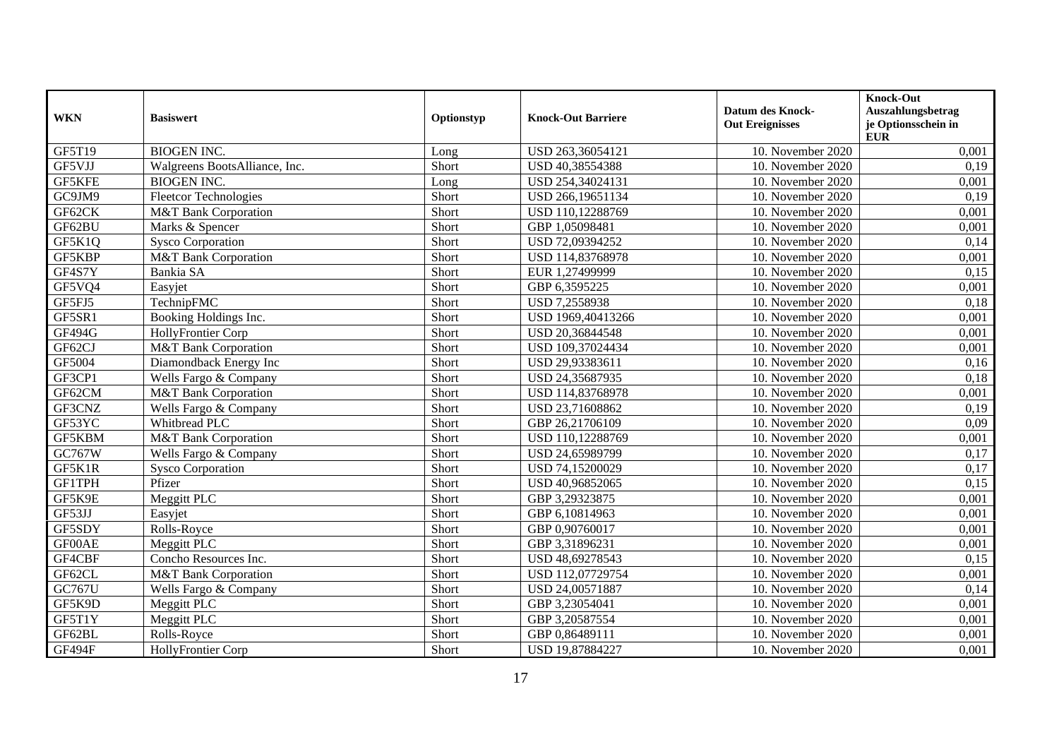| WKN | Basiswert | Optionstyp | Knock-Out Barriere | Datum des Knock-Out Ereignisses | Knock-Out Auszahlungsbetrag je Optionsschein in EUR |
|---|---|---|---|---|---|
| GF5T19 | BIOGEN INC. | Long | USD 263,36054121 | 10. November 2020 | 0,001 |
| GF5VJJ | Walgreens BootsAlliance, Inc. | Short | USD 40,38554388 | 10. November 2020 | 0,19 |
| GF5KFE | BIOGEN INC. | Long | USD 254,34024131 | 10. November 2020 | 0,001 |
| GC9JM9 | Fleetcor Technologies | Short | USD 266,19651134 | 10. November 2020 | 0,19 |
| GF62CK | M&T Bank Corporation | Short | USD 110,12288769 | 10. November 2020 | 0,001 |
| GF62BU | Marks & Spencer | Short | GBP 1,05098481 | 10. November 2020 | 0,001 |
| GF5K1Q | Sysco Corporation | Short | USD 72,09394252 | 10. November 2020 | 0,14 |
| GF5KBP | M&T Bank Corporation | Short | USD 114,83768978 | 10. November 2020 | 0,001 |
| GF4S7Y | Bankia SA | Short | EUR 1,27499999 | 10. November 2020 | 0,15 |
| GF5VQ4 | Easyjet | Short | GBP 6,3595225 | 10. November 2020 | 0,001 |
| GF5FJ5 | TechnipFMC | Short | USD 7,2558938 | 10. November 2020 | 0,18 |
| GF5SR1 | Booking Holdings Inc. | Short | USD 1969,40413266 | 10. November 2020 | 0,001 |
| GF494G | HollyFrontier Corp | Short | USD 20,36844548 | 10. November 2020 | 0,001 |
| GF62CJ | M&T Bank Corporation | Short | USD 109,37024434 | 10. November 2020 | 0,001 |
| GF5004 | Diamondback Energy Inc | Short | USD 29,93383611 | 10. November 2020 | 0,16 |
| GF3CP1 | Wells Fargo & Company | Short | USD 24,35687935 | 10. November 2020 | 0,18 |
| GF62CM | M&T Bank Corporation | Short | USD 114,83768978 | 10. November 2020 | 0,001 |
| GF3CNZ | Wells Fargo & Company | Short | USD 23,71608862 | 10. November 2020 | 0,19 |
| GF53YC | Whitbread PLC | Short | GBP 26,21706109 | 10. November 2020 | 0,09 |
| GF5KBM | M&T Bank Corporation | Short | USD 110,12288769 | 10. November 2020 | 0,001 |
| GC767W | Wells Fargo & Company | Short | USD 24,65989799 | 10. November 2020 | 0,17 |
| GF5K1R | Sysco Corporation | Short | USD 74,15200029 | 10. November 2020 | 0,17 |
| GF1TPH | Pfizer | Short | USD 40,96852065 | 10. November 2020 | 0,15 |
| GF5K9E | Meggitt PLC | Short | GBP 3,29323875 | 10. November 2020 | 0,001 |
| GF53JJ | Easyjet | Short | GBP 6,10814963 | 10. November 2020 | 0,001 |
| GF5SDY | Rolls-Royce | Short | GBP 0,90760017 | 10. November 2020 | 0,001 |
| GF00AE | Meggitt PLC | Short | GBP 3,31896231 | 10. November 2020 | 0,001 |
| GF4CBF | Concho Resources Inc. | Short | USD 48,69278543 | 10. November 2020 | 0,15 |
| GF62CL | M&T Bank Corporation | Short | USD 112,07729754 | 10. November 2020 | 0,001 |
| GC767U | Wells Fargo & Company | Short | USD 24,00571887 | 10. November 2020 | 0,14 |
| GF5K9D | Meggitt PLC | Short | GBP 3,23054041 | 10. November 2020 | 0,001 |
| GF5T1Y | Meggitt PLC | Short | GBP 3,20587554 | 10. November 2020 | 0,001 |
| GF62BL | Rolls-Royce | Short | GBP 0,86489111 | 10. November 2020 | 0,001 |
| GF494F | HollyFrontier Corp | Short | USD 19,87884227 | 10. November 2020 | 0,001 |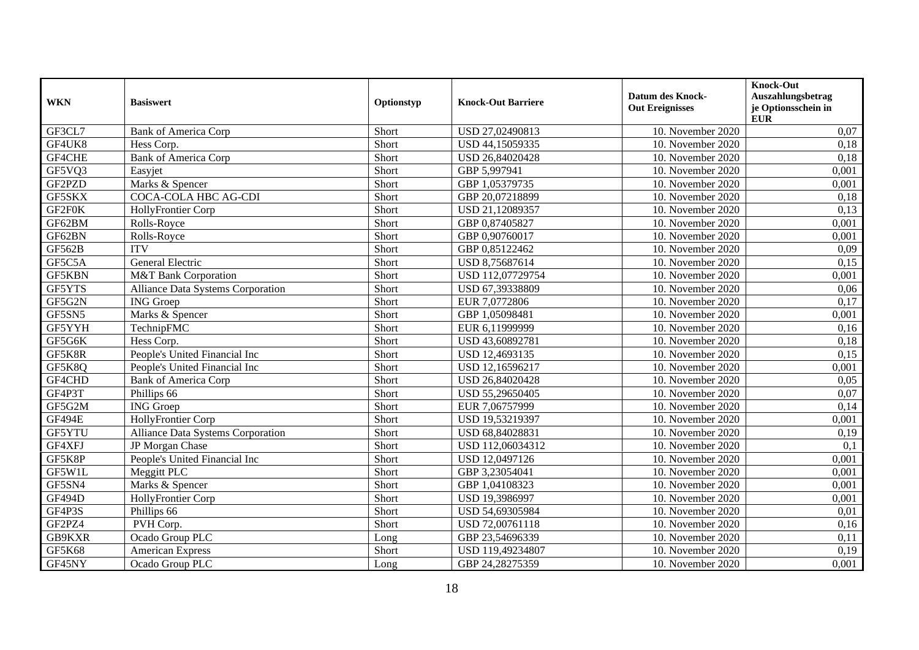| WKN | Basiswert | Optionstyp | Knock-Out Barriere | Datum des Knock-Out Ereignisses | Knock-Out Auszahlungsbetrag je Optionsschein in EUR |
|---|---|---|---|---|---|
| GF3CL7 | Bank of America Corp | Short | USD 27,02490813 | 10. November 2020 | 0,07 |
| GF4UK8 | Hess Corp. | Short | USD 44,15059335 | 10. November 2020 | 0,18 |
| GF4CHE | Bank of America Corp | Short | USD 26,84020428 | 10. November 2020 | 0,18 |
| GF5VQ3 | Easyjet | Short | GBP 5,997941 | 10. November 2020 | 0,001 |
| GF2PZD | Marks & Spencer | Short | GBP 1,05379735 | 10. November 2020 | 0,001 |
| GF5SKX | COCA-COLA HBC AG-CDI | Short | GBP 20,07218899 | 10. November 2020 | 0,18 |
| GF2F0K | HollyFrontier Corp | Short | USD 21,12089357 | 10. November 2020 | 0,13 |
| GF62BM | Rolls-Royce | Short | GBP 0,87405827 | 10. November 2020 | 0,001 |
| GF62BN | Rolls-Royce | Short | GBP 0,90760017 | 10. November 2020 | 0,001 |
| GF562B | ITV | Short | GBP 0,85122462 | 10. November 2020 | 0,09 |
| GF5C5A | General Electric | Short | USD 8,75687614 | 10. November 2020 | 0,15 |
| GF5KBN | M&T Bank Corporation | Short | USD 112,07729754 | 10. November 2020 | 0,001 |
| GF5YTS | Alliance Data Systems Corporation | Short | USD 67,39338809 | 10. November 2020 | 0,06 |
| GF5G2N | ING Groep | Short | EUR 7,0772806 | 10. November 2020 | 0,17 |
| GF5SN5 | Marks & Spencer | Short | GBP 1,05098481 | 10. November 2020 | 0,001 |
| GF5YYH | TechnipFMC | Short | EUR 6,11999999 | 10. November 2020 | 0,16 |
| GF5G6K | Hess Corp. | Short | USD 43,60892781 | 10. November 2020 | 0,18 |
| GF5K8R | People's United Financial Inc | Short | USD 12,4693135 | 10. November 2020 | 0,15 |
| GF5K8Q | People's United Financial Inc | Short | USD 12,16596217 | 10. November 2020 | 0,001 |
| GF4CHD | Bank of America Corp | Short | USD 26,84020428 | 10. November 2020 | 0,05 |
| GF4P3T | Phillips 66 | Short | USD 55,29650405 | 10. November 2020 | 0,07 |
| GF5G2M | ING Groep | Short | EUR 7,06757999 | 10. November 2020 | 0,14 |
| GF494E | HollyFrontier Corp | Short | USD 19,53219397 | 10. November 2020 | 0,001 |
| GF5YTU | Alliance Data Systems Corporation | Short | USD 68,84028831 | 10. November 2020 | 0,19 |
| GF4XFJ | JP Morgan Chase | Short | USD 112,06034312 | 10. November 2020 | 0,1 |
| GF5K8P | People's United Financial Inc | Short | USD 12,0497126 | 10. November 2020 | 0,001 |
| GF5W1L | Meggitt PLC | Short | GBP 3,23054041 | 10. November 2020 | 0,001 |
| GF5SN4 | Marks & Spencer | Short | GBP 1,04108323 | 10. November 2020 | 0,001 |
| GF494D | HollyFrontier Corp | Short | USD 19,3986997 | 10. November 2020 | 0,001 |
| GF4P3S | Phillips 66 | Short | USD 54,69305984 | 10. November 2020 | 0,01 |
| GF2PZ4 | PVH Corp. | Short | USD 72,00761118 | 10. November 2020 | 0,16 |
| GB9KXR | Ocado Group PLC | Long | GBP 23,54696339 | 10. November 2020 | 0,11 |
| GF5K68 | American Express | Short | USD 119,49234807 | 10. November 2020 | 0,19 |
| GF45NY | Ocado Group PLC | Long | GBP 24,28275359 | 10. November 2020 | 0,001 |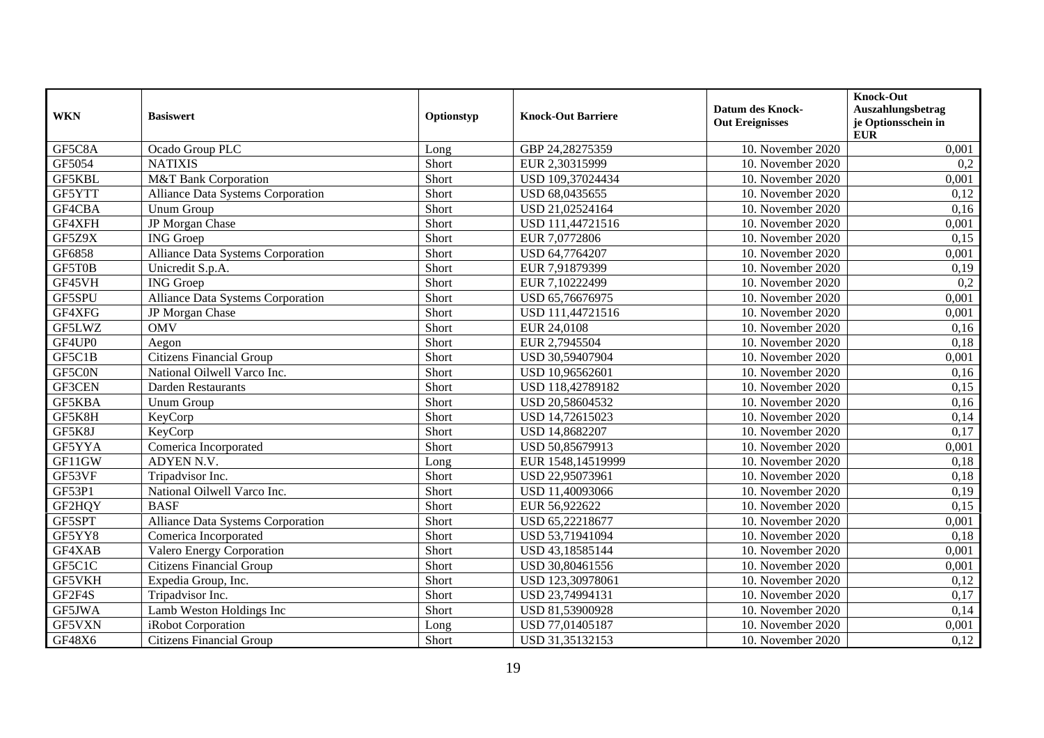| WKN | Basiswert | Optionstyp | Knock-Out Barriere | Datum des Knock-Out Ereignisses | Knock-Out Auszahlungsbetrag je Optionsschein in EUR |
|---|---|---|---|---|---|
| GF5C8A | Ocado Group PLC | Long | GBP 24,28275359 | 10. November 2020 | 0,001 |
| GF5054 | NATIXIS | Short | EUR 2,30315999 | 10. November 2020 | 0,2 |
| GF5KBL | M&T Bank Corporation | Short | USD 109,37024434 | 10. November 2020 | 0,001 |
| GF5YTT | Alliance Data Systems Corporation | Short | USD 68,0435655 | 10. November 2020 | 0,12 |
| GF4CBA | Unum Group | Short | USD 21,02524164 | 10. November 2020 | 0,16 |
| GF4XFH | JP Morgan Chase | Short | USD 111,44721516 | 10. November 2020 | 0,001 |
| GF5Z9X | ING Groep | Short | EUR 7,0772806 | 10. November 2020 | 0,15 |
| GF6858 | Alliance Data Systems Corporation | Short | USD 64,7764207 | 10. November 2020 | 0,001 |
| GF5T0B | Unicredit S.p.A. | Short | EUR 7,91879399 | 10. November 2020 | 0,19 |
| GF45VH | ING Groep | Short | EUR 7,10222499 | 10. November 2020 | 0,2 |
| GF5SPU | Alliance Data Systems Corporation | Short | USD 65,76676975 | 10. November 2020 | 0,001 |
| GF4XFG | JP Morgan Chase | Short | USD 111,44721516 | 10. November 2020 | 0,001 |
| GF5LWZ | OMV | Short | EUR 24,0108 | 10. November 2020 | 0,16 |
| GF4UP0 | Aegon | Short | EUR 2,7945504 | 10. November 2020 | 0,18 |
| GF5C1B | Citizens Financial Group | Short | USD 30,59407904 | 10. November 2020 | 0,001 |
| GF5C0N | National Oilwell Varco Inc. | Short | USD 10,96562601 | 10. November 2020 | 0,16 |
| GF3CEN | Darden Restaurants | Short | USD 118,42789182 | 10. November 2020 | 0,15 |
| GF5KBA | Unum Group | Short | USD 20,58604532 | 10. November 2020 | 0,16 |
| GF5K8H | KeyCorp | Short | USD 14,72615023 | 10. November 2020 | 0,14 |
| GF5K8J | KeyCorp | Short | USD 14,8682207 | 10. November 2020 | 0,17 |
| GF5YYA | Comerica Incorporated | Short | USD 50,85679913 | 10. November 2020 | 0,001 |
| GF11GW | ADYEN N.V. | Long | EUR 1548,14519999 | 10. November 2020 | 0,18 |
| GF53VF | Tripadvisor Inc. | Short | USD 22,95073961 | 10. November 2020 | 0,18 |
| GF53P1 | National Oilwell Varco Inc. | Short | USD 11,40093066 | 10. November 2020 | 0,19 |
| GF2HQY | BASF | Short | EUR 56,922622 | 10. November 2020 | 0,15 |
| GF5SPT | Alliance Data Systems Corporation | Short | USD 65,22218677 | 10. November 2020 | 0,001 |
| GF5YY8 | Comerica Incorporated | Short | USD 53,71941094 | 10. November 2020 | 0,18 |
| GF4XAB | Valero Energy Corporation | Short | USD 43,18585144 | 10. November 2020 | 0,001 |
| GF5C1C | Citizens Financial Group | Short | USD 30,80461556 | 10. November 2020 | 0,001 |
| GF5VKH | Expedia Group, Inc. | Short | USD 123,30978061 | 10. November 2020 | 0,12 |
| GF2F4S | Tripadvisor Inc. | Short | USD 23,74994131 | 10. November 2020 | 0,17 |
| GF5JWA | Lamb Weston Holdings Inc | Short | USD 81,53900928 | 10. November 2020 | 0,14 |
| GF5VXN | iRobot Corporation | Long | USD 77,01405187 | 10. November 2020 | 0,001 |
| GF48X6 | Citizens Financial Group | Short | USD 31,35132153 | 10. November 2020 | 0,12 |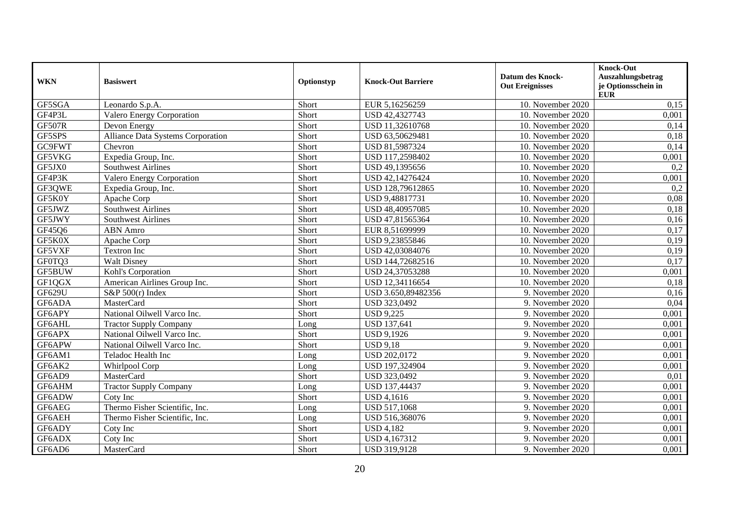| WKN | Basiswert | Optionstyp | Knock-Out Barriere | Datum des Knock-Out Ereignisses | Knock-Out Auszahlungsbetrag je Optionsschein in EUR |
|---|---|---|---|---|---|
| GF5SGA | Leonardo S.p.A. | Short | EUR 5,16256259 | 10. November 2020 | 0,15 |
| GF4P3L | Valero Energy Corporation | Short | USD 42,4327743 | 10. November 2020 | 0,001 |
| GF507R | Devon Energy | Short | USD 11,32610768 | 10. November 2020 | 0,14 |
| GF5SPS | Alliance Data Systems Corporation | Short | USD 63,50629481 | 10. November 2020 | 0,18 |
| GC9FWT | Chevron | Short | USD 81,5987324 | 10. November 2020 | 0,14 |
| GF5VKG | Expedia Group, Inc. | Short | USD 117,2598402 | 10. November 2020 | 0,001 |
| GF5JX0 | Southwest Airlines | Short | USD 49,1395656 | 10. November 2020 | 0,2 |
| GF4P3K | Valero Energy Corporation | Short | USD 42,14276424 | 10. November 2020 | 0,001 |
| GF3QWE | Expedia Group, Inc. | Short | USD 128,79612865 | 10. November 2020 | 0,2 |
| GF5K0Y | Apache Corp | Short | USD 9,48817731 | 10. November 2020 | 0,08 |
| GF5JWZ | Southwest Airlines | Short | USD 48,40957085 | 10. November 2020 | 0,18 |
| GF5JWY | Southwest Airlines | Short | USD 47,81565364 | 10. November 2020 | 0,16 |
| GF45Q6 | ABN Amro | Short | EUR 8,51699999 | 10. November 2020 | 0,17 |
| GF5K0X | Apache Corp | Short | USD 9,23855846 | 10. November 2020 | 0,19 |
| GF5VXF | Textron Inc | Short | USD 42,03084076 | 10. November 2020 | 0,19 |
| GF0TQ3 | Walt Disney | Short | USD 144,72682516 | 10. November 2020 | 0,17 |
| GF5BUW | Kohl's Corporation | Short | USD 24,37053288 | 10. November 2020 | 0,001 |
| GF1QGX | American Airlines Group Inc. | Short | USD 12,34116654 | 10. November 2020 | 0,18 |
| GF629U | S&P 500(r) Index | Short | USD 3.650,89482356 | 9. November 2020 | 0,16 |
| GF6ADA | MasterCard | Short | USD 323,0492 | 9. November 2020 | 0,04 |
| GF6APY | National Oilwell Varco Inc. | Short | USD 9,225 | 9. November 2020 | 0,001 |
| GF6AHL | Tractor Supply Company | Long | USD 137,641 | 9. November 2020 | 0,001 |
| GF6APX | National Oilwell Varco Inc. | Short | USD 9,1926 | 9. November 2020 | 0,001 |
| GF6APW | National Oilwell Varco Inc. | Short | USD 9,18 | 9. November 2020 | 0,001 |
| GF6AM1 | Teladoc Health Inc | Long | USD 202,0172 | 9. November 2020 | 0,001 |
| GF6AK2 | Whirlpool Corp | Long | USD 197,324904 | 9. November 2020 | 0,001 |
| GF6AD9 | MasterCard | Short | USD 323,0492 | 9. November 2020 | 0,01 |
| GF6AHM | Tractor Supply Company | Long | USD 137,44437 | 9. November 2020 | 0,001 |
| GF6ADW | Coty Inc | Short | USD 4,1616 | 9. November 2020 | 0,001 |
| GF6AEG | Thermo Fisher Scientific, Inc. | Long | USD 517,1068 | 9. November 2020 | 0,001 |
| GF6AEH | Thermo Fisher Scientific, Inc. | Long | USD 516,368076 | 9. November 2020 | 0,001 |
| GF6ADY | Coty Inc | Short | USD 4,182 | 9. November 2020 | 0,001 |
| GF6ADX | Coty Inc | Short | USD 4,167312 | 9. November 2020 | 0,001 |
| GF6AD6 | MasterCard | Short | USD 319,9128 | 9. November 2020 | 0,001 |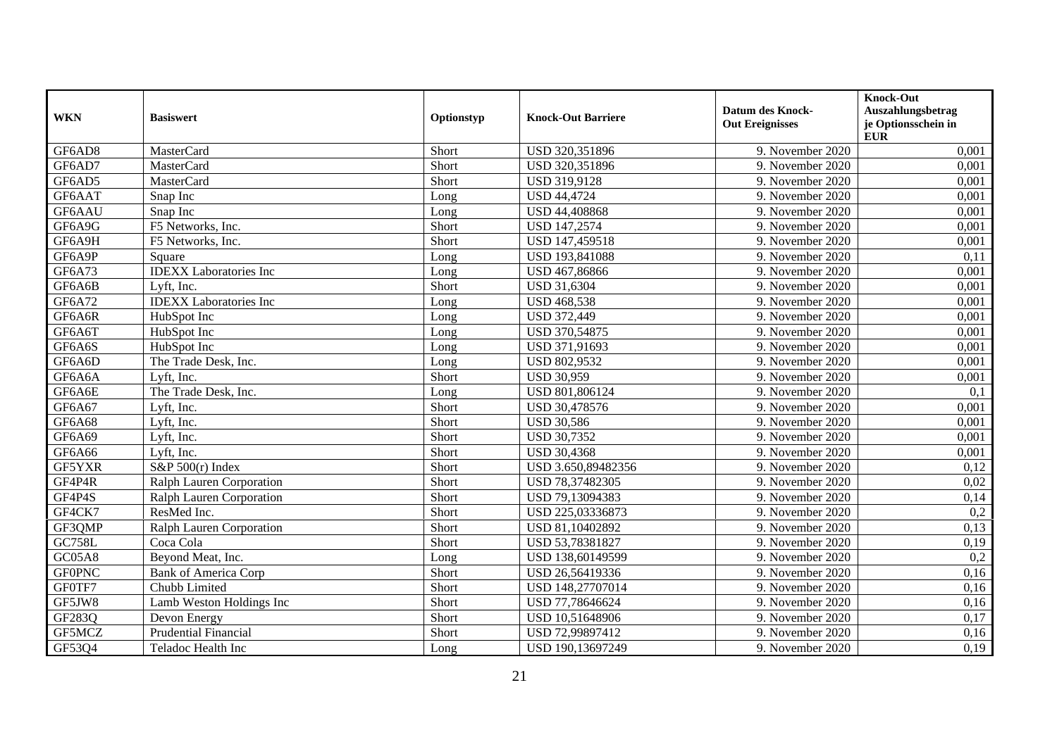| WKN | Basiswert | Optionstyp | Knock-Out Barriere | Datum des Knock-Out Ereignisses | Knock-Out Auszahlungsbetrag je Optionsschein in EUR |
|---|---|---|---|---|---|
| GF6AD8 | MasterCard | Short | USD 320,351896 | 9. November 2020 | 0,001 |
| GF6AD7 | MasterCard | Short | USD 320,351896 | 9. November 2020 | 0,001 |
| GF6AD5 | MasterCard | Short | USD 319,9128 | 9. November 2020 | 0,001 |
| GF6AAT | Snap Inc | Long | USD 44,4724 | 9. November 2020 | 0,001 |
| GF6AAU | Snap Inc | Long | USD 44,408868 | 9. November 2020 | 0,001 |
| GF6A9G | F5 Networks, Inc. | Short | USD 147,2574 | 9. November 2020 | 0,001 |
| GF6A9H | F5 Networks, Inc. | Short | USD 147,459518 | 9. November 2020 | 0,001 |
| GF6A9P | Square | Long | USD 193,841088 | 9. November 2020 | 0,11 |
| GF6A73 | IDEXX Laboratories Inc | Long | USD 467,86866 | 9. November 2020 | 0,001 |
| GF6A6B | Lyft, Inc. | Short | USD 31,6304 | 9. November 2020 | 0,001 |
| GF6A72 | IDEXX Laboratories Inc | Long | USD 468,538 | 9. November 2020 | 0,001 |
| GF6A6R | HubSpot Inc | Long | USD 372,449 | 9. November 2020 | 0,001 |
| GF6A6T | HubSpot Inc | Long | USD 370,54875 | 9. November 2020 | 0,001 |
| GF6A6S | HubSpot Inc | Long | USD 371,91693 | 9. November 2020 | 0,001 |
| GF6A6D | The Trade Desk, Inc. | Long | USD 802,9532 | 9. November 2020 | 0,001 |
| GF6A6A | Lyft, Inc. | Short | USD 30,959 | 9. November 2020 | 0,001 |
| GF6A6E | The Trade Desk, Inc. | Long | USD 801,806124 | 9. November 2020 | 0,1 |
| GF6A67 | Lyft, Inc. | Short | USD 30,478576 | 9. November 2020 | 0,001 |
| GF6A68 | Lyft, Inc. | Short | USD 30,586 | 9. November 2020 | 0,001 |
| GF6A69 | Lyft, Inc. | Short | USD 30,7352 | 9. November 2020 | 0,001 |
| GF6A66 | Lyft, Inc. | Short | USD 30,4368 | 9. November 2020 | 0,001 |
| GF5YXR | S&P 500(r) Index | Short | USD 3.650,89482356 | 9. November 2020 | 0,12 |
| GF4P4R | Ralph Lauren Corporation | Short | USD 78,37482305 | 9. November 2020 | 0,02 |
| GF4P4S | Ralph Lauren Corporation | Short | USD 79,13094383 | 9. November 2020 | 0,14 |
| GF4CK7 | ResMed Inc. | Short | USD 225,03336873 | 9. November 2020 | 0,2 |
| GF3QMP | Ralph Lauren Corporation | Short | USD 81,10402892 | 9. November 2020 | 0,13 |
| GC758L | Coca Cola | Short | USD 53,78381827 | 9. November 2020 | 0,19 |
| GC05A8 | Beyond Meat, Inc. | Long | USD 138,60149599 | 9. November 2020 | 0,2 |
| GF0PNC | Bank of America Corp | Short | USD 26,56419336 | 9. November 2020 | 0,16 |
| GF0TF7 | Chubb Limited | Short | USD 148,27707014 | 9. November 2020 | 0,16 |
| GF5JW8 | Lamb Weston Holdings Inc | Short | USD 77,78646624 | 9. November 2020 | 0,16 |
| GF283Q | Devon Energy | Short | USD 10,51648906 | 9. November 2020 | 0,17 |
| GF5MCZ | Prudential Financial | Short | USD 72,99897412 | 9. November 2020 | 0,16 |
| GF53Q4 | Teladoc Health Inc | Long | USD 190,13697249 | 9. November 2020 | 0,19 |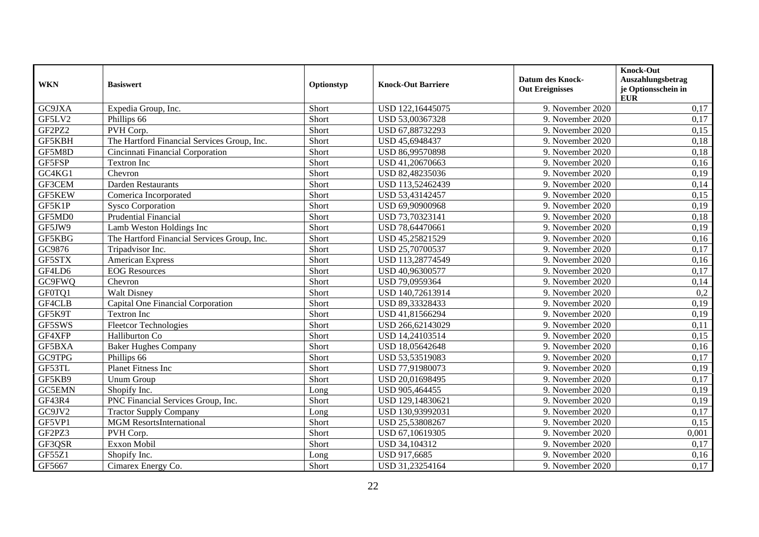| WKN | Basiswert | Optionstyp | Knock-Out Barriere | Datum des Knock-Out Ereignisses | Knock-Out Auszahlungsbetrag je Optionsschein in EUR |
|---|---|---|---|---|---|
| GC9JXA | Expedia Group, Inc. | Short | USD 122,16445075 | 9. November 2020 | 0,17 |
| GF5LV2 | Phillips 66 | Short | USD 53,00367328 | 9. November 2020 | 0,17 |
| GF2PZ2 | PVH Corp. | Short | USD 67,88732293 | 9. November 2020 | 0,15 |
| GF5KBH | The Hartford Financial Services Group, Inc. | Short | USD 45,6948437 | 9. November 2020 | 0,18 |
| GF5M8D | Cincinnati Financial Corporation | Short | USD 86,99570898 | 9. November 2020 | 0,18 |
| GF5FSP | Textron Inc | Short | USD 41,20670663 | 9. November 2020 | 0,16 |
| GC4KG1 | Chevron | Short | USD 82,48235036 | 9. November 2020 | 0,19 |
| GF3CEM | Darden Restaurants | Short | USD 113,52462439 | 9. November 2020 | 0,14 |
| GF5KEW | Comerica Incorporated | Short | USD 53,43142457 | 9. November 2020 | 0,15 |
| GF5K1P | Sysco Corporation | Short | USD 69,90900968 | 9. November 2020 | 0,19 |
| GF5MD0 | Prudential Financial | Short | USD 73,70323141 | 9. November 2020 | 0,18 |
| GF5JW9 | Lamb Weston Holdings Inc | Short | USD 78,64470661 | 9. November 2020 | 0,19 |
| GF5KBG | The Hartford Financial Services Group, Inc. | Short | USD 45,25821529 | 9. November 2020 | 0,16 |
| GC9876 | Tripadvisor Inc. | Short | USD 25,70700537 | 9. November 2020 | 0,17 |
| GF5STX | American Express | Short | USD 113,28774549 | 9. November 2020 | 0,16 |
| GF4LD6 | EOG Resources | Short | USD 40,96300577 | 9. November 2020 | 0,17 |
| GC9FWQ | Chevron | Short | USD 79,0959364 | 9. November 2020 | 0,14 |
| GF0TQ1 | Walt Disney | Short | USD 140,72613914 | 9. November 2020 | 0,2 |
| GF4CLB | Capital One Financial Corporation | Short | USD 89,33328433 | 9. November 2020 | 0,19 |
| GF5K9T | Textron Inc | Short | USD 41,81566294 | 9. November 2020 | 0,19 |
| GF5SWS | Fleetcor Technologies | Short | USD 266,62143029 | 9. November 2020 | 0,11 |
| GF4XFP | Halliburton Co | Short | USD 14,24103514 | 9. November 2020 | 0,15 |
| GF5BXA | Baker Hughes Company | Short | USD 18,05642648 | 9. November 2020 | 0,16 |
| GC9TPG | Phillips 66 | Short | USD 53,53519083 | 9. November 2020 | 0,17 |
| GF53TL | Planet Fitness Inc | Short | USD 77,91980073 | 9. November 2020 | 0,19 |
| GF5KB9 | Unum Group | Short | USD 20,01698495 | 9. November 2020 | 0,17 |
| GC5EMN | Shopify Inc. | Long | USD 905,464455 | 9. November 2020 | 0,19 |
| GF43R4 | PNC Financial Services Group, Inc. | Short | USD 129,14830621 | 9. November 2020 | 0,19 |
| GC9JV2 | Tractor Supply Company | Long | USD 130,93992031 | 9. November 2020 | 0,17 |
| GF5VP1 | MGM ResortsInternational | Short | USD 25,53808267 | 9. November 2020 | 0,15 |
| GF2PZ3 | PVH Corp. | Short | USD 67,10619305 | 9. November 2020 | 0,001 |
| GF3QSR | Exxon Mobil | Short | USD 34,104312 | 9. November 2020 | 0,17 |
| GF55Z1 | Shopify Inc. | Long | USD 917,6685 | 9. November 2020 | 0,16 |
| GF5667 | Cimarex Energy Co. | Short | USD 31,23254164 | 9. November 2020 | 0,17 |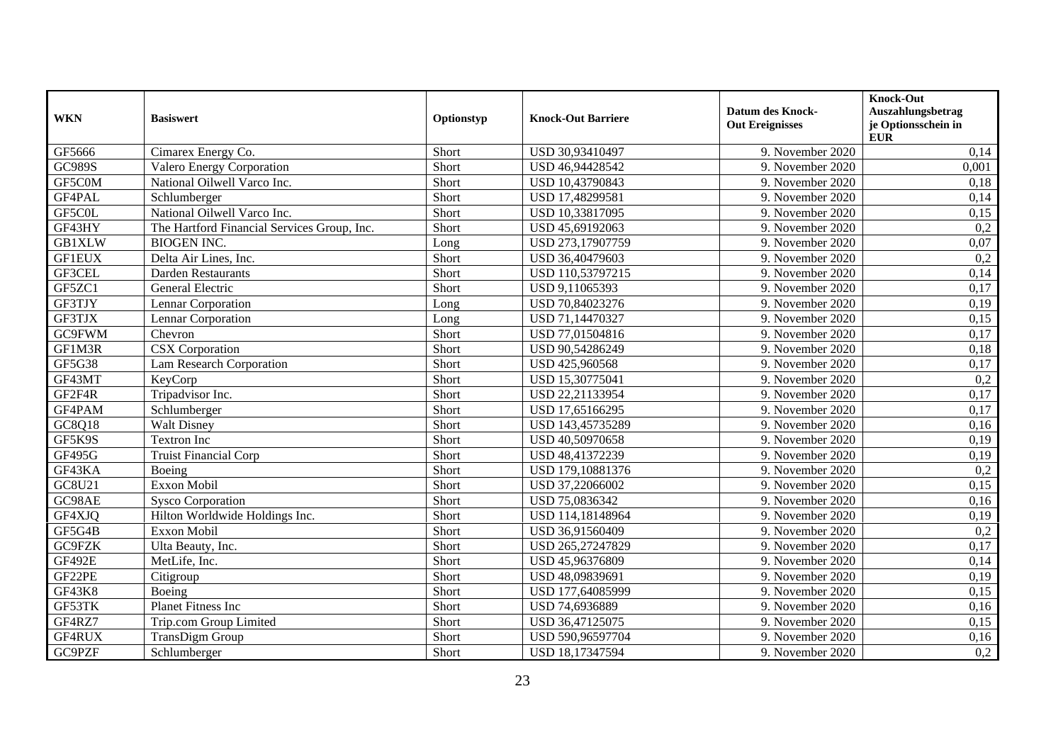| WKN | Basiswert | Optionstyp | Knock-Out Barriere | Datum des Knock-Out Ereignisses | Knock-Out Auszahlungsbetrag je Optionsschein in EUR |
|---|---|---|---|---|---|
| GF5666 | Cimarex Energy Co. | Short | USD 30,93410497 | 9. November 2020 | 0,14 |
| GC989S | Valero Energy Corporation | Short | USD 46,94428542 | 9. November 2020 | 0,001 |
| GF5C0M | National Oilwell Varco Inc. | Short | USD 10,43790843 | 9. November 2020 | 0,18 |
| GF4PAL | Schlumberger | Short | USD 17,48299581 | 9. November 2020 | 0,14 |
| GF5C0L | National Oilwell Varco Inc. | Short | USD 10,33817095 | 9. November 2020 | 0,15 |
| GF43HY | The Hartford Financial Services Group, Inc. | Short | USD 45,69192063 | 9. November 2020 | 0,2 |
| GB1XLW | BIOGEN INC. | Long | USD 273,17907759 | 9. November 2020 | 0,07 |
| GF1EUX | Delta Air Lines, Inc. | Short | USD 36,40479603 | 9. November 2020 | 0,2 |
| GF3CEL | Darden Restaurants | Short | USD 110,53797215 | 9. November 2020 | 0,14 |
| GF5ZC1 | General Electric | Short | USD 9,11065393 | 9. November 2020 | 0,17 |
| GF3TJY | Lennar Corporation | Long | USD 70,84023276 | 9. November 2020 | 0,19 |
| GF3TJX | Lennar Corporation | Long | USD 71,14470327 | 9. November 2020 | 0,15 |
| GC9FWM | Chevron | Short | USD 77,01504816 | 9. November 2020 | 0,17 |
| GF1M3R | CSX Corporation | Short | USD 90,54286249 | 9. November 2020 | 0,18 |
| GF5G38 | Lam Research Corporation | Short | USD 425,960568 | 9. November 2020 | 0,17 |
| GF43MT | KeyCorp | Short | USD 15,30775041 | 9. November 2020 | 0,2 |
| GF2F4R | Tripadvisor Inc. | Short | USD 22,21133954 | 9. November 2020 | 0,17 |
| GF4PAM | Schlumberger | Short | USD 17,65166295 | 9. November 2020 | 0,17 |
| GC8Q18 | Walt Disney | Short | USD 143,45735289 | 9. November 2020 | 0,16 |
| GF5K9S | Textron Inc | Short | USD 40,50970658 | 9. November 2020 | 0,19 |
| GF495G | Truist Financial Corp | Short | USD 48,41372239 | 9. November 2020 | 0,19 |
| GF43KA | Boeing | Short | USD 179,10881376 | 9. November 2020 | 0,2 |
| GC8U21 | Exxon Mobil | Short | USD 37,22066002 | 9. November 2020 | 0,15 |
| GC98AE | Sysco Corporation | Short | USD 75,0836342 | 9. November 2020 | 0,16 |
| GF4XJQ | Hilton Worldwide Holdings Inc. | Short | USD 114,18148964 | 9. November 2020 | 0,19 |
| GF5G4B | Exxon Mobil | Short | USD 36,91560409 | 9. November 2020 | 0,2 |
| GC9FZK | Ulta Beauty, Inc. | Short | USD 265,27247829 | 9. November 2020 | 0,17 |
| GF492E | MetLife, Inc. | Short | USD 45,96376809 | 9. November 2020 | 0,14 |
| GF22PE | Citigroup | Short | USD 48,09839691 | 9. November 2020 | 0,19 |
| GF43K8 | Boeing | Short | USD 177,64085999 | 9. November 2020 | 0,15 |
| GF53TK | Planet Fitness Inc | Short | USD 74,6936889 | 9. November 2020 | 0,16 |
| GF4RZ7 | Trip.com Group Limited | Short | USD 36,47125075 | 9. November 2020 | 0,15 |
| GF4RUX | TransDigm Group | Short | USD 590,96597704 | 9. November 2020 | 0,16 |
| GC9PZF | Schlumberger | Short | USD 18,17347594 | 9. November 2020 | 0,2 |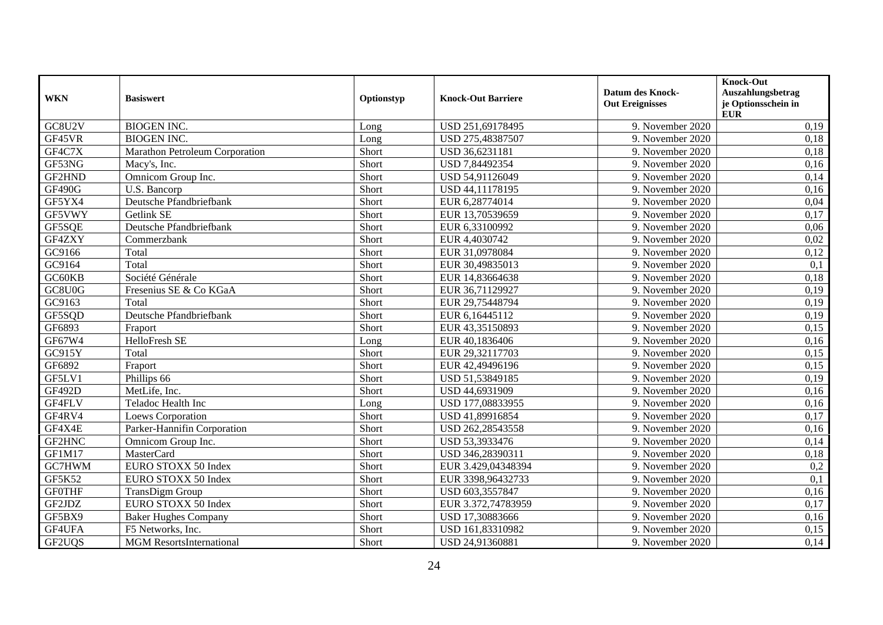| WKN | Basiswert | Optionstyp | Knock-Out Barriere | Datum des Knock-Out Ereignisses | Knock-Out Auszahlungsbetrag je Optionsschein in EUR |
|---|---|---|---|---|---|
| GC8U2V | BIOGEN INC. | Long | USD 251,69178495 | 9. November 2020 | 0,19 |
| GF45VR | BIOGEN INC. | Long | USD 275,48387507 | 9. November 2020 | 0,18 |
| GF4C7X | Marathon Petroleum Corporation | Short | USD 36,6231181 | 9. November 2020 | 0,18 |
| GF53NG | Macy's, Inc. | Short | USD 7,84492354 | 9. November 2020 | 0,16 |
| GF2HND | Omnicom Group Inc. | Short | USD 54,91126049 | 9. November 2020 | 0,14 |
| GF490G | U.S. Bancorp | Short | USD 44,11178195 | 9. November 2020 | 0,16 |
| GF5YX4 | Deutsche Pfandbriefbank | Short | EUR 6,28774014 | 9. November 2020 | 0,04 |
| GF5VWY | Getlink SE | Short | EUR 13,70539659 | 9. November 2020 | 0,17 |
| GF5SQE | Deutsche Pfandbriefbank | Short | EUR 6,33100992 | 9. November 2020 | 0,06 |
| GF4ZXY | Commerzbank | Short | EUR 4,4030742 | 9. November 2020 | 0,02 |
| GC9166 | Total | Short | EUR 31,0978084 | 9. November 2020 | 0,12 |
| GC9164 | Total | Short | EUR 30,49835013 | 9. November 2020 | 0,1 |
| GC60KB | Société Générale | Short | EUR 14,83664638 | 9. November 2020 | 0,18 |
| GC8U0G | Fresenius SE & Co KGaA | Short | EUR 36,71129927 | 9. November 2020 | 0,19 |
| GC9163 | Total | Short | EUR 29,75448794 | 9. November 2020 | 0,19 |
| GF5SQD | Deutsche Pfandbriefbank | Short | EUR 6,16445112 | 9. November 2020 | 0,19 |
| GF6893 | Fraport | Short | EUR 43,35150893 | 9. November 2020 | 0,15 |
| GF67W4 | HelloFresh SE | Long | EUR 40,1836406 | 9. November 2020 | 0,16 |
| GC915Y | Total | Short | EUR 29,32117703 | 9. November 2020 | 0,15 |
| GF6892 | Fraport | Short | EUR 42,49496196 | 9. November 2020 | 0,15 |
| GF5LV1 | Phillips 66 | Short | USD 51,53849185 | 9. November 2020 | 0,19 |
| GF492D | MetLife, Inc. | Short | USD 44,6931909 | 9. November 2020 | 0,16 |
| GF4FLV | Teladoc Health Inc | Long | USD 177,08833955 | 9. November 2020 | 0,16 |
| GF4RV4 | Loews Corporation | Short | USD 41,89916854 | 9. November 2020 | 0,17 |
| GF4X4E | Parker-Hannifin Corporation | Short | USD 262,28543558 | 9. November 2020 | 0,16 |
| GF2HNC | Omnicom Group Inc. | Short | USD 53,3933476 | 9. November 2020 | 0,14 |
| GF1M17 | MasterCard | Short | USD 346,28390311 | 9. November 2020 | 0,18 |
| GC7HWM | EURO STOXX 50 Index | Short | EUR 3.429,04348394 | 9. November 2020 | 0,2 |
| GF5K52 | EURO STOXX 50 Index | Short | EUR 3398,96432733 | 9. November 2020 | 0,1 |
| GF0THF | TransDigm Group | Short | USD 603,3557847 | 9. November 2020 | 0,16 |
| GF2JDZ | EURO STOXX 50 Index | Short | EUR 3.372,74783959 | 9. November 2020 | 0,17 |
| GF5BX9 | Baker Hughes Company | Short | USD 17,30883666 | 9. November 2020 | 0,16 |
| GF4UFA | F5 Networks, Inc. | Short | USD 161,83310982 | 9. November 2020 | 0,15 |
| GF2UQS | MGM ResortsInternational | Short | USD 24,91360881 | 9. November 2020 | 0,14 |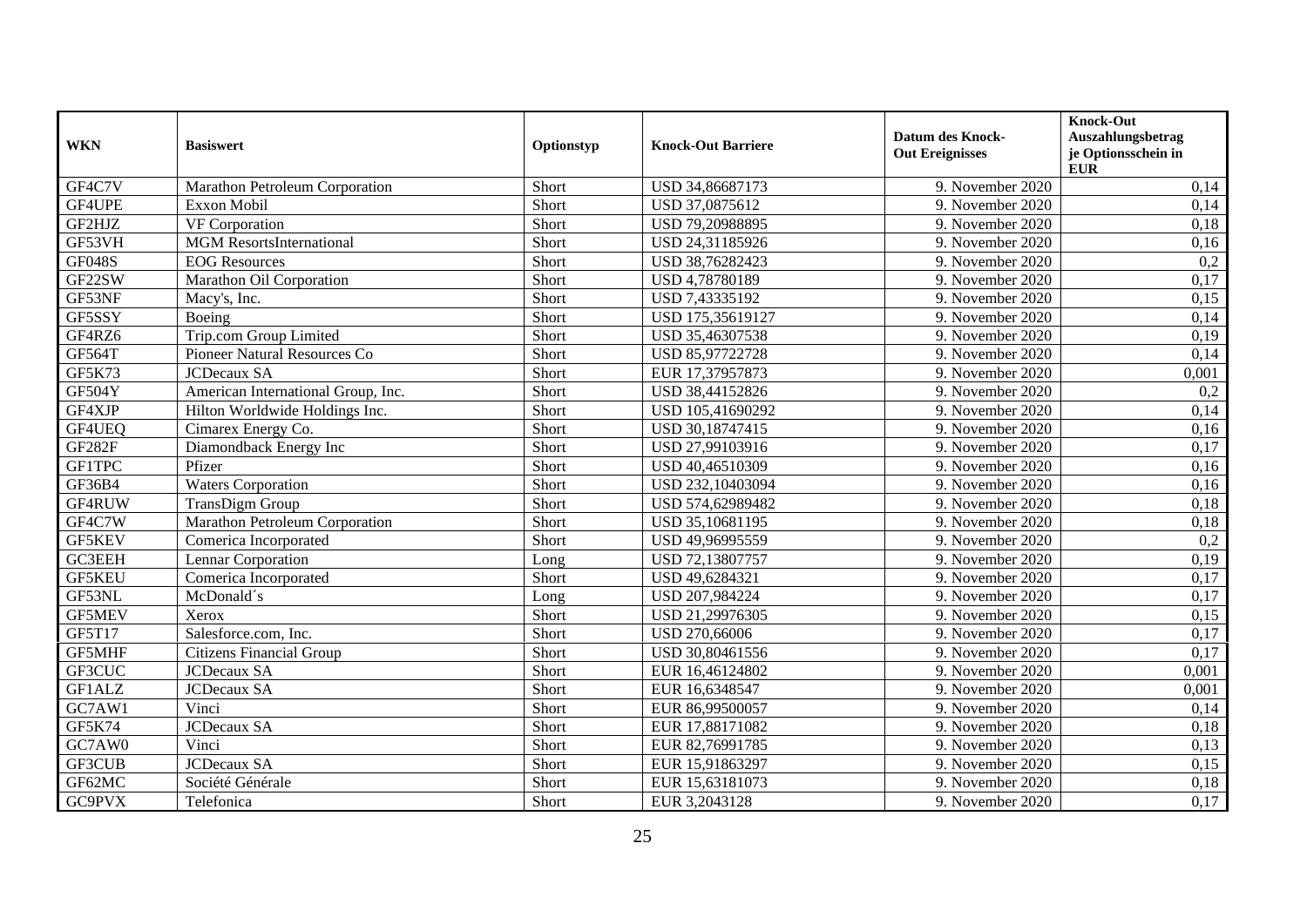| WKN | Basiswert | Optionstyp | Knock-Out Barriere | Datum des Knock-Out Ereignisses | Knock-Out Auszahlungsbetrag je Optionsschein in EUR |
|---|---|---|---|---|---|
| GF4C7V | Marathon Petroleum Corporation | Short | USD 34,86687173 | 9. November 2020 | 0,14 |
| GF4UPE | Exxon Mobil | Short | USD 37,0875612 | 9. November 2020 | 0,14 |
| GF2HJZ | VF Corporation | Short | USD 79,20988895 | 9. November 2020 | 0,18 |
| GF53VH | MGM ResortsInternational | Short | USD 24,31185926 | 9. November 2020 | 0,16 |
| GF048S | EOG Resources | Short | USD 38,76282423 | 9. November 2020 | 0,2 |
| GF22SW | Marathon Oil Corporation | Short | USD 4,78780189 | 9. November 2020 | 0,17 |
| GF53NF | Macy's, Inc. | Short | USD 7,43335192 | 9. November 2020 | 0,15 |
| GF5SSY | Boeing | Short | USD 175,35619127 | 9. November 2020 | 0,14 |
| GF4RZ6 | Trip.com Group Limited | Short | USD 35,46307538 | 9. November 2020 | 0,19 |
| GF564T | Pioneer Natural Resources Co | Short | USD 85,97722728 | 9. November 2020 | 0,14 |
| GF5K73 | JCDecaux SA | Short | EUR 17,37957873 | 9. November 2020 | 0,001 |
| GF504Y | American International Group, Inc. | Short | USD 38,44152826 | 9. November 2020 | 0,2 |
| GF4XJP | Hilton Worldwide Holdings Inc. | Short | USD 105,41690292 | 9. November 2020 | 0,14 |
| GF4UEQ | Cimarex Energy Co. | Short | USD 30,18747415 | 9. November 2020 | 0,16 |
| GF282F | Diamondback Energy Inc | Short | USD 27,99103916 | 9. November 2020 | 0,17 |
| GF1TPC | Pfizer | Short | USD 40,46510309 | 9. November 2020 | 0,16 |
| GF36B4 | Waters Corporation | Short | USD 232,10403094 | 9. November 2020 | 0,16 |
| GF4RUW | TransDigm Group | Short | USD 574,62989482 | 9. November 2020 | 0,18 |
| GF4C7W | Marathon Petroleum Corporation | Short | USD 35,10681195 | 9. November 2020 | 0,18 |
| GF5KEV | Comerica Incorporated | Short | USD 49,96995559 | 9. November 2020 | 0,2 |
| GC3EEH | Lennar Corporation | Long | USD 72,13807757 | 9. November 2020 | 0,19 |
| GF5KEU | Comerica Incorporated | Short | USD 49,6284321 | 9. November 2020 | 0,17 |
| GF53NL | McDonald´s | Long | USD 207,984224 | 9. November 2020 | 0,17 |
| GF5MEV | Xerox | Short | USD 21,29976305 | 9. November 2020 | 0,15 |
| GF5T17 | Salesforce.com, Inc. | Short | USD 270,66006 | 9. November 2020 | 0,17 |
| GF5MHF | Citizens Financial Group | Short | USD 30,80461556 | 9. November 2020 | 0,17 |
| GF3CUC | JCDecaux SA | Short | EUR 16,46124802 | 9. November 2020 | 0,001 |
| GF1ALZ | JCDecaux SA | Short | EUR 16,6348547 | 9. November 2020 | 0,001 |
| GC7AW1 | Vinci | Short | EUR 86,99500057 | 9. November 2020 | 0,14 |
| GF5K74 | JCDecaux SA | Short | EUR 17,88171082 | 9. November 2020 | 0,18 |
| GC7AW0 | Vinci | Short | EUR 82,76991785 | 9. November 2020 | 0,13 |
| GF3CUB | JCDecaux SA | Short | EUR 15,91863297 | 9. November 2020 | 0,15 |
| GF62MC | Société Générale | Short | EUR 15,63181073 | 9. November 2020 | 0,18 |
| GC9PVX | Telefonica | Short | EUR 3,2043128 | 9. November 2020 | 0,17 |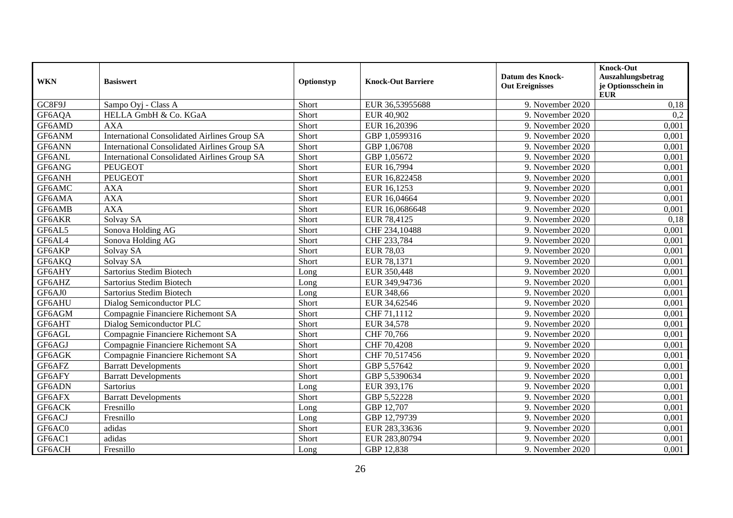| WKN | Basiswert | Optionstyp | Knock-Out Barriere | Datum des Knock-Out Ereignisses | Knock-Out Auszahlungsbetrag je Optionsschein in EUR |
|---|---|---|---|---|---|
| GC8F9J | Sampo Oyj - Class A | Short | EUR 36,53955688 | 9. November 2020 | 0,18 |
| GF6AQA | HELLA GmbH & Co. KGaA | Short | EUR 40,902 | 9. November 2020 | 0,2 |
| GF6AMD | AXA | Short | EUR 16,20396 | 9. November 2020 | 0,001 |
| GF6ANM | International Consolidated Airlines Group SA | Short | GBP 1,0599316 | 9. November 2020 | 0,001 |
| GF6ANN | International Consolidated Airlines Group SA | Short | GBP 1,06708 | 9. November 2020 | 0,001 |
| GF6ANL | International Consolidated Airlines Group SA | Short | GBP 1,05672 | 9. November 2020 | 0,001 |
| GF6ANG | PEUGEOT | Short | EUR 16,7994 | 9. November 2020 | 0,001 |
| GF6ANH | PEUGEOT | Short | EUR 16,822458 | 9. November 2020 | 0,001 |
| GF6AMC | AXA | Short | EUR 16,1253 | 9. November 2020 | 0,001 |
| GF6AMA | AXA | Short | EUR 16,04664 | 9. November 2020 | 0,001 |
| GF6AMB | AXA | Short | EUR 16,0686648 | 9. November 2020 | 0,001 |
| GF6AKR | Solvay SA | Short | EUR 78,4125 | 9. November 2020 | 0,18 |
| GF6AL5 | Sonova Holding AG | Short | CHF 234,10488 | 9. November 2020 | 0,001 |
| GF6AL4 | Sonova Holding AG | Short | CHF 233,784 | 9. November 2020 | 0,001 |
| GF6AKP | Solvay SA | Short | EUR 78,03 | 9. November 2020 | 0,001 |
| GF6AKQ | Solvay SA | Short | EUR 78,1371 | 9. November 2020 | 0,001 |
| GF6AHY | Sartorius Stedim Biotech | Long | EUR 350,448 | 9. November 2020 | 0,001 |
| GF6AHZ | Sartorius Stedim Biotech | Long | EUR 349,94736 | 9. November 2020 | 0,001 |
| GF6AJ0 | Sartorius Stedim Biotech | Long | EUR 348,66 | 9. November 2020 | 0,001 |
| GF6AHU | Dialog Semiconductor PLC | Short | EUR 34,62546 | 9. November 2020 | 0,001 |
| GF6AGM | Compagnie Financiere Richemont SA | Short | CHF 71,1112 | 9. November 2020 | 0,001 |
| GF6AHT | Dialog Semiconductor PLC | Short | EUR 34,578 | 9. November 2020 | 0,001 |
| GF6AGL | Compagnie Financiere Richemont SA | Short | CHF 70,766 | 9. November 2020 | 0,001 |
| GF6AGJ | Compagnie Financiere Richemont SA | Short | CHF 70,4208 | 9. November 2020 | 0,001 |
| GF6AGK | Compagnie Financiere Richemont SA | Short | CHF 70,517456 | 9. November 2020 | 0,001 |
| GF6AFZ | Barratt Developments | Short | GBP 5,57642 | 9. November 2020 | 0,001 |
| GF6AFY | Barratt Developments | Short | GBP 5,5390634 | 9. November 2020 | 0,001 |
| GF6ADN | Sartorius | Long | EUR 393,176 | 9. November 2020 | 0,001 |
| GF6AFX | Barratt Developments | Short | GBP 5,52228 | 9. November 2020 | 0,001 |
| GF6ACK | Fresnillo | Long | GBP 12,707 | 9. November 2020 | 0,001 |
| GF6ACJ | Fresnillo | Long | GBP 12,79739 | 9. November 2020 | 0,001 |
| GF6AC0 | adidas | Short | EUR 283,33636 | 9. November 2020 | 0,001 |
| GF6AC1 | adidas | Short | EUR 283,80794 | 9. November 2020 | 0,001 |
| GF6ACH | Fresnillo | Long | GBP 12,838 | 9. November 2020 | 0,001 |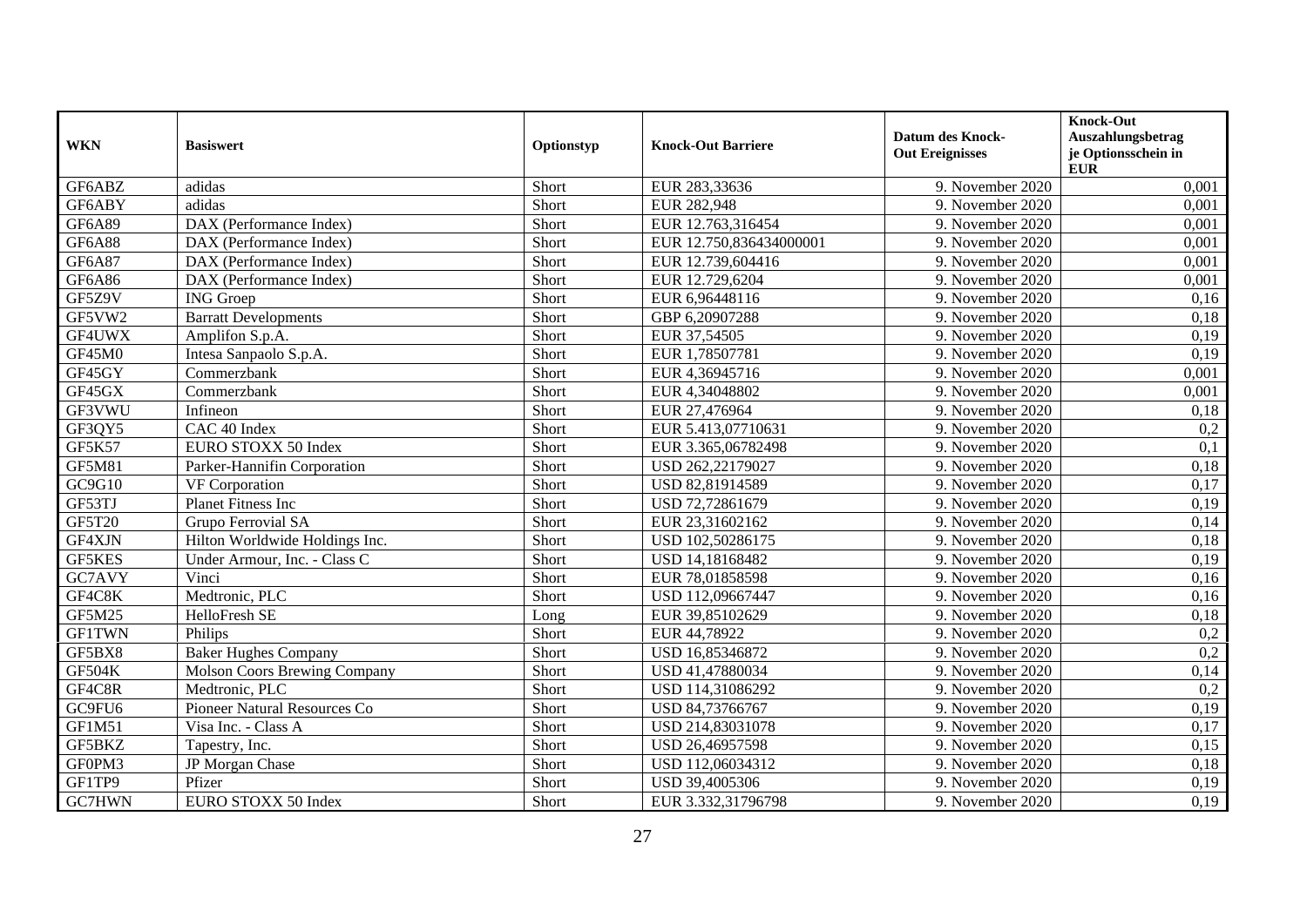| WKN | Basiswert | Optionstyp | Knock-Out Barriere | Datum des Knock-Out Ereignisses | Knock-Out Auszahlungsbetrag je Optionsschein in EUR |
|---|---|---|---|---|---|
| GF6ABZ | adidas | Short | EUR 283,33636 | 9. November 2020 | 0,001 |
| GF6ABY | adidas | Short | EUR 282,948 | 9. November 2020 | 0,001 |
| GF6A89 | DAX (Performance Index) | Short | EUR 12.763,316454 | 9. November 2020 | 0,001 |
| GF6A88 | DAX (Performance Index) | Short | EUR 12.750,836434000001 | 9. November 2020 | 0,001 |
| GF6A87 | DAX (Performance Index) | Short | EUR 12.739,604416 | 9. November 2020 | 0,001 |
| GF6A86 | DAX (Performance Index) | Short | EUR 12.729,6204 | 9. November 2020 | 0,001 |
| GF5Z9V | ING Groep | Short | EUR 6,96448116 | 9. November 2020 | 0,16 |
| GF5VW2 | Barratt Developments | Short | GBP 6,20907288 | 9. November 2020 | 0,18 |
| GF4UWX | Amplifon S.p.A. | Short | EUR 37,54505 | 9. November 2020 | 0,19 |
| GF45M0 | Intesa Sanpaolo S.p.A. | Short | EUR 1,78507781 | 9. November 2020 | 0,19 |
| GF45GY | Commerzbank | Short | EUR 4,36945716 | 9. November 2020 | 0,001 |
| GF45GX | Commerzbank | Short | EUR 4,34048802 | 9. November 2020 | 0,001 |
| GF3VWU | Infineon | Short | EUR 27,476964 | 9. November 2020 | 0,18 |
| GF3QY5 | CAC 40 Index | Short | EUR 5.413,07710631 | 9. November 2020 | 0,2 |
| GF5K57 | EURO STOXX 50 Index | Short | EUR 3.365,06782498 | 9. November 2020 | 0,1 |
| GF5M81 | Parker-Hannifin Corporation | Short | USD 262,22179027 | 9. November 2020 | 0,18 |
| GC9G10 | VF Corporation | Short | USD 82,81914589 | 9. November 2020 | 0,17 |
| GF53TJ | Planet Fitness Inc | Short | USD 72,72861679 | 9. November 2020 | 0,19 |
| GF5T20 | Grupo Ferrovial SA | Short | EUR 23,31602162 | 9. November 2020 | 0,14 |
| GF4XJN | Hilton Worldwide Holdings Inc. | Short | USD 102,50286175 | 9. November 2020 | 0,18 |
| GF5KES | Under Armour, Inc. - Class C | Short | USD 14,18168482 | 9. November 2020 | 0,19 |
| GC7AVY | Vinci | Short | EUR 78,01858598 | 9. November 2020 | 0,16 |
| GF4C8K | Medtronic, PLC | Short | USD 112,09667447 | 9. November 2020 | 0,16 |
| GF5M25 | HelloFresh SE | Long | EUR 39,85102629 | 9. November 2020 | 0,18 |
| GF1TWN | Philips | Short | EUR 44,78922 | 9. November 2020 | 0,2 |
| GF5BX8 | Baker Hughes Company | Short | USD 16,85346872 | 9. November 2020 | 0,2 |
| GF504K | Molson Coors Brewing Company | Short | USD 41,47880034 | 9. November 2020 | 0,14 |
| GF4C8R | Medtronic, PLC | Short | USD 114,31086292 | 9. November 2020 | 0,2 |
| GC9FU6 | Pioneer Natural Resources Co | Short | USD 84,73766767 | 9. November 2020 | 0,19 |
| GF1M51 | Visa Inc. - Class A | Short | USD 214,83031078 | 9. November 2020 | 0,17 |
| GF5BKZ | Tapestry, Inc. | Short | USD 26,46957598 | 9. November 2020 | 0,15 |
| GF0PM3 | JP Morgan Chase | Short | USD 112,06034312 | 9. November 2020 | 0,18 |
| GF1TP9 | Pfizer | Short | USD 39,4005306 | 9. November 2020 | 0,19 |
| GC7HWN | EURO STOXX 50 Index | Short | EUR 3.332,31796798 | 9. November 2020 | 0,19 |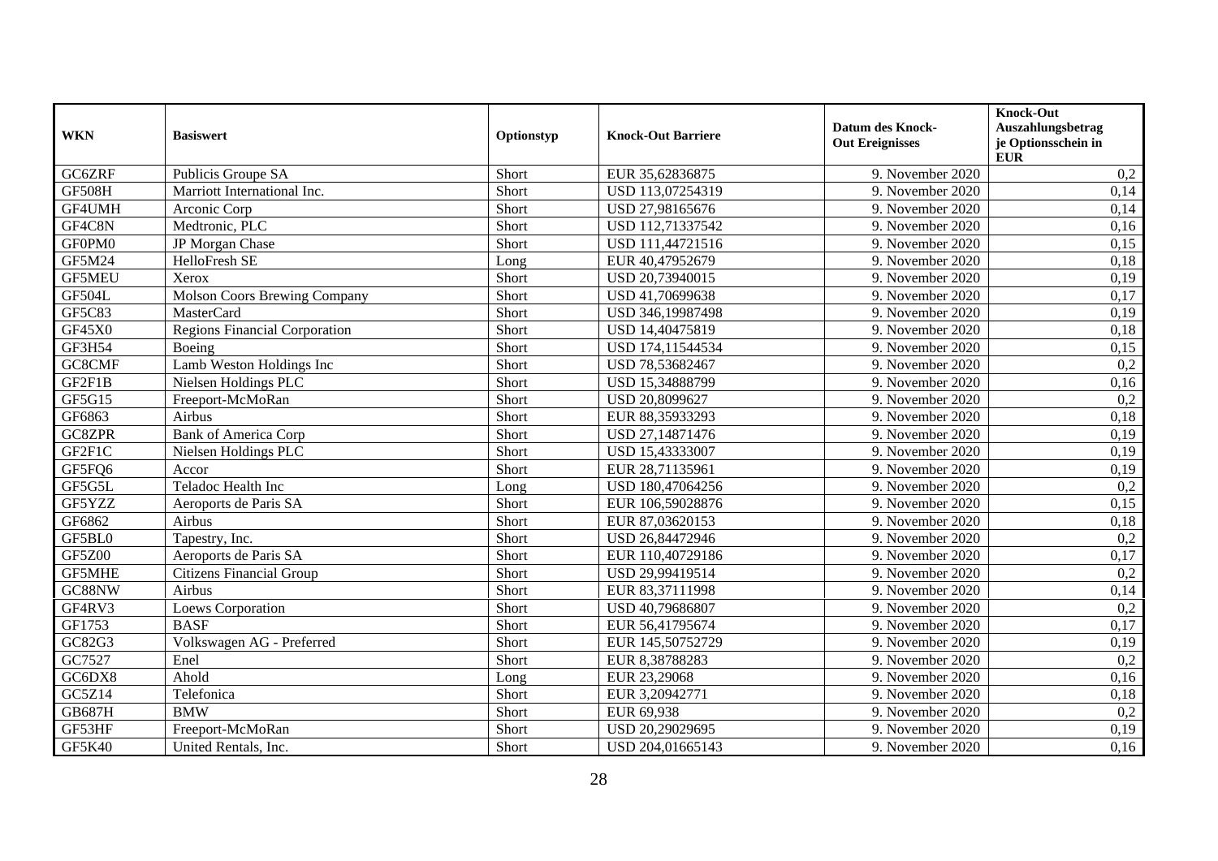| WKN | Basiswert | Optionstyp | Knock-Out Barriere | Datum des Knock-Out Ereignisses | Knock-Out Auszahlungsbetrag je Optionsschein in EUR |
|---|---|---|---|---|---|
| GC6ZRF | Publicis Groupe SA | Short | EUR 35,62836875 | 9. November 2020 | 0,2 |
| GF508H | Marriott International Inc. | Short | USD 113,07254319 | 9. November 2020 | 0,14 |
| GF4UMH | Arconic Corp | Short | USD 27,98165676 | 9. November 2020 | 0,14 |
| GF4C8N | Medtronic, PLC | Short | USD 112,71337542 | 9. November 2020 | 0,16 |
| GF0PM0 | JP Morgan Chase | Short | USD 111,44721516 | 9. November 2020 | 0,15 |
| GF5M24 | HelloFresh SE | Long | EUR 40,47952679 | 9. November 2020 | 0,18 |
| GF5MEU | Xerox | Short | USD 20,73940015 | 9. November 2020 | 0,19 |
| GF504L | Molson Coors Brewing Company | Short | USD 41,70699638 | 9. November 2020 | 0,17 |
| GF5C83 | MasterCard | Short | USD 346,19987498 | 9. November 2020 | 0,19 |
| GF45X0 | Regions Financial Corporation | Short | USD 14,40475819 | 9. November 2020 | 0,18 |
| GF3H54 | Boeing | Short | USD 174,11544534 | 9. November 2020 | 0,15 |
| GC8CMF | Lamb Weston Holdings Inc | Short | USD 78,53682467 | 9. November 2020 | 0,2 |
| GF2F1B | Nielsen Holdings PLC | Short | USD 15,34888799 | 9. November 2020 | 0,16 |
| GF5G15 | Freeport-McMoRan | Short | USD 20,8099627 | 9. November 2020 | 0,2 |
| GF6863 | Airbus | Short | EUR 88,35933293 | 9. November 2020 | 0,18 |
| GC8ZPR | Bank of America Corp | Short | USD 27,14871476 | 9. November 2020 | 0,19 |
| GF2F1C | Nielsen Holdings PLC | Short | USD 15,43333007 | 9. November 2020 | 0,19 |
| GF5FQ6 | Accor | Short | EUR 28,71135961 | 9. November 2020 | 0,19 |
| GF5G5L | Teladoc Health Inc | Long | USD 180,47064256 | 9. November 2020 | 0,2 |
| GF5YZZ | Aeroports de Paris SA | Short | EUR 106,59028876 | 9. November 2020 | 0,15 |
| GF6862 | Airbus | Short | EUR 87,03620153 | 9. November 2020 | 0,18 |
| GF5BL0 | Tapestry, Inc. | Short | USD 26,84472946 | 9. November 2020 | 0,2 |
| GF5Z00 | Aeroports de Paris SA | Short | EUR 110,40729186 | 9. November 2020 | 0,17 |
| GF5MHE | Citizens Financial Group | Short | USD 29,99419514 | 9. November 2020 | 0,2 |
| GC88NW | Airbus | Short | EUR 83,37111998 | 9. November 2020 | 0,14 |
| GF4RV3 | Loews Corporation | Short | USD 40,79686807 | 9. November 2020 | 0,2 |
| GF1753 | BASF | Short | EUR 56,41795674 | 9. November 2020 | 0,17 |
| GC82G3 | Volkswagen AG - Preferred | Short | EUR 145,50752729 | 9. November 2020 | 0,19 |
| GC7527 | Enel | Short | EUR 8,38788283 | 9. November 2020 | 0,2 |
| GC6DX8 | Ahold | Long | EUR 23,29068 | 9. November 2020 | 0,16 |
| GC5Z14 | Telefonica | Short | EUR 3,20942771 | 9. November 2020 | 0,18 |
| GB687H | BMW | Short | EUR 69,938 | 9. November 2020 | 0,2 |
| GF53HF | Freeport-McMoRan | Short | USD 20,29029695 | 9. November 2020 | 0,19 |
| GF5K40 | United Rentals, Inc. | Short | USD 204,01665143 | 9. November 2020 | 0,16 |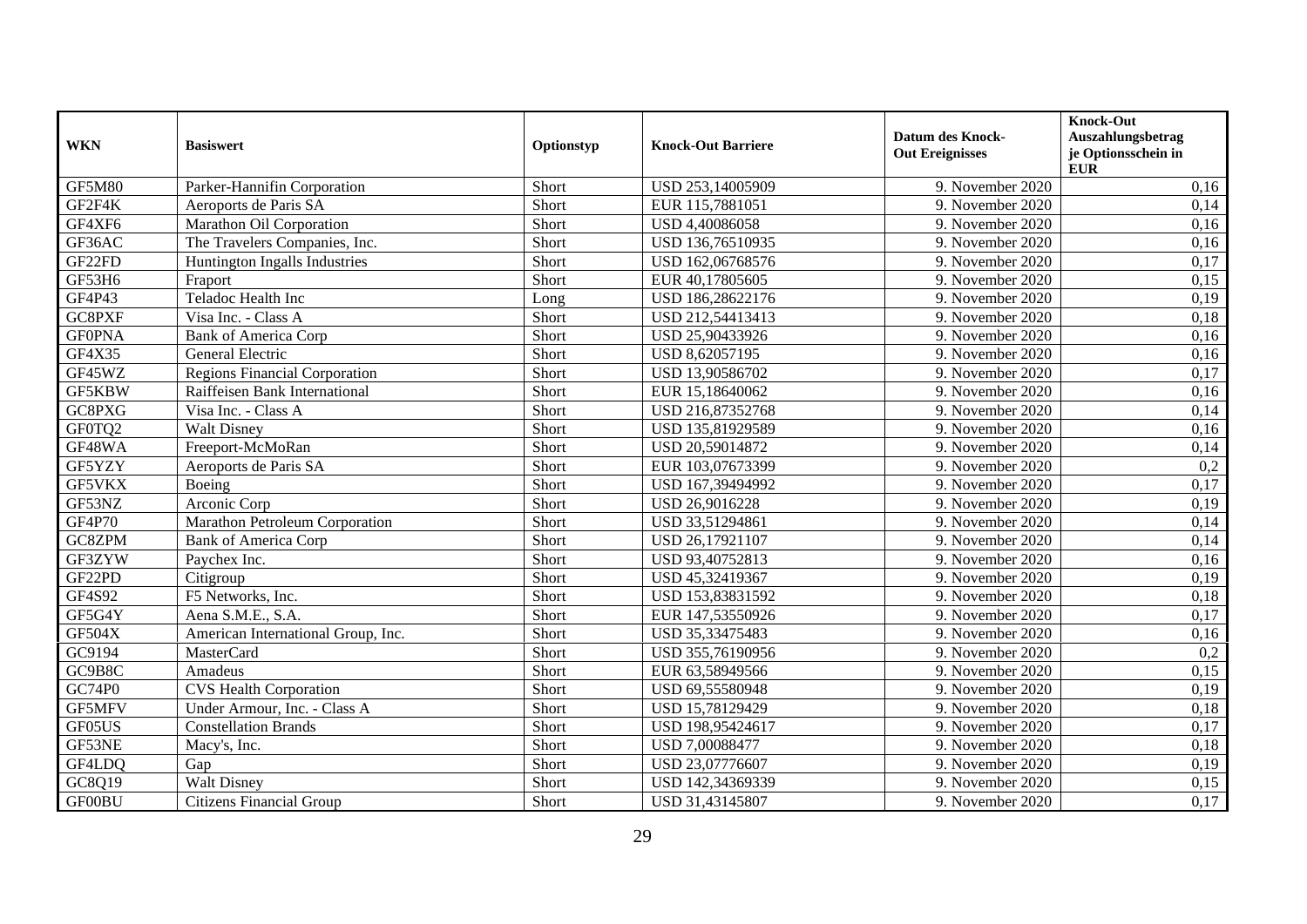| WKN | Basiswert | Optionstyp | Knock-Out Barriere | Datum des Knock-Out Ereignisses | Knock-Out Auszahlungsbetrag je Optionsschein in EUR |
|---|---|---|---|---|---|
| GF5M80 | Parker-Hannifin Corporation | Short | USD 253,14005909 | 9. November 2020 | 0,16 |
| GF2F4K | Aeroports de Paris SA | Short | EUR 115,7881051 | 9. November 2020 | 0,14 |
| GF4XF6 | Marathon Oil Corporation | Short | USD 4,40086058 | 9. November 2020 | 0,16 |
| GF36AC | The Travelers Companies, Inc. | Short | USD 136,76510935 | 9. November 2020 | 0,16 |
| GF22FD | Huntington Ingalls Industries | Short | USD 162,06768576 | 9. November 2020 | 0,17 |
| GF53H6 | Fraport | Short | EUR 40,17805605 | 9. November 2020 | 0,15 |
| GF4P43 | Teladoc Health Inc | Long | USD 186,28622176 | 9. November 2020 | 0,19 |
| GC8PXF | Visa Inc. - Class A | Short | USD 212,54413413 | 9. November 2020 | 0,18 |
| GF0PNA | Bank of America Corp | Short | USD 25,90433926 | 9. November 2020 | 0,16 |
| GF4X35 | General Electric | Short | USD 8,62057195 | 9. November 2020 | 0,16 |
| GF45WZ | Regions Financial Corporation | Short | USD 13,90586702 | 9. November 2020 | 0,17 |
| GF5KBW | Raiffeisen Bank International | Short | EUR 15,18640062 | 9. November 2020 | 0,16 |
| GC8PXG | Visa Inc. - Class A | Short | USD 216,87352768 | 9. November 2020 | 0,14 |
| GF0TQ2 | Walt Disney | Short | USD 135,81929589 | 9. November 2020 | 0,16 |
| GF48WA | Freeport-McMoRan | Short | USD 20,59014872 | 9. November 2020 | 0,14 |
| GF5YZY | Aeroports de Paris SA | Short | EUR 103,07673399 | 9. November 2020 | 0,2 |
| GF5VKX | Boeing | Short | USD 167,39494992 | 9. November 2020 | 0,17 |
| GF53NZ | Arconic Corp | Short | USD 26,9016228 | 9. November 2020 | 0,19 |
| GF4P70 | Marathon Petroleum Corporation | Short | USD 33,51294861 | 9. November 2020 | 0,14 |
| GC8ZPM | Bank of America Corp | Short | USD 26,17921107 | 9. November 2020 | 0,14 |
| GF3ZYW | Paychex Inc. | Short | USD 93,40752813 | 9. November 2020 | 0,16 |
| GF22PD | Citigroup | Short | USD 45,32419367 | 9. November 2020 | 0,19 |
| GF4S92 | F5 Networks, Inc. | Short | USD 153,83831592 | 9. November 2020 | 0,18 |
| GF5G4Y | Aena S.M.E., S.A. | Short | EUR 147,53550926 | 9. November 2020 | 0,17 |
| GF504X | American International Group, Inc. | Short | USD 35,33475483 | 9. November 2020 | 0,16 |
| GC9194 | MasterCard | Short | USD 355,76190956 | 9. November 2020 | 0,2 |
| GC9B8C | Amadeus | Short | EUR 63,58949566 | 9. November 2020 | 0,15 |
| GC74P0 | CVS Health Corporation | Short | USD 69,55580948 | 9. November 2020 | 0,19 |
| GF5MFV | Under Armour, Inc. - Class A | Short | USD 15,78129429 | 9. November 2020 | 0,18 |
| GF05US | Constellation Brands | Short | USD 198,95424617 | 9. November 2020 | 0,17 |
| GF53NE | Macy's, Inc. | Short | USD 7,00088477 | 9. November 2020 | 0,18 |
| GF4LDQ | Gap | Short | USD 23,07776607 | 9. November 2020 | 0,19 |
| GC8Q19 | Walt Disney | Short | USD 142,34369339 | 9. November 2020 | 0,15 |
| GF00BU | Citizens Financial Group | Short | USD 31,43145807 | 9. November 2020 | 0,17 |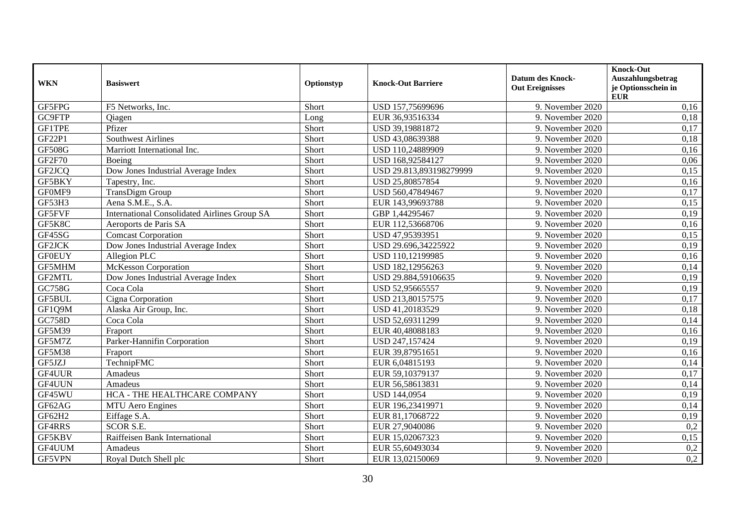| WKN | Basiswert | Optionstyp | Knock-Out Barriere | Datum des Knock-Out Ereignisses | Knock-Out Auszahlungsbetrag je Optionsschein in EUR |
|---|---|---|---|---|---|
| GF5FPG | F5 Networks, Inc. | Short | USD 157,75699696 | 9. November 2020 | 0,16 |
| GC9FTP | Qiagen | Long | EUR 36,93516334 | 9. November 2020 | 0,18 |
| GF1TPE | Pfizer | Short | USD 39,19881872 | 9. November 2020 | 0,17 |
| GF22P1 | Southwest Airlines | Short | USD 43,08639388 | 9. November 2020 | 0,18 |
| GF508G | Marriott International Inc. | Short | USD 110,24889909 | 9. November 2020 | 0,16 |
| GF2F70 | Boeing | Short | USD 168,92584127 | 9. November 2020 | 0,06 |
| GF2JCQ | Dow Jones Industrial Average Index | Short | USD 29.813,893198279999 | 9. November 2020 | 0,15 |
| GF5BKY | Tapestry, Inc. | Short | USD 25,80857854 | 9. November 2020 | 0,16 |
| GF0MF9 | TransDigm Group | Short | USD 560,47849467 | 9. November 2020 | 0,17 |
| GF53H3 | Aena S.M.E., S.A. | Short | EUR 143,99693788 | 9. November 2020 | 0,15 |
| GF5FVF | International Consolidated Airlines Group SA | Short | GBP 1,44295467 | 9. November 2020 | 0,19 |
| GF5K8C | Aeroports de Paris SA | Short | EUR 112,53668706 | 9. November 2020 | 0,16 |
| GF45SG | Comcast Corporation | Short | USD 47,95393951 | 9. November 2020 | 0,15 |
| GF2JCK | Dow Jones Industrial Average Index | Short | USD 29.696,34225922 | 9. November 2020 | 0,19 |
| GF0EUY | Allegion PLC | Short | USD 110,12199985 | 9. November 2020 | 0,16 |
| GF5MHM | McKesson Corporation | Short | USD 182,12956263 | 9. November 2020 | 0,14 |
| GF2MTL | Dow Jones Industrial Average Index | Short | USD 29.884,59106635 | 9. November 2020 | 0,19 |
| GC758G | Coca Cola | Short | USD 52,95665557 | 9. November 2020 | 0,19 |
| GF5BUL | Cigna Corporation | Short | USD 213,80157575 | 9. November 2020 | 0,17 |
| GF1Q9M | Alaska Air Group, Inc. | Short | USD 41,20183529 | 9. November 2020 | 0,18 |
| GC758D | Coca Cola | Short | USD 52,69311299 | 9. November 2020 | 0,14 |
| GF5M39 | Fraport | Short | EUR 40,48088183 | 9. November 2020 | 0,16 |
| GF5M7Z | Parker-Hannifin Corporation | Short | USD 247,157424 | 9. November 2020 | 0,19 |
| GF5M38 | Fraport | Short | EUR 39,87951651 | 9. November 2020 | 0,16 |
| GF5JZJ | TechnipFMC | Short | EUR 6,04815193 | 9. November 2020 | 0,14 |
| GF4UUR | Amadeus | Short | EUR 59,10379137 | 9. November 2020 | 0,17 |
| GF4UUN | Amadeus | Short | EUR 56,58613831 | 9. November 2020 | 0,14 |
| GF45WU | HCA - THE HEALTHCARE COMPANY | Short | USD 144,0954 | 9. November 2020 | 0,19 |
| GF62AG | MTU Aero Engines | Short | EUR 196,23419971 | 9. November 2020 | 0,14 |
| GF62H2 | Eiffage S.A. | Short | EUR 81,17068722 | 9. November 2020 | 0,19 |
| GF4RRS | SCOR S.E. | Short | EUR 27,9040086 | 9. November 2020 | 0,2 |
| GF5KBV | Raiffeisen Bank International | Short | EUR 15,02067323 | 9. November 2020 | 0,15 |
| GF4UUM | Amadeus | Short | EUR 55,60493034 | 9. November 2020 | 0,2 |
| GF5VPN | Royal Dutch Shell plc | Short | EUR 13,02150069 | 9. November 2020 | 0,2 |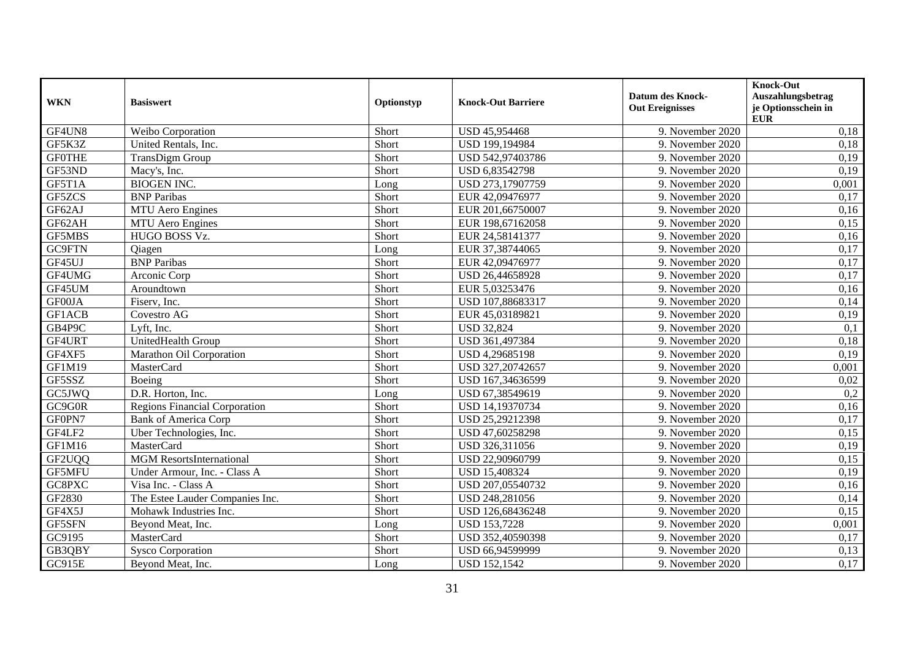| WKN | Basiswert | Optionstyp | Knock-Out Barriere | Datum des Knock-Out Ereignisses | Knock-Out Auszahlungsbetrag je Optionsschein in EUR |
|---|---|---|---|---|---|
| GF4UN8 | Weibo Corporation | Short | USD 45,954468 | 9. November 2020 | 0,18 |
| GF5K3Z | United Rentals, Inc. | Short | USD 199,194984 | 9. November 2020 | 0,18 |
| GF0THE | TransDigm Group | Short | USD 542,97403786 | 9. November 2020 | 0,19 |
| GF53ND | Macy's, Inc. | Short | USD 6,83542798 | 9. November 2020 | 0,19 |
| GF5T1A | BIOGEN INC. | Long | USD 273,17907759 | 9. November 2020 | 0,001 |
| GF5ZCS | BNP Paribas | Short | EUR 42,09476977 | 9. November 2020 | 0,17 |
| GF62AJ | MTU Aero Engines | Short | EUR 201,66750007 | 9. November 2020 | 0,16 |
| GF62AH | MTU Aero Engines | Short | EUR 198,67162058 | 9. November 2020 | 0,15 |
| GF5MBS | HUGO BOSS Vz. | Short | EUR 24,58141377 | 9. November 2020 | 0,16 |
| GC9FTN | Qiagen | Long | EUR 37,38744065 | 9. November 2020 | 0,17 |
| GF45UJ | BNP Paribas | Short | EUR 42,09476977 | 9. November 2020 | 0,17 |
| GF4UMG | Arconic Corp | Short | USD 26,44658928 | 9. November 2020 | 0,17 |
| GF45UM | Aroundtown | Short | EUR 5,03253476 | 9. November 2020 | 0,16 |
| GF00JA | Fiserv, Inc. | Short | USD 107,88683317 | 9. November 2020 | 0,14 |
| GF1ACB | Covestro AG | Short | EUR 45,03189821 | 9. November 2020 | 0,19 |
| GB4P9C | Lyft, Inc. | Short | USD 32,824 | 9. November 2020 | 0,1 |
| GF4URT | UnitedHealth Group | Short | USD 361,497384 | 9. November 2020 | 0,18 |
| GF4XF5 | Marathon Oil Corporation | Short | USD 4,29685198 | 9. November 2020 | 0,19 |
| GF1M19 | MasterCard | Short | USD 327,20742657 | 9. November 2020 | 0,001 |
| GF5SSZ | Boeing | Short | USD 167,34636599 | 9. November 2020 | 0,02 |
| GC5JWQ | D.R. Horton, Inc. | Long | USD 67,38549619 | 9. November 2020 | 0,2 |
| GC9G0R | Regions Financial Corporation | Short | USD 14,19370734 | 9. November 2020 | 0,16 |
| GF0PN7 | Bank of America Corp | Short | USD 25,29212398 | 9. November 2020 | 0,17 |
| GF4LF2 | Uber Technologies, Inc. | Short | USD 47,60258298 | 9. November 2020 | 0,15 |
| GF1M16 | MasterCard | Short | USD 326,311056 | 9. November 2020 | 0,19 |
| GF2UQQ | MGM ResortsInternational | Short | USD 22,90960799 | 9. November 2020 | 0,15 |
| GF5MFU | Under Armour, Inc. - Class A | Short | USD 15,408324 | 9. November 2020 | 0,19 |
| GC8PXC | Visa Inc. - Class A | Short | USD 207,05540732 | 9. November 2020 | 0,16 |
| GF2830 | The Estee Lauder Companies Inc. | Short | USD 248,281056 | 9. November 2020 | 0,14 |
| GF4X5J | Mohawk Industries Inc. | Short | USD 126,68436248 | 9. November 2020 | 0,15 |
| GF5SFN | Beyond Meat, Inc. | Long | USD 153,7228 | 9. November 2020 | 0,001 |
| GC9195 | MasterCard | Short | USD 352,40590398 | 9. November 2020 | 0,17 |
| GB3QBY | Sysco Corporation | Short | USD 66,94599999 | 9. November 2020 | 0,13 |
| GC915E | Beyond Meat, Inc. | Long | USD 152,1542 | 9. November 2020 | 0,17 |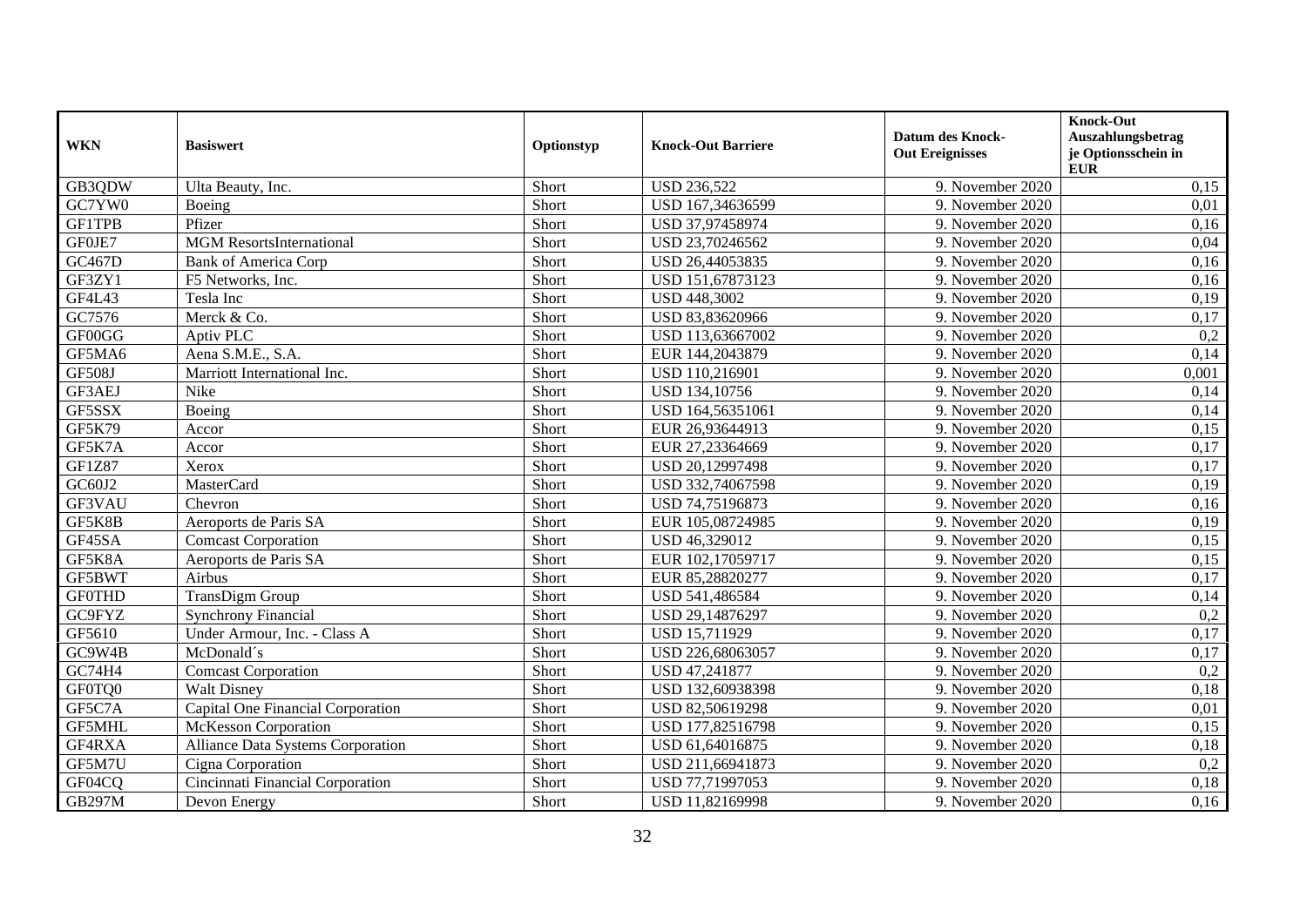| WKN | Basiswert | Optionstyp | Knock-Out Barriere | Datum des Knock-Out Ereignisses | Knock-Out Auszahlungsbetrag je Optionsschein in EUR |
|---|---|---|---|---|---|
| GB3QDW | Ulta Beauty, Inc. | Short | USD 236,522 | 9. November 2020 | 0,15 |
| GC7YW0 | Boeing | Short | USD 167,34636599 | 9. November 2020 | 0,01 |
| GF1TPB | Pfizer | Short | USD 37,97458974 | 9. November 2020 | 0,16 |
| GF0JE7 | MGM ResortsInternational | Short | USD 23,70246562 | 9. November 2020 | 0,04 |
| GC467D | Bank of America Corp | Short | USD 26,44053835 | 9. November 2020 | 0,16 |
| GF3ZY1 | F5 Networks, Inc. | Short | USD 151,67873123 | 9. November 2020 | 0,16 |
| GF4L43 | Tesla Inc | Short | USD 448,3002 | 9. November 2020 | 0,19 |
| GC7576 | Merck & Co. | Short | USD 83,83620966 | 9. November 2020 | 0,17 |
| GF00GG | Aptiv PLC | Short | USD 113,63667002 | 9. November 2020 | 0,2 |
| GF5MA6 | Aena S.M.E., S.A. | Short | EUR 144,2043879 | 9. November 2020 | 0,14 |
| GF508J | Marriott International Inc. | Short | USD 110,216901 | 9. November 2020 | 0,001 |
| GF3AEJ | Nike | Short | USD 134,10756 | 9. November 2020 | 0,14 |
| GF5SSX | Boeing | Short | USD 164,56351061 | 9. November 2020 | 0,14 |
| GF5K79 | Accor | Short | EUR 26,93644913 | 9. November 2020 | 0,15 |
| GF5K7A | Accor | Short | EUR 27,23364669 | 9. November 2020 | 0,17 |
| GF1Z87 | Xerox | Short | USD 20,12997498 | 9. November 2020 | 0,17 |
| GC60J2 | MasterCard | Short | USD 332,74067598 | 9. November 2020 | 0,19 |
| GF3VAU | Chevron | Short | USD 74,75196873 | 9. November 2020 | 0,16 |
| GF5K8B | Aeroports de Paris SA | Short | EUR 105,08724985 | 9. November 2020 | 0,19 |
| GF45SA | Comcast Corporation | Short | USD 46,329012 | 9. November 2020 | 0,15 |
| GF5K8A | Aeroports de Paris SA | Short | EUR 102,17059717 | 9. November 2020 | 0,15 |
| GF5BWT | Airbus | Short | EUR 85,28820277 | 9. November 2020 | 0,17 |
| GF0THD | TransDigm Group | Short | USD 541,486584 | 9. November 2020 | 0,14 |
| GC9FYZ | Synchrony Financial | Short | USD 29,14876297 | 9. November 2020 | 0,2 |
| GF5610 | Under Armour, Inc. - Class A | Short | USD 15,711929 | 9. November 2020 | 0,17 |
| GC9W4B | McDonald´s | Short | USD 226,68063057 | 9. November 2020 | 0,17 |
| GC74H4 | Comcast Corporation | Short | USD 47,241877 | 9. November 2020 | 0,2 |
| GF0TQ0 | Walt Disney | Short | USD 132,60938398 | 9. November 2020 | 0,18 |
| GF5C7A | Capital One Financial Corporation | Short | USD 82,50619298 | 9. November 2020 | 0,01 |
| GF5MHL | McKesson Corporation | Short | USD 177,82516798 | 9. November 2020 | 0,15 |
| GF4RXA | Alliance Data Systems Corporation | Short | USD 61,64016875 | 9. November 2020 | 0,18 |
| GF5M7U | Cigna Corporation | Short | USD 211,66941873 | 9. November 2020 | 0,2 |
| GF04CQ | Cincinnati Financial Corporation | Short | USD 77,71997053 | 9. November 2020 | 0,18 |
| GB297M | Devon Energy | Short | USD 11,82169998 | 9. November 2020 | 0,16 |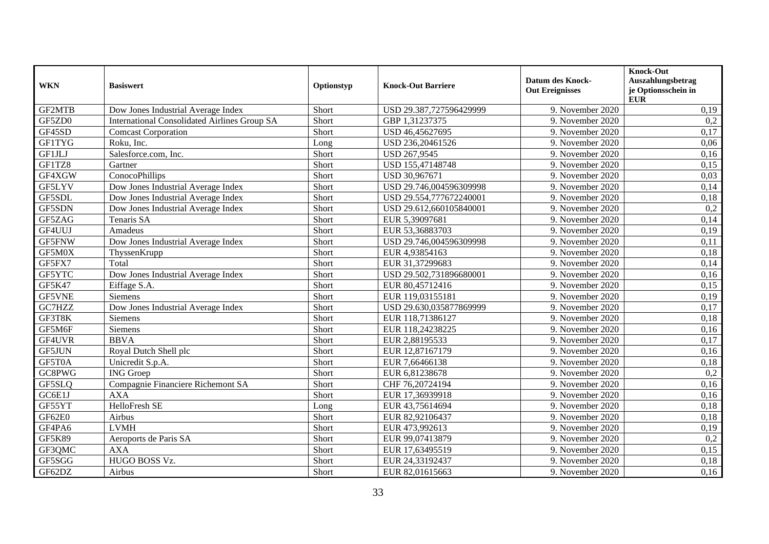| WKN | Basiswert | Optionstyp | Knock-Out Barriere | Datum des Knock-Out Ereignisses | Knock-Out Auszahlungsbetrag je Optionsschein in EUR |
|---|---|---|---|---|---|
| GF2MTB | Dow Jones Industrial Average Index | Short | USD 29.387,727596429999 | 9. November 2020 | 0,19 |
| GF5ZD0 | International Consolidated Airlines Group SA | Short | GBP 1,31237375 | 9. November 2020 | 0,2 |
| GF45SD | Comcast Corporation | Short | USD 46,45627695 | 9. November 2020 | 0,17 |
| GF1TYG | Roku, Inc. | Long | USD 236,20461526 | 9. November 2020 | 0,06 |
| GF1JLJ | Salesforce.com, Inc. | Short | USD 267,9545 | 9. November 2020 | 0,16 |
| GF1TZ8 | Gartner | Short | USD 155,47148748 | 9. November 2020 | 0,15 |
| GF4XGW | ConocoPhillips | Short | USD 30,967671 | 9. November 2020 | 0,03 |
| GF5LYV | Dow Jones Industrial Average Index | Short | USD 29.746,004596309998 | 9. November 2020 | 0,14 |
| GF5SDL | Dow Jones Industrial Average Index | Short | USD 29.554,777672240001 | 9. November 2020 | 0,18 |
| GF5SDN | Dow Jones Industrial Average Index | Short | USD 29.612,660105840001 | 9. November 2020 | 0,2 |
| GF5ZAG | Tenaris SA | Short | EUR 5,39097681 | 9. November 2020 | 0,14 |
| GF4UUJ | Amadeus | Short | EUR 53,36883703 | 9. November 2020 | 0,19 |
| GF5FNW | Dow Jones Industrial Average Index | Short | USD 29.746,004596309998 | 9. November 2020 | 0,11 |
| GF5M0X | ThyssenKrupp | Short | EUR 4,93854163 | 9. November 2020 | 0,18 |
| GF5FX7 | Total | Short | EUR 31,37299683 | 9. November 2020 | 0,14 |
| GF5YTC | Dow Jones Industrial Average Index | Short | USD 29.502,731896680001 | 9. November 2020 | 0,16 |
| GF5K47 | Eiffage S.A. | Short | EUR 80,45712416 | 9. November 2020 | 0,15 |
| GF5VNE | Siemens | Short | EUR 119,03155181 | 9. November 2020 | 0,19 |
| GC7HZZ | Dow Jones Industrial Average Index | Short | USD 29.630,035877869999 | 9. November 2020 | 0,17 |
| GF3T8K | Siemens | Short | EUR 118,71386127 | 9. November 2020 | 0,18 |
| GF5M6F | Siemens | Short | EUR 118,24238225 | 9. November 2020 | 0,16 |
| GF4UVR | BBVA | Short | EUR 2,88195533 | 9. November 2020 | 0,17 |
| GF5JUN | Royal Dutch Shell plc | Short | EUR 12,87167179 | 9. November 2020 | 0,16 |
| GF5T0A | Unicredit S.p.A. | Short | EUR 7,66466138 | 9. November 2020 | 0,18 |
| GC8PWG | ING Groep | Short | EUR 6,81238678 | 9. November 2020 | 0,2 |
| GF5SLQ | Compagnie Financiere Richemont SA | Short | CHF 76,20724194 | 9. November 2020 | 0,16 |
| GC6E1J | AXA | Short | EUR 17,36939918 | 9. November 2020 | 0,16 |
| GF55YT | HelloFresh SE | Long | EUR 43,75614694 | 9. November 2020 | 0,18 |
| GF62E0 | Airbus | Short | EUR 82,92106437 | 9. November 2020 | 0,18 |
| GF4PA6 | LVMH | Short | EUR 473,992613 | 9. November 2020 | 0,19 |
| GF5K89 | Aeroports de Paris SA | Short | EUR 99,07413879 | 9. November 2020 | 0,2 |
| GF3QMC | AXA | Short | EUR 17,63495519 | 9. November 2020 | 0,15 |
| GF5SGG | HUGO BOSS Vz. | Short | EUR 24,33192437 | 9. November 2020 | 0,18 |
| GF62DZ | Airbus | Short | EUR 82,01615663 | 9. November 2020 | 0,16 |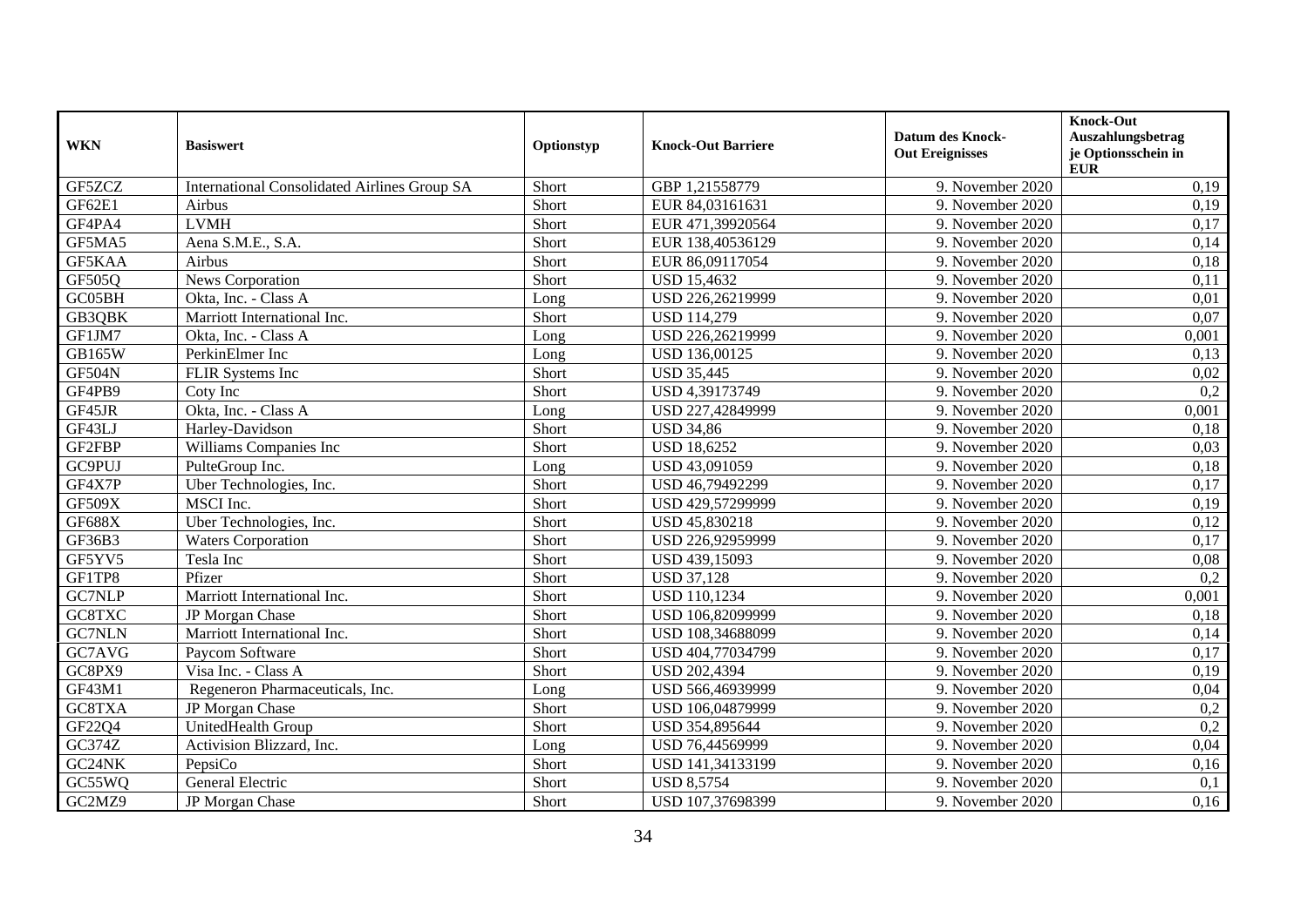| WKN | Basiswert | Optionstyp | Knock-Out Barriere | Datum des Knock-Out Ereignisses | Knock-Out Auszahlungsbetrag je Optionsschein in EUR |
|---|---|---|---|---|---|
| GF5ZCZ | International Consolidated Airlines Group SA | Short | GBP 1,21558779 | 9. November 2020 | 0,19 |
| GF62E1 | Airbus | Short | EUR 84,03161631 | 9. November 2020 | 0,19 |
| GF4PA4 | LVMH | Short | EUR 471,39920564 | 9. November 2020 | 0,17 |
| GF5MA5 | Aena S.M.E., S.A. | Short | EUR 138,40536129 | 9. November 2020 | 0,14 |
| GF5KAA | Airbus | Short | EUR 86,09117054 | 9. November 2020 | 0,18 |
| GF505Q | News Corporation | Short | USD 15,4632 | 9. November 2020 | 0,11 |
| GC05BH | Okta, Inc. - Class A | Long | USD 226,26219999 | 9. November 2020 | 0,01 |
| GB3QBK | Marriott International Inc. | Short | USD 114,279 | 9. November 2020 | 0,07 |
| GF1JM7 | Okta, Inc. - Class A | Long | USD 226,26219999 | 9. November 2020 | 0,001 |
| GB165W | PerkinElmer Inc | Long | USD 136,00125 | 9. November 2020 | 0,13 |
| GF504N | FLIR Systems Inc | Short | USD 35,445 | 9. November 2020 | 0,02 |
| GF4PB9 | Coty Inc | Short | USD 4,39173749 | 9. November 2020 | 0,2 |
| GF45JR | Okta, Inc. - Class A | Long | USD 227,42849999 | 9. November 2020 | 0,001 |
| GF43LJ | Harley-Davidson | Short | USD 34,86 | 9. November 2020 | 0,18 |
| GF2FBP | Williams Companies Inc | Short | USD 18,6252 | 9. November 2020 | 0,03 |
| GC9PUJ | PulteGroup Inc. | Long | USD 43,091059 | 9. November 2020 | 0,18 |
| GF4X7P | Uber Technologies, Inc. | Short | USD 46,79492299 | 9. November 2020 | 0,17 |
| GF509X | MSCI Inc. | Short | USD 429,57299999 | 9. November 2020 | 0,19 |
| GF688X | Uber Technologies, Inc. | Short | USD 45,830218 | 9. November 2020 | 0,12 |
| GF36B3 | Waters Corporation | Short | USD 226,92959999 | 9. November 2020 | 0,17 |
| GF5YV5 | Tesla Inc | Short | USD 439,15093 | 9. November 2020 | 0,08 |
| GF1TP8 | Pfizer | Short | USD 37,128 | 9. November 2020 | 0,2 |
| GC7NLP | Marriott International Inc. | Short | USD 110,1234 | 9. November 2020 | 0,001 |
| GC8TXC | JP Morgan Chase | Short | USD 106,82099999 | 9. November 2020 | 0,18 |
| GC7NLN | Marriott International Inc. | Short | USD 108,34688099 | 9. November 2020 | 0,14 |
| GC7AVG | Paycom Software | Short | USD 404,77034799 | 9. November 2020 | 0,17 |
| GC8PX9 | Visa Inc. - Class A | Short | USD 202,4394 | 9. November 2020 | 0,19 |
| GF43M1 | Regeneron Pharmaceuticals, Inc. | Long | USD 566,46939999 | 9. November 2020 | 0,04 |
| GC8TXA | JP Morgan Chase | Short | USD 106,04879999 | 9. November 2020 | 0,2 |
| GF22Q4 | UnitedHealth Group | Short | USD 354,895644 | 9. November 2020 | 0,2 |
| GC374Z | Activision Blizzard, Inc. | Long | USD 76,44569999 | 9. November 2020 | 0,04 |
| GC24NK | PepsiCo | Short | USD 141,34133199 | 9. November 2020 | 0,16 |
| GC55WQ | General Electric | Short | USD 8,5754 | 9. November 2020 | 0,1 |
| GC2MZ9 | JP Morgan Chase | Short | USD 107,37698399 | 9. November 2020 | 0,16 |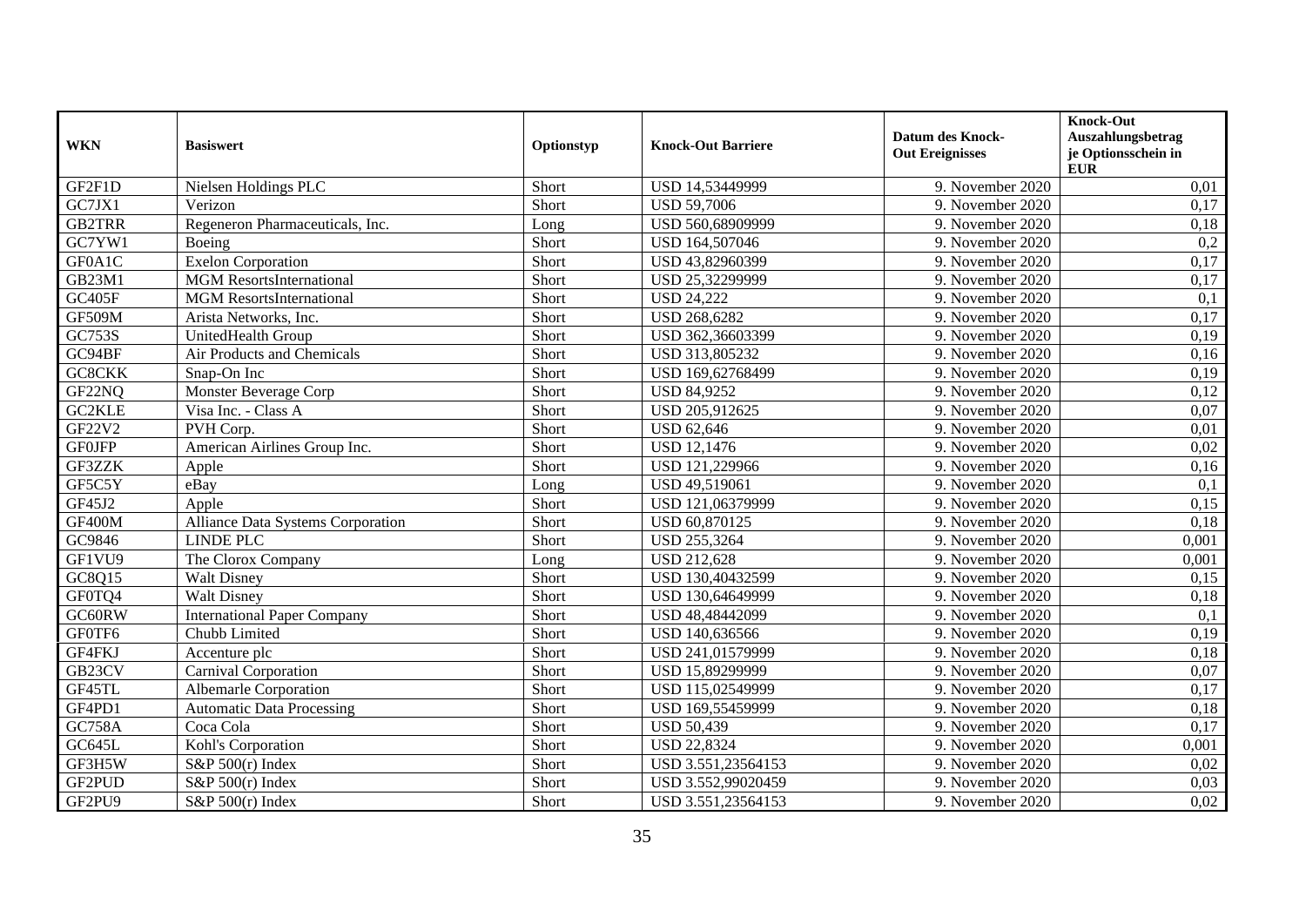| WKN | Basiswert | Optionstyp | Knock-Out Barriere | Datum des Knock-Out Ereignisses | Knock-Out Auszahlungsbetrag je Optionsschein in EUR |
|---|---|---|---|---|---|
| GF2F1D | Nielsen Holdings PLC | Short | USD 14,53449999 | 9. November 2020 | 0,01 |
| GC7JX1 | Verizon | Short | USD 59,7006 | 9. November 2020 | 0,17 |
| GB2TRR | Regeneron Pharmaceuticals, Inc. | Long | USD 560,68909999 | 9. November 2020 | 0,18 |
| GC7YW1 | Boeing | Short | USD 164,507046 | 9. November 2020 | 0,2 |
| GF0A1C | Exelon Corporation | Short | USD 43,82960399 | 9. November 2020 | 0,17 |
| GB23M1 | MGM ResortsInternational | Short | USD 25,32299999 | 9. November 2020 | 0,17 |
| GC405F | MGM ResortsInternational | Short | USD 24,222 | 9. November 2020 | 0,1 |
| GF509M | Arista Networks, Inc. | Short | USD 268,6282 | 9. November 2020 | 0,17 |
| GC753S | UnitedHealth Group | Short | USD 362,36603399 | 9. November 2020 | 0,19 |
| GC94BF | Air Products and Chemicals | Short | USD 313,805232 | 9. November 2020 | 0,16 |
| GC8CKK | Snap-On Inc | Short | USD 169,62768499 | 9. November 2020 | 0,19 |
| GF22NQ | Monster Beverage Corp | Short | USD 84,9252 | 9. November 2020 | 0,12 |
| GC2KLE | Visa Inc. - Class A | Short | USD 205,912625 | 9. November 2020 | 0,07 |
| GF22V2 | PVH Corp. | Short | USD 62,646 | 9. November 2020 | 0,01 |
| GF0JFP | American Airlines Group Inc. | Short | USD 12,1476 | 9. November 2020 | 0,02 |
| GF3ZZK | Apple | Short | USD 121,229966 | 9. November 2020 | 0,16 |
| GF5C5Y | eBay | Long | USD 49,519061 | 9. November 2020 | 0,1 |
| GF45J2 | Apple | Short | USD 121,06379999 | 9. November 2020 | 0,15 |
| GF400M | Alliance Data Systems Corporation | Short | USD 60,870125 | 9. November 2020 | 0,18 |
| GC9846 | LINDE PLC | Short | USD 255,3264 | 9. November 2020 | 0,001 |
| GF1VU9 | The Clorox Company | Long | USD 212,628 | 9. November 2020 | 0,001 |
| GC8Q15 | Walt Disney | Short | USD 130,40432599 | 9. November 2020 | 0,15 |
| GF0TQ4 | Walt Disney | Short | USD 130,64649999 | 9. November 2020 | 0,18 |
| GC60RW | International Paper Company | Short | USD 48,48442099 | 9. November 2020 | 0,1 |
| GF0TF6 | Chubb Limited | Short | USD 140,636566 | 9. November 2020 | 0,19 |
| GF4FKJ | Accenture plc | Short | USD 241,01579999 | 9. November 2020 | 0,18 |
| GB23CV | Carnival Corporation | Short | USD 15,89299999 | 9. November 2020 | 0,07 |
| GF45TL | Albemarle Corporation | Short | USD 115,02549999 | 9. November 2020 | 0,17 |
| GF4PD1 | Automatic Data Processing | Short | USD 169,55459999 | 9. November 2020 | 0,18 |
| GC758A | Coca Cola | Short | USD 50,439 | 9. November 2020 | 0,17 |
| GC645L | Kohl's Corporation | Short | USD 22,8324 | 9. November 2020 | 0,001 |
| GF3H5W | S&P 500(r) Index | Short | USD 3.551,23564153 | 9. November 2020 | 0,02 |
| GF2PUD | S&P 500(r) Index | Short | USD 3.552,99020459 | 9. November 2020 | 0,03 |
| GF2PU9 | S&P 500(r) Index | Short | USD 3.551,23564153 | 9. November 2020 | 0,02 |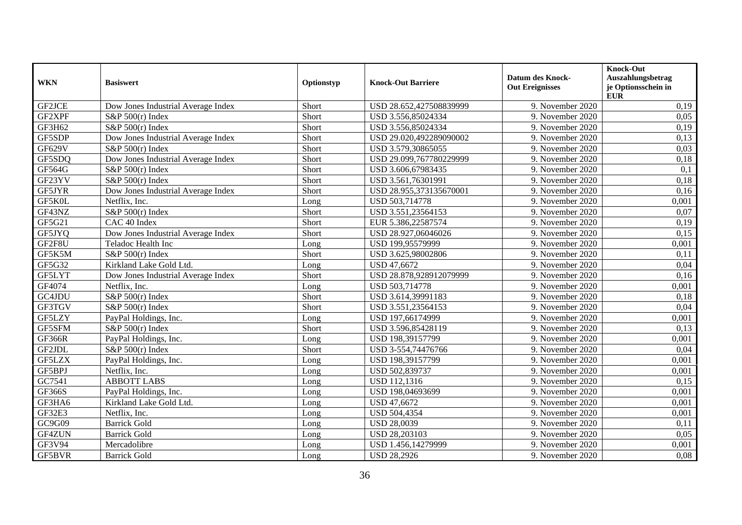| WKN | Basiswert | Optionstyp | Knock-Out Barriere | Datum des Knock-Out Ereignisses | Knock-Out Auszahlungsbetrag je Optionsschein in EUR |
|---|---|---|---|---|---|
| GF2JCE | Dow Jones Industrial Average Index | Short | USD 28.652,427508839999 | 9. November 2020 | 0,19 |
| GF2XPF | S&P 500(r) Index | Short | USD 3.556,85024334 | 9. November 2020 | 0,05 |
| GF3H62 | S&P 500(r) Index | Short | USD 3.556,85024334 | 9. November 2020 | 0,19 |
| GF5SDP | Dow Jones Industrial Average Index | Short | USD 29.020,492289090002 | 9. November 2020 | 0,13 |
| GF629V | S&P 500(r) Index | Short | USD 3.579,30865055 | 9. November 2020 | 0,03 |
| GF5SDQ | Dow Jones Industrial Average Index | Short | USD 29.099,767780229999 | 9. November 2020 | 0,18 |
| GF564G | S&P 500(r) Index | Short | USD 3.606,67983435 | 9. November 2020 | 0,1 |
| GF23YV | S&P 500(r) Index | Short | USD 3.561,76301991 | 9. November 2020 | 0,18 |
| GF5JYR | Dow Jones Industrial Average Index | Short | USD 28.955,373135670001 | 9. November 2020 | 0,16 |
| GF5K0L | Netflix, Inc. | Long | USD 503,714778 | 9. November 2020 | 0,001 |
| GF43NZ | S&P 500(r) Index | Short | USD 3.551,23564153 | 9. November 2020 | 0,07 |
| GF5G21 | CAC 40 Index | Short | EUR 5.386,22587574 | 9. November 2020 | 0,19 |
| GF5JYQ | Dow Jones Industrial Average Index | Short | USD 28.927,06046026 | 9. November 2020 | 0,15 |
| GF2F8U | Teladoc Health Inc | Long | USD 199,95579999 | 9. November 2020 | 0,001 |
| GF5K5M | S&P 500(r) Index | Short | USD 3.625,98002806 | 9. November 2020 | 0,11 |
| GF5G32 | Kirkland Lake Gold Ltd. | Long | USD 47,6672 | 9. November 2020 | 0,04 |
| GF5LYT | Dow Jones Industrial Average Index | Short | USD 28.878,928912079999 | 9. November 2020 | 0,16 |
| GF4074 | Netflix, Inc. | Long | USD 503,714778 | 9. November 2020 | 0,001 |
| GC4JDU | S&P 500(r) Index | Short | USD 3.614,39991183 | 9. November 2020 | 0,18 |
| GF3TGV | S&P 500(r) Index | Short | USD 3.551,23564153 | 9. November 2020 | 0,04 |
| GF5LZY | PayPal Holdings, Inc. | Long | USD 197,66174999 | 9. November 2020 | 0,001 |
| GF5SFM | S&P 500(r) Index | Short | USD 3.596,85428119 | 9. November 2020 | 0,13 |
| GF366R | PayPal Holdings, Inc. | Long | USD 198,39157799 | 9. November 2020 | 0,001 |
| GF2JDL | S&P 500(r) Index | Short | USD 3-554,74476766 | 9. November 2020 | 0,04 |
| GF5LZX | PayPal Holdings, Inc. | Long | USD 198,39157799 | 9. November 2020 | 0,001 |
| GF5BPJ | Netflix, Inc. | Long | USD 502,839737 | 9. November 2020 | 0,001 |
| GC7541 | ABBOTT LABS | Long | USD 112,1316 | 9. November 2020 | 0,15 |
| GF366S | PayPal Holdings, Inc. | Long | USD 198,04693699 | 9. November 2020 | 0,001 |
| GF3HA6 | Kirkland Lake Gold Ltd. | Long | USD 47,6672 | 9. November 2020 | 0,001 |
| GF32E3 | Netflix, Inc. | Long | USD 504,4354 | 9. November 2020 | 0,001 |
| GC9G09 | Barrick Gold | Long | USD 28,0039 | 9. November 2020 | 0,11 |
| GF4ZUN | Barrick Gold | Long | USD 28,203103 | 9. November 2020 | 0,05 |
| GF3V94 | Mercadolibre | Long | USD 1.456,14279999 | 9. November 2020 | 0,001 |
| GF5BVR | Barrick Gold | Long | USD 28,2926 | 9. November 2020 | 0,08 |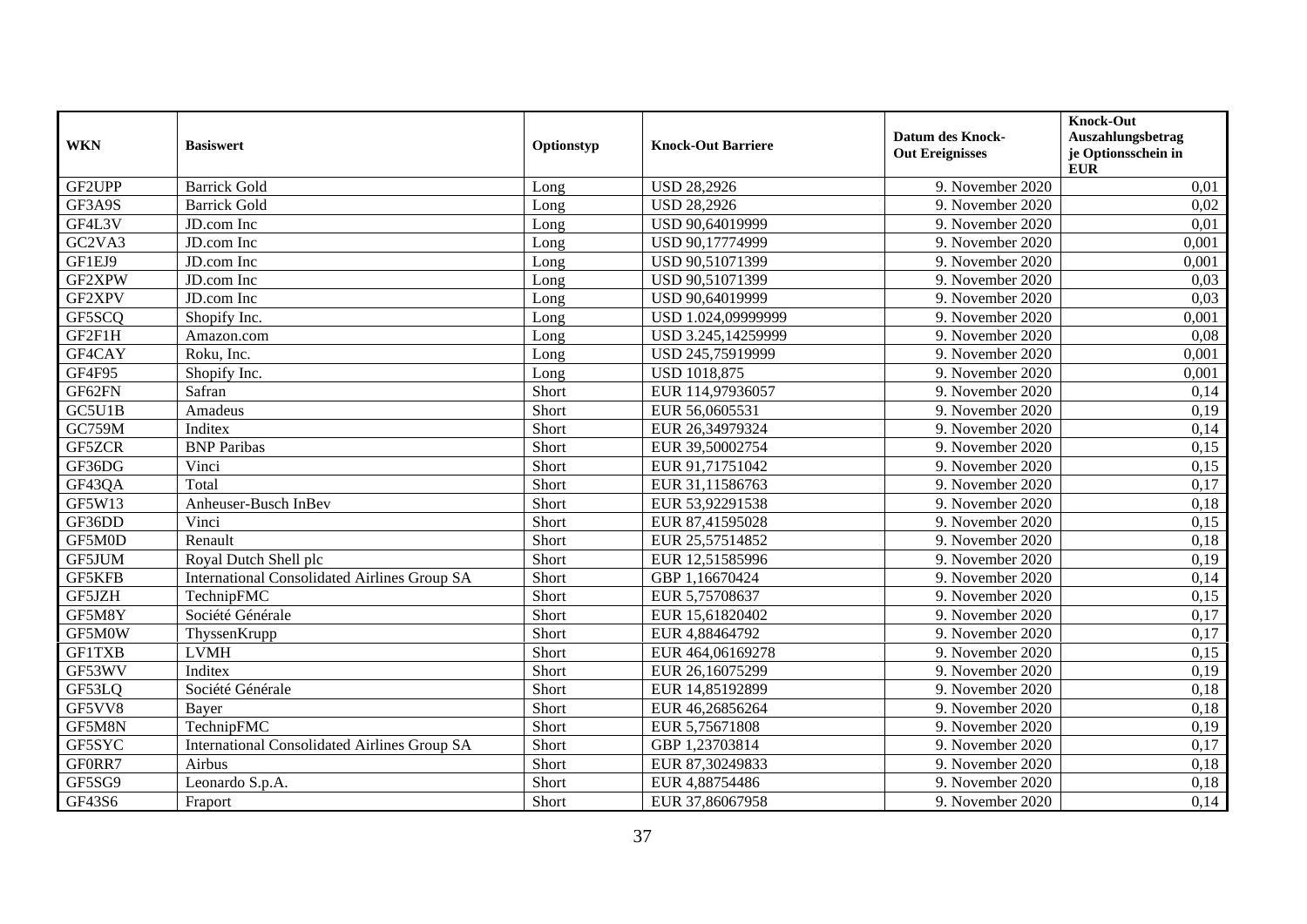| WKN | Basiswert | Optionstyp | Knock-Out Barriere | Datum des Knock-Out Ereignisses | Knock-Out Auszahlungsbetrag je Optionsschein in EUR |
|---|---|---|---|---|---|
| GF2UPP | Barrick Gold | Long | USD 28,2926 | 9. November 2020 | 0,01 |
| GF3A9S | Barrick Gold | Long | USD 28,2926 | 9. November 2020 | 0,02 |
| GF4L3V | JD.com Inc | Long | USD 90,64019999 | 9. November 2020 | 0,01 |
| GC2VA3 | JD.com Inc | Long | USD 90,17774999 | 9. November 2020 | 0,001 |
| GF1EJ9 | JD.com Inc | Long | USD 90,51071399 | 9. November 2020 | 0,001 |
| GF2XPW | JD.com Inc | Long | USD 90,51071399 | 9. November 2020 | 0,03 |
| GF2XPV | JD.com Inc | Long | USD 90,64019999 | 9. November 2020 | 0,03 |
| GF5SCQ | Shopify Inc. | Long | USD 1.024,09999999 | 9. November 2020 | 0,001 |
| GF2F1H | Amazon.com | Long | USD 3.245,14259999 | 9. November 2020 | 0,08 |
| GF4CAY | Roku, Inc. | Long | USD 245,75919999 | 9. November 2020 | 0,001 |
| GF4F95 | Shopify Inc. | Long | USD 1018,875 | 9. November 2020 | 0,001 |
| GF62FN | Safran | Short | EUR 114,97936057 | 9. November 2020 | 0,14 |
| GC5U1B | Amadeus | Short | EUR 56,0605531 | 9. November 2020 | 0,19 |
| GC759M | Inditex | Short | EUR 26,34979324 | 9. November 2020 | 0,14 |
| GF5ZCR | BNP Paribas | Short | EUR 39,50002754 | 9. November 2020 | 0,15 |
| GF36DG | Vinci | Short | EUR 91,71751042 | 9. November 2020 | 0,15 |
| GF43QA | Total | Short | EUR 31,11586763 | 9. November 2020 | 0,17 |
| GF5W13 | Anheuser-Busch InBev | Short | EUR 53,92291538 | 9. November 2020 | 0,18 |
| GF36DD | Vinci | Short | EUR 87,41595028 | 9. November 2020 | 0,15 |
| GF5M0D | Renault | Short | EUR 25,57514852 | 9. November 2020 | 0,18 |
| GF5JUM | Royal Dutch Shell plc | Short | EUR 12,51585996 | 9. November 2020 | 0,19 |
| GF5KFB | International Consolidated Airlines Group SA | Short | GBP 1,16670424 | 9. November 2020 | 0,14 |
| GF5JZH | TechnipFMC | Short | EUR 5,75708637 | 9. November 2020 | 0,15 |
| GF5M8Y | Société Générale | Short | EUR 15,61820402 | 9. November 2020 | 0,17 |
| GF5M0W | ThyssenKrupp | Short | EUR 4,88464792 | 9. November 2020 | 0,17 |
| GF1TXB | LVMH | Short | EUR 464,06169278 | 9. November 2020 | 0,15 |
| GF53WV | Inditex | Short | EUR 26,16075299 | 9. November 2020 | 0,19 |
| GF53LQ | Société Générale | Short | EUR 14,85192899 | 9. November 2020 | 0,18 |
| GF5VV8 | Bayer | Short | EUR 46,26856264 | 9. November 2020 | 0,18 |
| GF5M8N | TechnipFMC | Short | EUR 5,75671808 | 9. November 2020 | 0,19 |
| GF5SYC | International Consolidated Airlines Group SA | Short | GBP 1,23703814 | 9. November 2020 | 0,17 |
| GF0RR7 | Airbus | Short | EUR 87,30249833 | 9. November 2020 | 0,18 |
| GF5SG9 | Leonardo S.p.A. | Short | EUR 4,88754486 | 9. November 2020 | 0,18 |
| GF43S6 | Fraport | Short | EUR 37,86067958 | 9. November 2020 | 0,14 |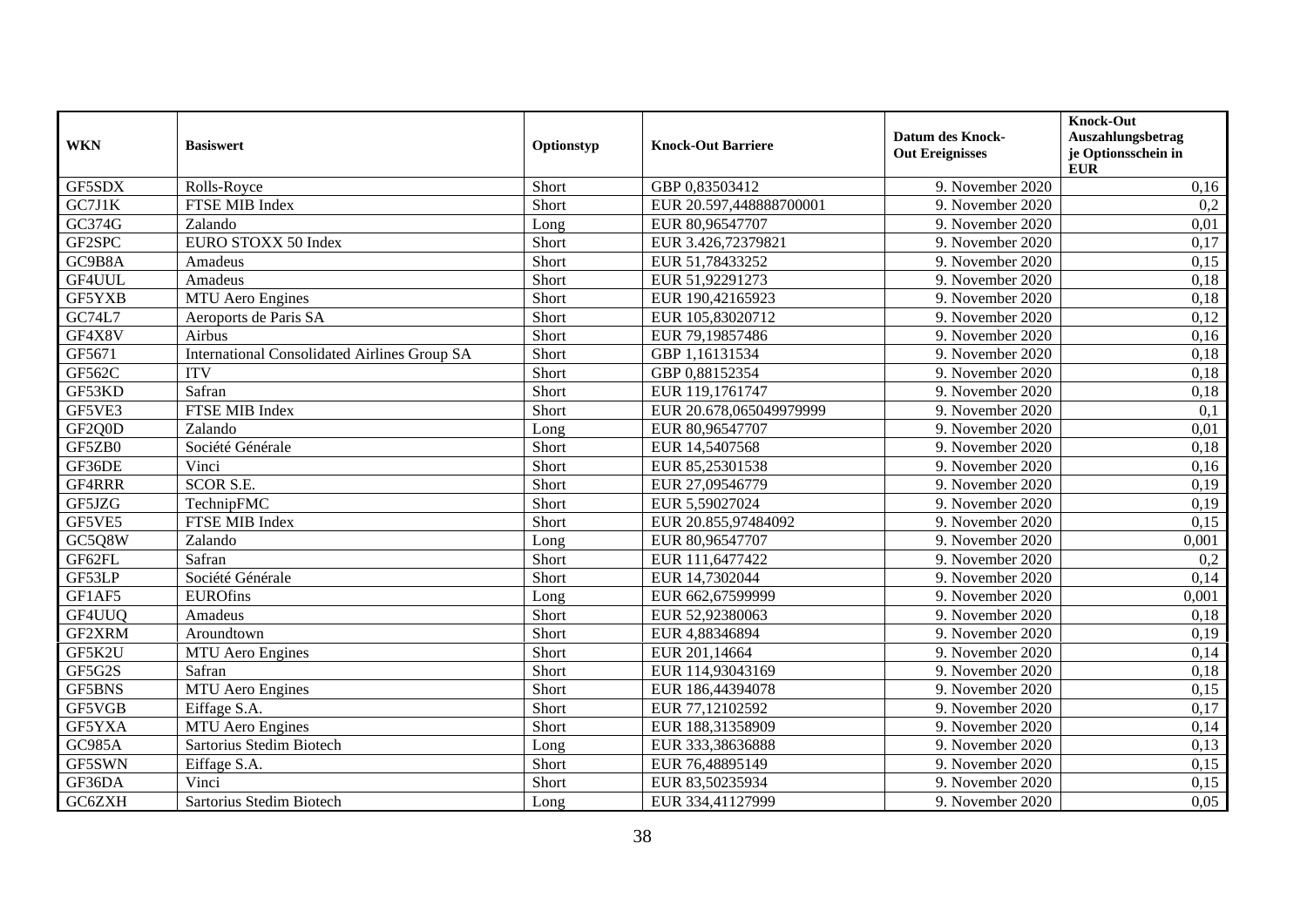| WKN | Basiswert | Optionstyp | Knock-Out Barriere | Datum des Knock-Out Ereignisses | Knock-Out Auszahlungsbetrag je Optionsschein in EUR |
|---|---|---|---|---|---|
| GF5SDX | Rolls-Royce | Short | GBP 0,83503412 | 9. November 2020 | 0,16 |
| GC7J1K | FTSE MIB Index | Short | EUR 20.597,448888700001 | 9. November 2020 | 0,2 |
| GC374G | Zalando | Long | EUR 80,96547707 | 9. November 2020 | 0,01 |
| GF2SPC | EURO STOXX 50 Index | Short | EUR 3.426,72379821 | 9. November 2020 | 0,17 |
| GC9B8A | Amadeus | Short | EUR 51,78433252 | 9. November 2020 | 0,15 |
| GF4UUL | Amadeus | Short | EUR 51,92291273 | 9. November 2020 | 0,18 |
| GF5YXB | MTU Aero Engines | Short | EUR 190,42165923 | 9. November 2020 | 0,18 |
| GC74L7 | Aeroports de Paris SA | Short | EUR 105,83020712 | 9. November 2020 | 0,12 |
| GF4X8V | Airbus | Short | EUR 79,19857486 | 9. November 2020 | 0,16 |
| GF5671 | International Consolidated Airlines Group SA | Short | GBP 1,16131534 | 9. November 2020 | 0,18 |
| GF562C | ITV | Short | GBP 0,88152354 | 9. November 2020 | 0,18 |
| GF53KD | Safran | Short | EUR 119,1761747 | 9. November 2020 | 0,18 |
| GF5VE3 | FTSE MIB Index | Short | EUR 20.678,065049979999 | 9. November 2020 | 0,1 |
| GF2Q0D | Zalando | Long | EUR 80,96547707 | 9. November 2020 | 0,01 |
| GF5ZB0 | Société Générale | Short | EUR 14,5407568 | 9. November 2020 | 0,18 |
| GF36DE | Vinci | Short | EUR 85,25301538 | 9. November 2020 | 0,16 |
| GF4RRR | SCOR S.E. | Short | EUR 27,09546779 | 9. November 2020 | 0,19 |
| GF5JZG | TechnipFMC | Short | EUR 5,59027024 | 9. November 2020 | 0,19 |
| GF5VE5 | FTSE MIB Index | Short | EUR 20.855,97484092 | 9. November 2020 | 0,15 |
| GC5Q8W | Zalando | Long | EUR 80,96547707 | 9. November 2020 | 0,001 |
| GF62FL | Safran | Short | EUR 111,6477422 | 9. November 2020 | 0,2 |
| GF53LP | Société Générale | Short | EUR 14,7302044 | 9. November 2020 | 0,14 |
| GF1AF5 | EUROfins | Long | EUR 662,67599999 | 9. November 2020 | 0,001 |
| GF4UUQ | Amadeus | Short | EUR 52,92380063 | 9. November 2020 | 0,18 |
| GF2XRM | Aroundtown | Short | EUR 4,88346894 | 9. November 2020 | 0,19 |
| GF5K2U | MTU Aero Engines | Short | EUR 201,14664 | 9. November 2020 | 0,14 |
| GF5G2S | Safran | Short | EUR 114,93043169 | 9. November 2020 | 0,18 |
| GF5BNS | MTU Aero Engines | Short | EUR 186,44394078 | 9. November 2020 | 0,15 |
| GF5VGB | Eiffage S.A. | Short | EUR 77,12102592 | 9. November 2020 | 0,17 |
| GF5YXA | MTU Aero Engines | Short | EUR 188,31358909 | 9. November 2020 | 0,14 |
| GC985A | Sartorius Stedim Biotech | Long | EUR 333,38636888 | 9. November 2020 | 0,13 |
| GF5SWN | Eiffage S.A. | Short | EUR 76,48895149 | 9. November 2020 | 0,15 |
| GF36DA | Vinci | Short | EUR 83,50235934 | 9. November 2020 | 0,15 |
| GC6ZXH | Sartorius Stedim Biotech | Long | EUR 334,41127999 | 9. November 2020 | 0,05 |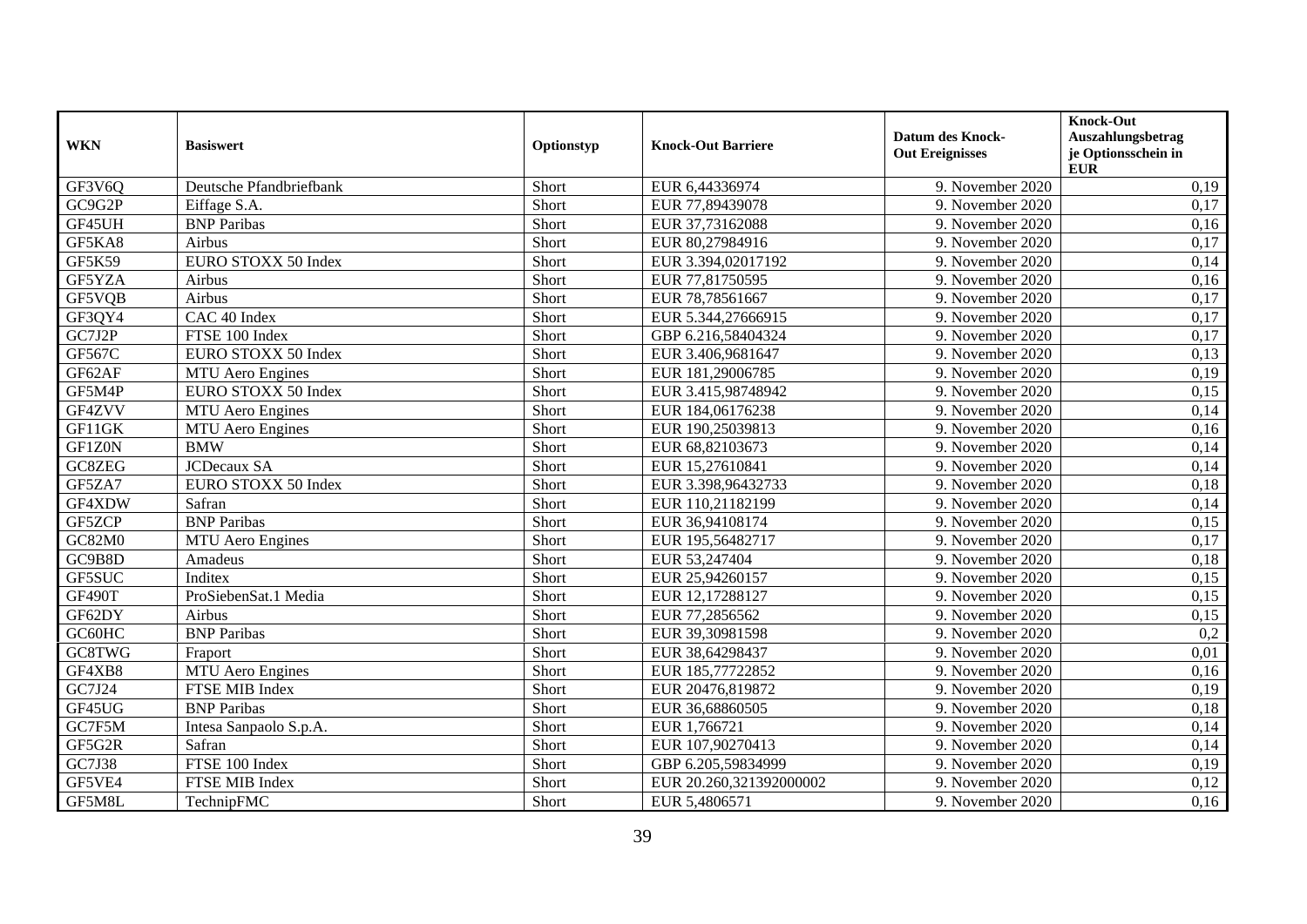| WKN | Basiswert | Optionstyp | Knock-Out Barriere | Datum des Knock-Out Ereignisses | Knock-Out Auszahlungsbetrag je Optionsschein in EUR |
|---|---|---|---|---|---|
| GF3V6Q | Deutsche Pfandbriefbank | Short | EUR 6,44336974 | 9. November 2020 | 0,19 |
| GC9G2P | Eiffage S.A. | Short | EUR 77,89439078 | 9. November 2020 | 0,17 |
| GF45UH | BNP Paribas | Short | EUR 37,73162088 | 9. November 2020 | 0,16 |
| GF5KA8 | Airbus | Short | EUR 80,27984916 | 9. November 2020 | 0,17 |
| GF5K59 | EURO STOXX 50 Index | Short | EUR 3.394,02017192 | 9. November 2020 | 0,14 |
| GF5YZA | Airbus | Short | EUR 77,81750595 | 9. November 2020 | 0,16 |
| GF5VQB | Airbus | Short | EUR 78,78561667 | 9. November 2020 | 0,17 |
| GF3QY4 | CAC 40 Index | Short | EUR 5.344,27666915 | 9. November 2020 | 0,17 |
| GC7J2P | FTSE 100 Index | Short | GBP 6.216,58404324 | 9. November 2020 | 0,17 |
| GF567C | EURO STOXX 50 Index | Short | EUR 3.406,9681647 | 9. November 2020 | 0,13 |
| GF62AF | MTU Aero Engines | Short | EUR 181,29006785 | 9. November 2020 | 0,19 |
| GF5M4P | EURO STOXX 50 Index | Short | EUR 3.415,98748942 | 9. November 2020 | 0,15 |
| GF4ZVV | MTU Aero Engines | Short | EUR 184,06176238 | 9. November 2020 | 0,14 |
| GF11GK | MTU Aero Engines | Short | EUR 190,25039813 | 9. November 2020 | 0,16 |
| GF1Z0N | BMW | Short | EUR 68,82103673 | 9. November 2020 | 0,14 |
| GC8ZEG | JCDecaux SA | Short | EUR 15,27610841 | 9. November 2020 | 0,14 |
| GF5ZA7 | EURO STOXX 50 Index | Short | EUR 3.398,96432733 | 9. November 2020 | 0,18 |
| GF4XDW | Safran | Short | EUR 110,21182199 | 9. November 2020 | 0,14 |
| GF5ZCP | BNP Paribas | Short | EUR 36,94108174 | 9. November 2020 | 0,15 |
| GC82M0 | MTU Aero Engines | Short | EUR 195,56482717 | 9. November 2020 | 0,17 |
| GC9B8D | Amadeus | Short | EUR 53,247404 | 9. November 2020 | 0,18 |
| GF5SUC | Inditex | Short | EUR 25,94260157 | 9. November 2020 | 0,15 |
| GF490T | ProSiebenSat.1 Media | Short | EUR 12,17288127 | 9. November 2020 | 0,15 |
| GF62DY | Airbus | Short | EUR 77,2856562 | 9. November 2020 | 0,15 |
| GC60HC | BNP Paribas | Short | EUR 39,30981598 | 9. November 2020 | 0,2 |
| GC8TWG | Fraport | Short | EUR 38,64298437 | 9. November 2020 | 0,01 |
| GF4XB8 | MTU Aero Engines | Short | EUR 185,77722852 | 9. November 2020 | 0,16 |
| GC7J24 | FTSE MIB Index | Short | EUR 20476,819872 | 9. November 2020 | 0,19 |
| GF45UG | BNP Paribas | Short | EUR 36,68860505 | 9. November 2020 | 0,18 |
| GC7F5M | Intesa Sanpaolo S.p.A. | Short | EUR 1,766721 | 9. November 2020 | 0,14 |
| GF5G2R | Safran | Short | EUR 107,90270413 | 9. November 2020 | 0,14 |
| GC7J38 | FTSE 100 Index | Short | GBP 6.205,59834999 | 9. November 2020 | 0,19 |
| GF5VE4 | FTSE MIB Index | Short | EUR 20.260,321392000002 | 9. November 2020 | 0,12 |
| GF5M8L | TechnipFMC | Short | EUR 5,4806571 | 9. November 2020 | 0,16 |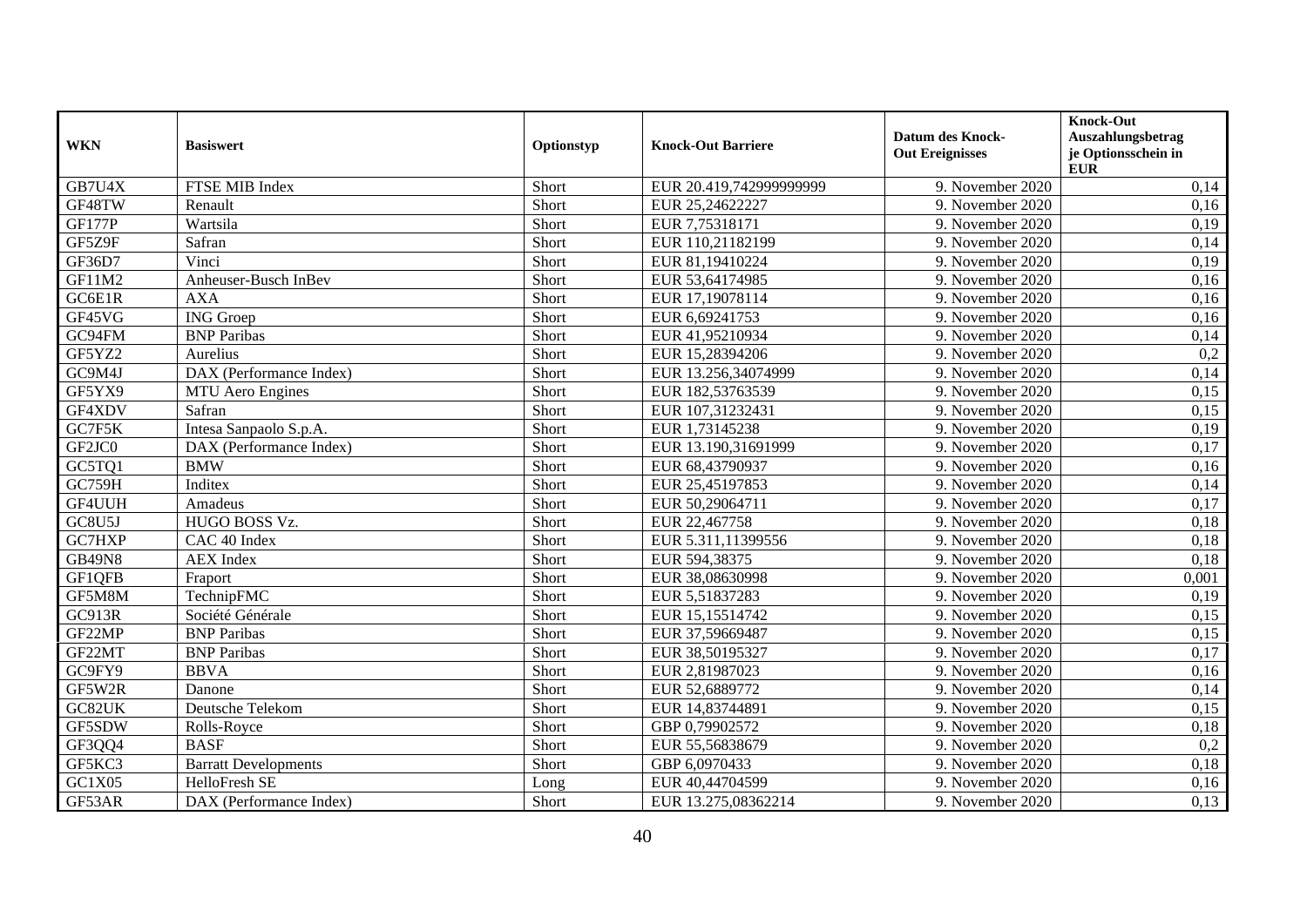| WKN | Basiswert | Optionstyp | Knock-Out Barriere | Datum des Knock-Out Ereignisses | Knock-Out Auszahlungsbetrag je Optionsschein in EUR |
|---|---|---|---|---|---|
| GB7U4X | FTSE MIB Index | Short | EUR 20.419,742999999999 | 9. November 2020 | 0,14 |
| GF48TW | Renault | Short | EUR 25,24622227 | 9. November 2020 | 0,16 |
| GF177P | Wartsila | Short | EUR 7,75318171 | 9. November 2020 | 0,19 |
| GF5Z9F | Safran | Short | EUR 110,21182199 | 9. November 2020 | 0,14 |
| GF36D7 | Vinci | Short | EUR 81,19410224 | 9. November 2020 | 0,19 |
| GF11M2 | Anheuser-Busch InBev | Short | EUR 53,64174985 | 9. November 2020 | 0,16 |
| GC6E1R | AXA | Short | EUR 17,19078114 | 9. November 2020 | 0,16 |
| GF45VG | ING Groep | Short | EUR 6,69241753 | 9. November 2020 | 0,16 |
| GC94FM | BNP Paribas | Short | EUR 41,95210934 | 9. November 2020 | 0,14 |
| GF5YZ2 | Aurelius | Short | EUR 15,28394206 | 9. November 2020 | 0,2 |
| GC9M4J | DAX (Performance Index) | Short | EUR 13.256,34074999 | 9. November 2020 | 0,14 |
| GF5YX9 | MTU Aero Engines | Short | EUR 182,53763539 | 9. November 2020 | 0,15 |
| GF4XDV | Safran | Short | EUR 107,31232431 | 9. November 2020 | 0,15 |
| GC7F5K | Intesa Sanpaolo S.p.A. | Short | EUR 1,73145238 | 9. November 2020 | 0,19 |
| GF2JC0 | DAX (Performance Index) | Short | EUR 13.190,31691999 | 9. November 2020 | 0,17 |
| GC5TQ1 | BMW | Short | EUR 68,43790937 | 9. November 2020 | 0,16 |
| GC759H | Inditex | Short | EUR 25,45197853 | 9. November 2020 | 0,14 |
| GF4UUH | Amadeus | Short | EUR 50,29064711 | 9. November 2020 | 0,17 |
| GC8U5J | HUGO BOSS Vz. | Short | EUR 22,467758 | 9. November 2020 | 0,18 |
| GC7HXP | CAC 40 Index | Short | EUR 5.311,11399556 | 9. November 2020 | 0,18 |
| GB49N8 | AEX Index | Short | EUR 594,38375 | 9. November 2020 | 0,18 |
| GF1QFB | Fraport | Short | EUR 38,08630998 | 9. November 2020 | 0,001 |
| GF5M8M | TechnipFMC | Short | EUR 5,51837283 | 9. November 2020 | 0,19 |
| GC913R | Société Générale | Short | EUR 15,15514742 | 9. November 2020 | 0,15 |
| GF22MP | BNP Paribas | Short | EUR 37,59669487 | 9. November 2020 | 0,15 |
| GF22MT | BNP Paribas | Short | EUR 38,50195327 | 9. November 2020 | 0,17 |
| GC9FY9 | BBVA | Short | EUR 2,81987023 | 9. November 2020 | 0,16 |
| GF5W2R | Danone | Short | EUR 52,6889772 | 9. November 2020 | 0,14 |
| GC82UK | Deutsche Telekom | Short | EUR 14,83744891 | 9. November 2020 | 0,15 |
| GF5SDW | Rolls-Royce | Short | GBP 0,79902572 | 9. November 2020 | 0,18 |
| GF3QQ4 | BASF | Short | EUR 55,56838679 | 9. November 2020 | 0,2 |
| GF5KC3 | Barratt Developments | Short | GBP 6,0970433 | 9. November 2020 | 0,18 |
| GC1X05 | HelloFresh SE | Long | EUR 40,44704599 | 9. November 2020 | 0,16 |
| GF53AR | DAX (Performance Index) | Short | EUR 13.275,08362214 | 9. November 2020 | 0,13 |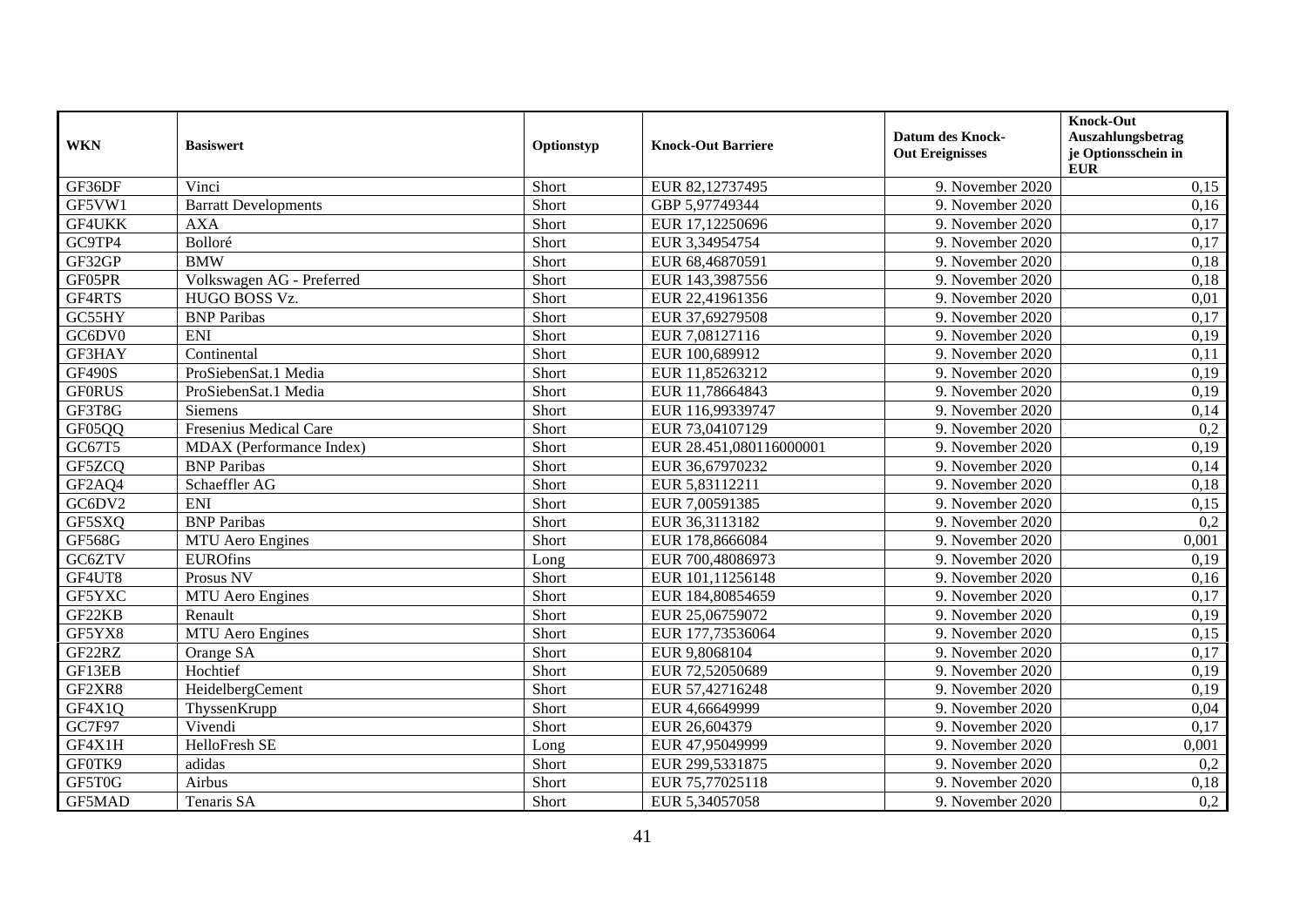| WKN | Basiswert | Optionstyp | Knock-Out Barriere | Datum des Knock-Out Ereignisses | Knock-Out Auszahlungsbetrag je Optionsschein in EUR |
|---|---|---|---|---|---|
| GF36DF | Vinci | Short | EUR 82,12737495 | 9. November 2020 | 0,15 |
| GF5VW1 | Barratt Developments | Short | GBP 5,97749344 | 9. November 2020 | 0,16 |
| GF4UKK | AXA | Short | EUR 17,12250696 | 9. November 2020 | 0,17 |
| GC9TP4 | Bolloré | Short | EUR 3,34954754 | 9. November 2020 | 0,17 |
| GF32GP | BMW | Short | EUR 68,46870591 | 9. November 2020 | 0,18 |
| GF05PR | Volkswagen AG - Preferred | Short | EUR 143,3987556 | 9. November 2020 | 0,18 |
| GF4RTS | HUGO BOSS Vz. | Short | EUR 22,41961356 | 9. November 2020 | 0,01 |
| GC55HY | BNP Paribas | Short | EUR 37,69279508 | 9. November 2020 | 0,17 |
| GC6DV0 | ENI | Short | EUR 7,08127116 | 9. November 2020 | 0,19 |
| GF3HAY | Continental | Short | EUR 100,689912 | 9. November 2020 | 0,11 |
| GF490S | ProSiebenSat.1 Media | Short | EUR 11,85263212 | 9. November 2020 | 0,19 |
| GF0RUS | ProSiebenSat.1 Media | Short | EUR 11,78664843 | 9. November 2020 | 0,19 |
| GF3T8G | Siemens | Short | EUR 116,99339747 | 9. November 2020 | 0,14 |
| GF05QQ | Fresenius Medical Care | Short | EUR 73,04107129 | 9. November 2020 | 0,2 |
| GC67T5 | MDAX (Performance Index) | Short | EUR 28.451,080116000001 | 9. November 2020 | 0,19 |
| GF5ZCQ | BNP Paribas | Short | EUR 36,67970232 | 9. November 2020 | 0,14 |
| GF2AQ4 | Schaeffler AG | Short | EUR 5,83112211 | 9. November 2020 | 0,18 |
| GC6DV2 | ENI | Short | EUR 7,00591385 | 9. November 2020 | 0,15 |
| GF5SXQ | BNP Paribas | Short | EUR 36,3113182 | 9. November 2020 | 0,2 |
| GF568G | MTU Aero Engines | Short | EUR 178,8666084 | 9. November 2020 | 0,001 |
| GC6ZTV | EUROfins | Long | EUR 700,48086973 | 9. November 2020 | 0,19 |
| GF4UT8 | Prosus NV | Short | EUR 101,11256148 | 9. November 2020 | 0,16 |
| GF5YXC | MTU Aero Engines | Short | EUR 184,80854659 | 9. November 2020 | 0,17 |
| GF22KB | Renault | Short | EUR 25,06759072 | 9. November 2020 | 0,19 |
| GF5YX8 | MTU Aero Engines | Short | EUR 177,73536064 | 9. November 2020 | 0,15 |
| GF22RZ | Orange SA | Short | EUR 9,8068104 | 9. November 2020 | 0,17 |
| GF13EB | Hochtief | Short | EUR 72,52050689 | 9. November 2020 | 0,19 |
| GF2XR8 | HeidelbergCement | Short | EUR 57,42716248 | 9. November 2020 | 0,19 |
| GF4X1Q | ThyssenKrupp | Short | EUR 4,66649999 | 9. November 2020 | 0,04 |
| GC7F97 | Vivendi | Short | EUR 26,604379 | 9. November 2020 | 0,17 |
| GF4X1H | HelloFresh SE | Long | EUR 47,95049999 | 9. November 2020 | 0,001 |
| GF0TK9 | adidas | Short | EUR 299,5331875 | 9. November 2020 | 0,2 |
| GF5T0G | Airbus | Short | EUR 75,77025118 | 9. November 2020 | 0,18 |
| GF5MAD | Tenaris SA | Short | EUR 5,34057058 | 9. November 2020 | 0,2 |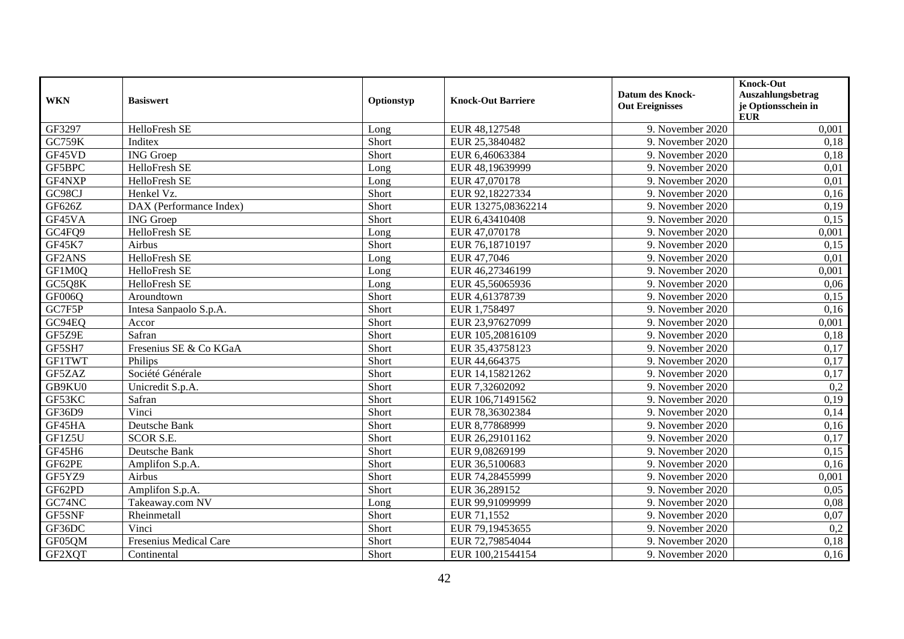| WKN | Basiswert | Optionstyp | Knock-Out Barriere | Datum des Knock-Out Ereignisses | Knock-Out Auszahlungsbetrag je Optionsschein in EUR |
|---|---|---|---|---|---|
| GF3297 | HelloFresh SE | Long | EUR 48,127548 | 9. November 2020 | 0,001 |
| GC759K | Inditex | Short | EUR 25,3840482 | 9. November 2020 | 0,18 |
| GF45VD | ING Groep | Short | EUR 6,46063384 | 9. November 2020 | 0,18 |
| GF5BPC | HelloFresh SE | Long | EUR 48,19639999 | 9. November 2020 | 0,01 |
| GF4NXP | HelloFresh SE | Long | EUR 47,070178 | 9. November 2020 | 0,01 |
| GC98CJ | Henkel Vz. | Short | EUR 92,18227334 | 9. November 2020 | 0,16 |
| GF626Z | DAX (Performance Index) | Short | EUR 13275,08362214 | 9. November 2020 | 0,19 |
| GF45VA | ING Groep | Short | EUR 6,43410408 | 9. November 2020 | 0,15 |
| GC4FQ9 | HelloFresh SE | Long | EUR 47,070178 | 9. November 2020 | 0,001 |
| GF45K7 | Airbus | Short | EUR 76,18710197 | 9. November 2020 | 0,15 |
| GF2ANS | HelloFresh SE | Long | EUR 47,7046 | 9. November 2020 | 0,01 |
| GF1M0Q | HelloFresh SE | Long | EUR 46,27346199 | 9. November 2020 | 0,001 |
| GC5Q8K | HelloFresh SE | Long | EUR 45,56065936 | 9. November 2020 | 0,06 |
| GF006Q | Aroundtown | Short | EUR 4,61378739 | 9. November 2020 | 0,15 |
| GC7F5P | Intesa Sanpaolo S.p.A. | Short | EUR 1,758497 | 9. November 2020 | 0,16 |
| GC94EQ | Accor | Short | EUR 23,97627099 | 9. November 2020 | 0,001 |
| GF5Z9E | Safran | Short | EUR 105,20816109 | 9. November 2020 | 0,18 |
| GF5SH7 | Fresenius SE & Co KGaA | Short | EUR 35,43758123 | 9. November 2020 | 0,17 |
| GF1TWT | Philips | Short | EUR 44,664375 | 9. November 2020 | 0,17 |
| GF5ZAZ | Société Générale | Short | EUR 14,15821262 | 9. November 2020 | 0,17 |
| GB9KU0 | Unicredit S.p.A. | Short | EUR 7,32602092 | 9. November 2020 | 0,2 |
| GF53KC | Safran | Short | EUR 106,71491562 | 9. November 2020 | 0,19 |
| GF36D9 | Vinci | Short | EUR 78,36302384 | 9. November 2020 | 0,14 |
| GF45HA | Deutsche Bank | Short | EUR 8,77868999 | 9. November 2020 | 0,16 |
| GF1Z5U | SCOR S.E. | Short | EUR 26,29101162 | 9. November 2020 | 0,17 |
| GF45H6 | Deutsche Bank | Short | EUR 9,08269199 | 9. November 2020 | 0,15 |
| GF62PE | Amplifon S.p.A. | Short | EUR 36,5100683 | 9. November 2020 | 0,16 |
| GF5YZ9 | Airbus | Short | EUR 74,28455999 | 9. November 2020 | 0,001 |
| GF62PD | Amplifon S.p.A. | Short | EUR 36,289152 | 9. November 2020 | 0,05 |
| GC74NC | Takeaway.com NV | Long | EUR 99,91099999 | 9. November 2020 | 0,08 |
| GF5SNF | Rheinmetall | Short | EUR 71,1552 | 9. November 2020 | 0,07 |
| GF36DC | Vinci | Short | EUR 79,19453655 | 9. November 2020 | 0,2 |
| GF05QM | Fresenius Medical Care | Short | EUR 72,79854044 | 9. November 2020 | 0,18 |
| GF2XQT | Continental | Short | EUR 100,21544154 | 9. November 2020 | 0,16 |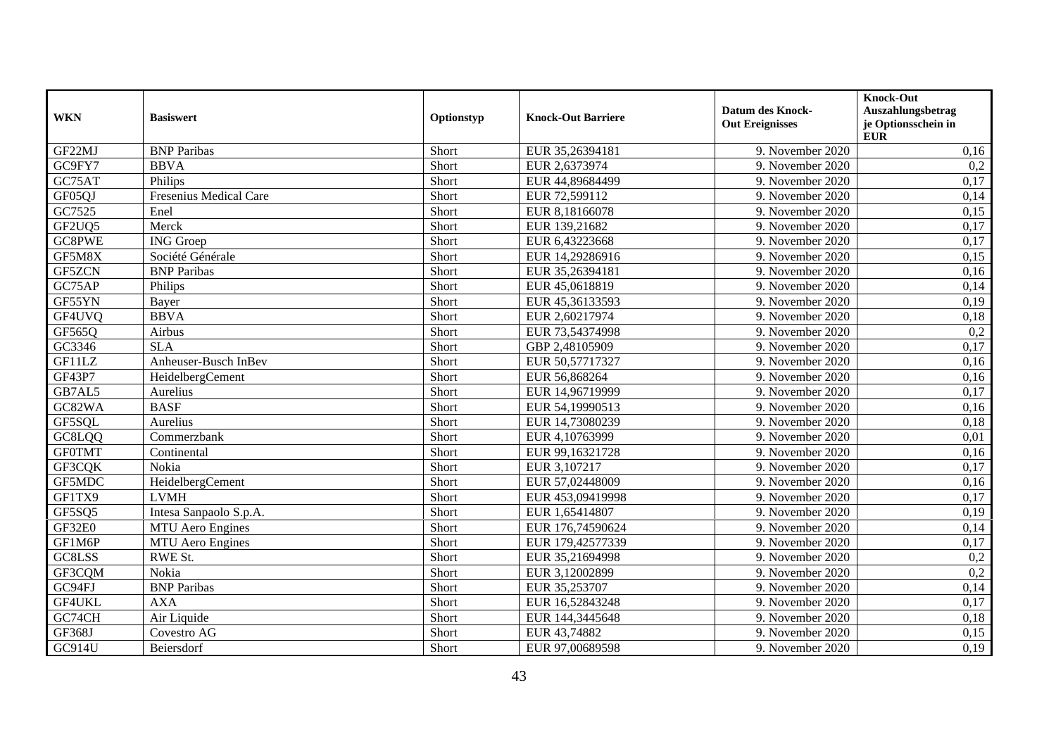| WKN | Basiswert | Optionstyp | Knock-Out Barriere | Datum des Knock-Out Ereignisses | Knock-Out Auszahlungsbetrag je Optionsschein in EUR |
|---|---|---|---|---|---|
| GF22MJ | BNP Paribas | Short | EUR 35,26394181 | 9. November 2020 | 0,16 |
| GC9FY7 | BBVA | Short | EUR 2,6373974 | 9. November 2020 | 0,2 |
| GC75AT | Philips | Short | EUR 44,89684499 | 9. November 2020 | 0,17 |
| GF05QJ | Fresenius Medical Care | Short | EUR 72,599112 | 9. November 2020 | 0,14 |
| GC7525 | Enel | Short | EUR 8,18166078 | 9. November 2020 | 0,15 |
| GF2UQ5 | Merck | Short | EUR 139,21682 | 9. November 2020 | 0,17 |
| GC8PWE | ING Groep | Short | EUR 6,43223668 | 9. November 2020 | 0,17 |
| GF5M8X | Société Générale | Short | EUR 14,29286916 | 9. November 2020 | 0,15 |
| GF5ZCN | BNP Paribas | Short | EUR 35,26394181 | 9. November 2020 | 0,16 |
| GC75AP | Philips | Short | EUR 45,0618819 | 9. November 2020 | 0,14 |
| GF55YN | Bayer | Short | EUR 45,36133593 | 9. November 2020 | 0,19 |
| GF4UVQ | BBVA | Short | EUR 2,60217974 | 9. November 2020 | 0,18 |
| GF565Q | Airbus | Short | EUR 73,54374998 | 9. November 2020 | 0,2 |
| GC3346 | SLA | Short | GBP 2,48105909 | 9. November 2020 | 0,17 |
| GF11LZ | Anheuser-Busch InBev | Short | EUR 50,57717327 | 9. November 2020 | 0,16 |
| GF43P7 | HeidelbergCement | Short | EUR 56,868264 | 9. November 2020 | 0,16 |
| GB7AL5 | Aurelius | Short | EUR 14,96719999 | 9. November 2020 | 0,17 |
| GC82WA | BASF | Short | EUR 54,19990513 | 9. November 2020 | 0,16 |
| GF5SQL | Aurelius | Short | EUR 14,73080239 | 9. November 2020 | 0,18 |
| GC8LQQ | Commerzbank | Short | EUR 4,10763999 | 9. November 2020 | 0,01 |
| GF0TMT | Continental | Short | EUR 99,16321728 | 9. November 2020 | 0,16 |
| GF3CQK | Nokia | Short | EUR 3,107217 | 9. November 2020 | 0,17 |
| GF5MDC | HeidelbergCement | Short | EUR 57,02448009 | 9. November 2020 | 0,16 |
| GF1TX9 | LVMH | Short | EUR 453,09419998 | 9. November 2020 | 0,17 |
| GF5SQ5 | Intesa Sanpaolo S.p.A. | Short | EUR 1,65414807 | 9. November 2020 | 0,19 |
| GF32E0 | MTU Aero Engines | Short | EUR 176,74590624 | 9. November 2020 | 0,14 |
| GF1M6P | MTU Aero Engines | Short | EUR 179,42577339 | 9. November 2020 | 0,17 |
| GC8LSS | RWE St. | Short | EUR 35,21694998 | 9. November 2020 | 0,2 |
| GF3CQM | Nokia | Short | EUR 3,12002899 | 9. November 2020 | 0,2 |
| GC94FJ | BNP Paribas | Short | EUR 35,253707 | 9. November 2020 | 0,14 |
| GF4UKL | AXA | Short | EUR 16,52843248 | 9. November 2020 | 0,17 |
| GC74CH | Air Liquide | Short | EUR 144,3445648 | 9. November 2020 | 0,18 |
| GF368J | Covestro AG | Short | EUR 43,74882 | 9. November 2020 | 0,15 |
| GC914U | Beiersdorf | Short | EUR 97,00689598 | 9. November 2020 | 0,19 |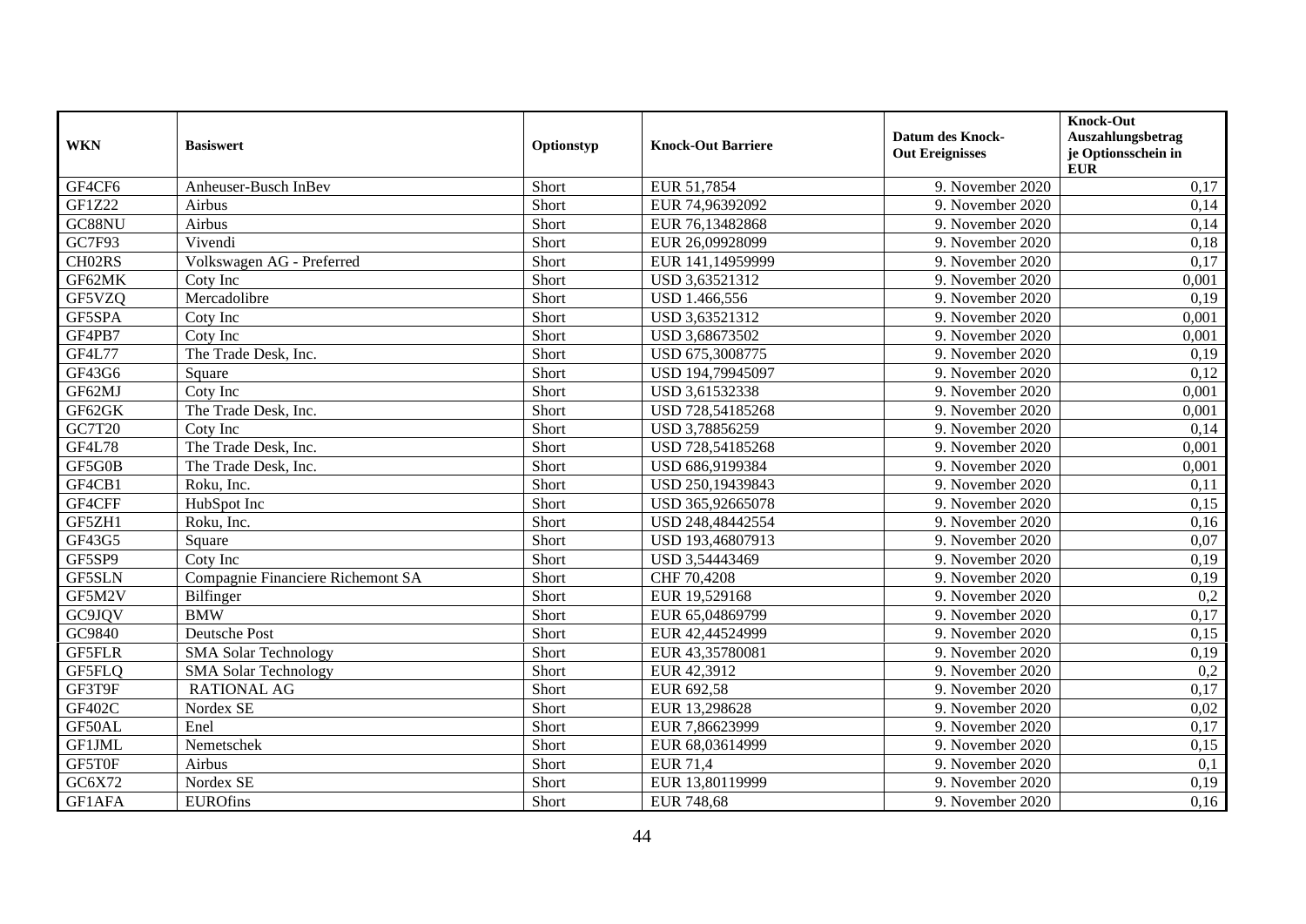| WKN | Basiswert | Optionstyp | Knock-Out Barriere | Datum des Knock-Out Ereignisses | Knock-Out Auszahlungsbetrag je Optionsschein in EUR |
|---|---|---|---|---|---|
| GF4CF6 | Anheuser-Busch InBev | Short | EUR 51,7854 | 9. November 2020 | 0,17 |
| GF1Z22 | Airbus | Short | EUR 74,96392092 | 9. November 2020 | 0,14 |
| GC88NU | Airbus | Short | EUR 76,13482868 | 9. November 2020 | 0,14 |
| GC7F93 | Vivendi | Short | EUR 26,09928099 | 9. November 2020 | 0,18 |
| CH02RS | Volkswagen AG - Preferred | Short | EUR 141,14959999 | 9. November 2020 | 0,17 |
| GF62MK | Coty Inc | Short | USD 3,63521312 | 9. November 2020 | 0,001 |
| GF5VZQ | Mercadolibre | Short | USD 1.466,556 | 9. November 2020 | 0,19 |
| GF5SPA | Coty Inc | Short | USD 3,63521312 | 9. November 2020 | 0,001 |
| GF4PB7 | Coty Inc | Short | USD 3,68673502 | 9. November 2020 | 0,001 |
| GF4L77 | The Trade Desk, Inc. | Short | USD 675,3008775 | 9. November 2020 | 0,19 |
| GF43G6 | Square | Short | USD 194,79945097 | 9. November 2020 | 0,12 |
| GF62MJ | Coty Inc | Short | USD 3,61532338 | 9. November 2020 | 0,001 |
| GF62GK | The Trade Desk, Inc. | Short | USD 728,54185268 | 9. November 2020 | 0,001 |
| GC7T20 | Coty Inc | Short | USD 3,78856259 | 9. November 2020 | 0,14 |
| GF4L78 | The Trade Desk, Inc. | Short | USD 728,54185268 | 9. November 2020 | 0,001 |
| GF5G0B | The Trade Desk, Inc. | Short | USD 686,9199384 | 9. November 2020 | 0,001 |
| GF4CB1 | Roku, Inc. | Short | USD 250,19439843 | 9. November 2020 | 0,11 |
| GF4CFF | HubSpot Inc | Short | USD 365,92665078 | 9. November 2020 | 0,15 |
| GF5ZH1 | Roku, Inc. | Short | USD 248,48442554 | 9. November 2020 | 0,16 |
| GF43G5 | Square | Short | USD 193,46807913 | 9. November 2020 | 0,07 |
| GF5SP9 | Coty Inc | Short | USD 3,54443469 | 9. November 2020 | 0,19 |
| GF5SLN | Compagnie Financiere Richemont SA | Short | CHF 70,4208 | 9. November 2020 | 0,19 |
| GF5M2V | Bilfinger | Short | EUR 19,529168 | 9. November 2020 | 0,2 |
| GC9JQV | BMW | Short | EUR 65,04869799 | 9. November 2020 | 0,17 |
| GC9840 | Deutsche Post | Short | EUR 42,44524999 | 9. November 2020 | 0,15 |
| GF5FLR | SMA Solar Technology | Short | EUR 43,35780081 | 9. November 2020 | 0,19 |
| GF5FLQ | SMA Solar Technology | Short | EUR 42,3912 | 9. November 2020 | 0,2 |
| GF3T9F | RATIONAL AG | Short | EUR 692,58 | 9. November 2020 | 0,17 |
| GF402C | Nordex SE | Short | EUR 13,298628 | 9. November 2020 | 0,02 |
| GF50AL | Enel | Short | EUR 7,86623999 | 9. November 2020 | 0,17 |
| GF1JML | Nemetschek | Short | EUR 68,03614999 | 9. November 2020 | 0,15 |
| GF5T0F | Airbus | Short | EUR 71,4 | 9. November 2020 | 0,1 |
| GC6X72 | Nordex SE | Short | EUR 13,80119999 | 9. November 2020 | 0,19 |
| GF1AFA | EUROfins | Short | EUR 748,68 | 9. November 2020 | 0,16 |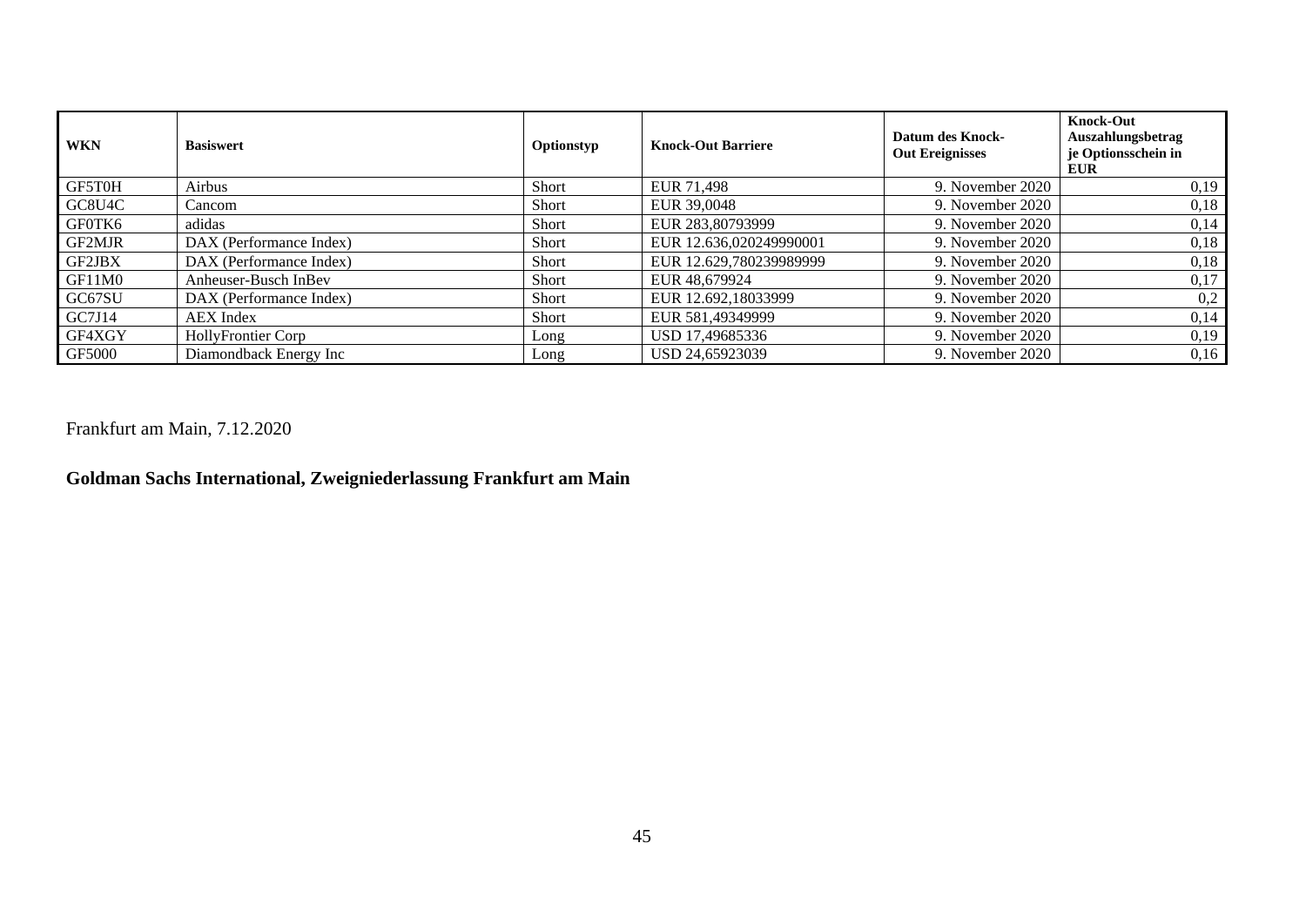| WKN | Basiswert | Optionstyp | Knock-Out Barriere | Datum des Knock-Out Ereignisses | Knock-Out Auszahlungsbetrag je Optionsschein in EUR |
|---|---|---|---|---|---|
| GF5T0H | Airbus | Short | EUR 71,498 | 9. November 2020 | 0,19 |
| GC8U4C | Cancom | Short | EUR 39,0048 | 9. November 2020 | 0,18 |
| GF0TK6 | adidas | Short | EUR 283,80793999 | 9. November 2020 | 0,14 |
| GF2MJR | DAX (Performance Index) | Short | EUR 12.636,020249990001 | 9. November 2020 | 0,18 |
| GF2JBX | DAX (Performance Index) | Short | EUR 12.629,780239989999 | 9. November 2020 | 0,18 |
| GF11M0 | Anheuser-Busch InBev | Short | EUR 48,679924 | 9. November 2020 | 0,17 |
| GC67SU | DAX (Performance Index) | Short | EUR 12.692,18033999 | 9. November 2020 | 0,2 |
| GC7J14 | AEX Index | Short | EUR 581,49349999 | 9. November 2020 | 0,14 |
| GF4XGY | HollyFrontier Corp | Long | USD 17,49685336 | 9. November 2020 | 0,19 |
| GF5000 | Diamondback Energy Inc | Long | USD 24,65923039 | 9. November 2020 | 0,16 |

Frankfurt am Main, 7.12.2020

**Goldman Sachs International, Zweigniederlassung Frankfurt am Main**